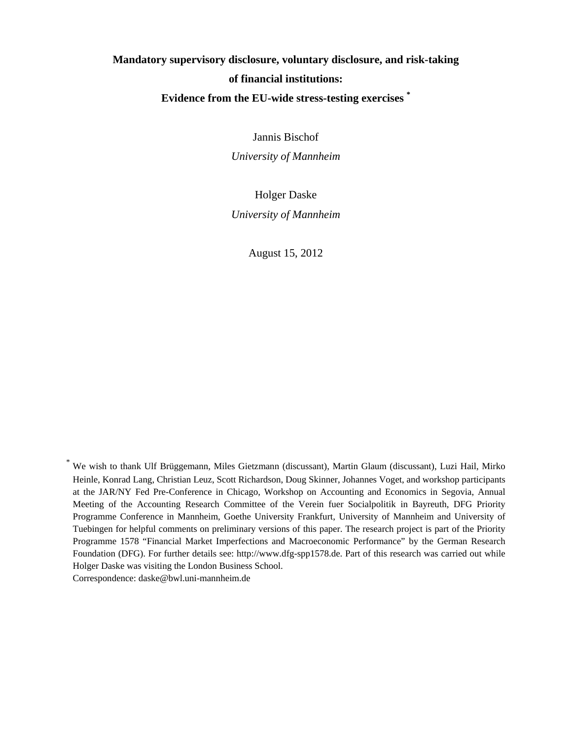# Mandatory supervisory disclosure, voluntary disclosure, and risk-taking of financial institutions: Evidence from the EU-wide stress-testing exercises [*]

Jannis Bischof

*University of Mannheim*

Holger Daske

*University of Mannheim*

August 15, 2012

[*] We wish to thank Ulf Brüggemann, Miles Gietzmann (discussant), Martin Glaum (discussant), Luzi Hail, Mirko Heinle, Konrad Lang, Christian Leuz, Scott Richardson, Doug Skinner, Johannes Voget, and workshop participants at the JAR/NY Fed Pre-Conference in Chicago, Workshop on Accounting and Economics in Segovia, Annual Meeting of the Accounting Research Committee of the Verein fuer Socialpolitik in Bayreuth, DFG Priority Programme Conference in Mannheim, Goethe University Frankfurt, University of Mannheim and University of Tuebingen for helpful comments on preliminary versions of this paper. The research project is part of the Priority Programme 1578 "Financial Market Imperfections and Macroeconomic Performance" by the German Research Foundation (DFG). For further details see: http://www.dfg-spp1578.de. Part of this research was carried out while Holger Daske was visiting the London Business School.
Correspondence: daske@bwl.uni-mannheim.de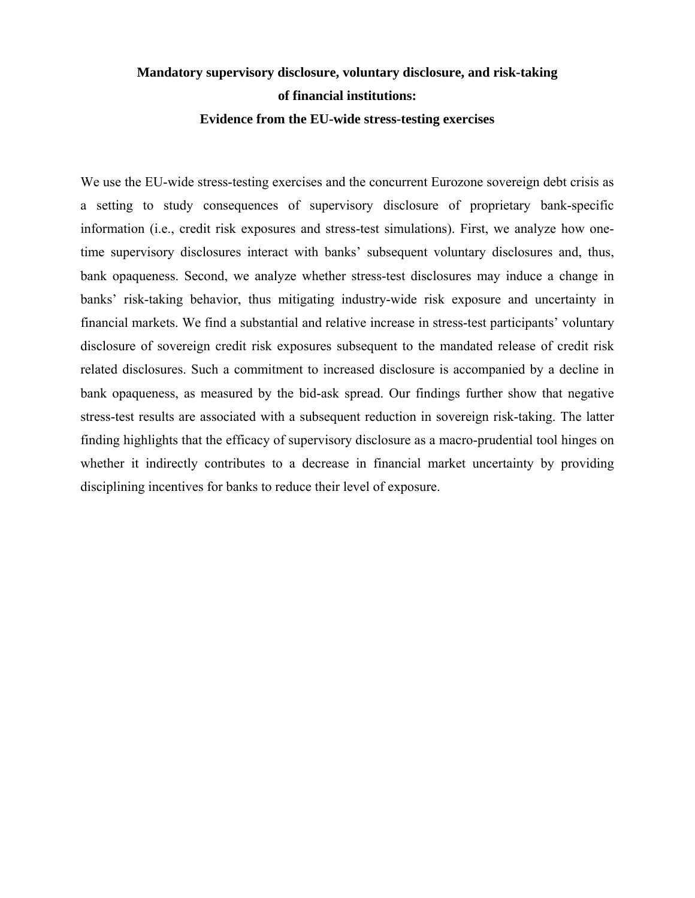**Mandatory supervisory disclosure, voluntary disclosure, and risk-taking of financial institutions: Evidence from the EU-wide stress-testing exercises**

We use the EU-wide stress-testing exercises and the concurrent Eurozone sovereign debt crisis as a setting to study consequences of supervisory disclosure of proprietary bank-specific information (i.e., credit risk exposures and stress-test simulations). First, we analyze how one-time supervisory disclosures interact with banks' subsequent voluntary disclosures and, thus, bank opaqueness. Second, we analyze whether stress-test disclosures may induce a change in banks' risk-taking behavior, thus mitigating industry-wide risk exposure and uncertainty in financial markets. We find a substantial and relative increase in stress-test participants' voluntary disclosure of sovereign credit risk exposures subsequent to the mandated release of credit risk related disclosures. Such a commitment to increased disclosure is accompanied by a decline in bank opaqueness, as measured by the bid-ask spread. Our findings further show that negative stress-test results are associated with a subsequent reduction in sovereign risk-taking. The latter finding highlights that the efficacy of supervisory disclosure as a macro-prudential tool hinges on whether it indirectly contributes to a decrease in financial market uncertainty by providing disciplining incentives for banks to reduce their level of exposure.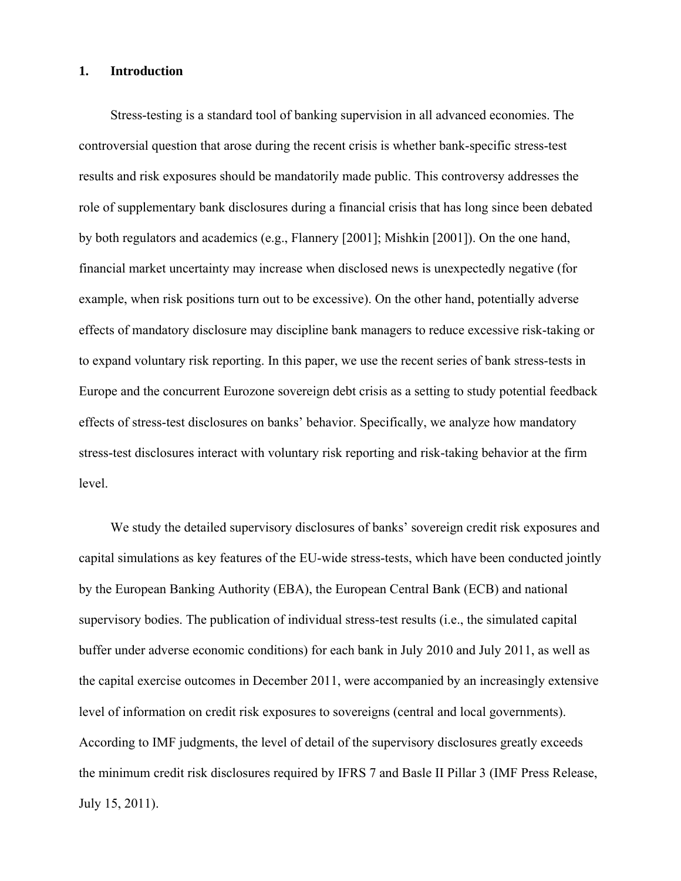## 1. Introduction

Stress-testing is a standard tool of banking supervision in all advanced economies. The controversial question that arose during the recent crisis is whether bank-specific stress-test results and risk exposures should be mandatorily made public. This controversy addresses the role of supplementary bank disclosures during a financial crisis that has long since been debated by both regulators and academics (e.g., Flannery [2001]; Mishkin [2001]). On the one hand, financial market uncertainty may increase when disclosed news is unexpectedly negative (for example, when risk positions turn out to be excessive). On the other hand, potentially adverse effects of mandatory disclosure may discipline bank managers to reduce excessive risk-taking or to expand voluntary risk reporting. In this paper, we use the recent series of bank stress-tests in Europe and the concurrent Eurozone sovereign debt crisis as a setting to study potential feedback effects of stress-test disclosures on banks' behavior. Specifically, we analyze how mandatory stress-test disclosures interact with voluntary risk reporting and risk-taking behavior at the firm level.

We study the detailed supervisory disclosures of banks' sovereign credit risk exposures and capital simulations as key features of the EU-wide stress-tests, which have been conducted jointly by the European Banking Authority (EBA), the European Central Bank (ECB) and national supervisory bodies. The publication of individual stress-test results (i.e., the simulated capital buffer under adverse economic conditions) for each bank in July 2010 and July 2011, as well as the capital exercise outcomes in December 2011, were accompanied by an increasingly extensive level of information on credit risk exposures to sovereigns (central and local governments). According to IMF judgments, the level of detail of the supervisory disclosures greatly exceeds the minimum credit risk disclosures required by IFRS 7 and Basle II Pillar 3 (IMF Press Release, July 15, 2011).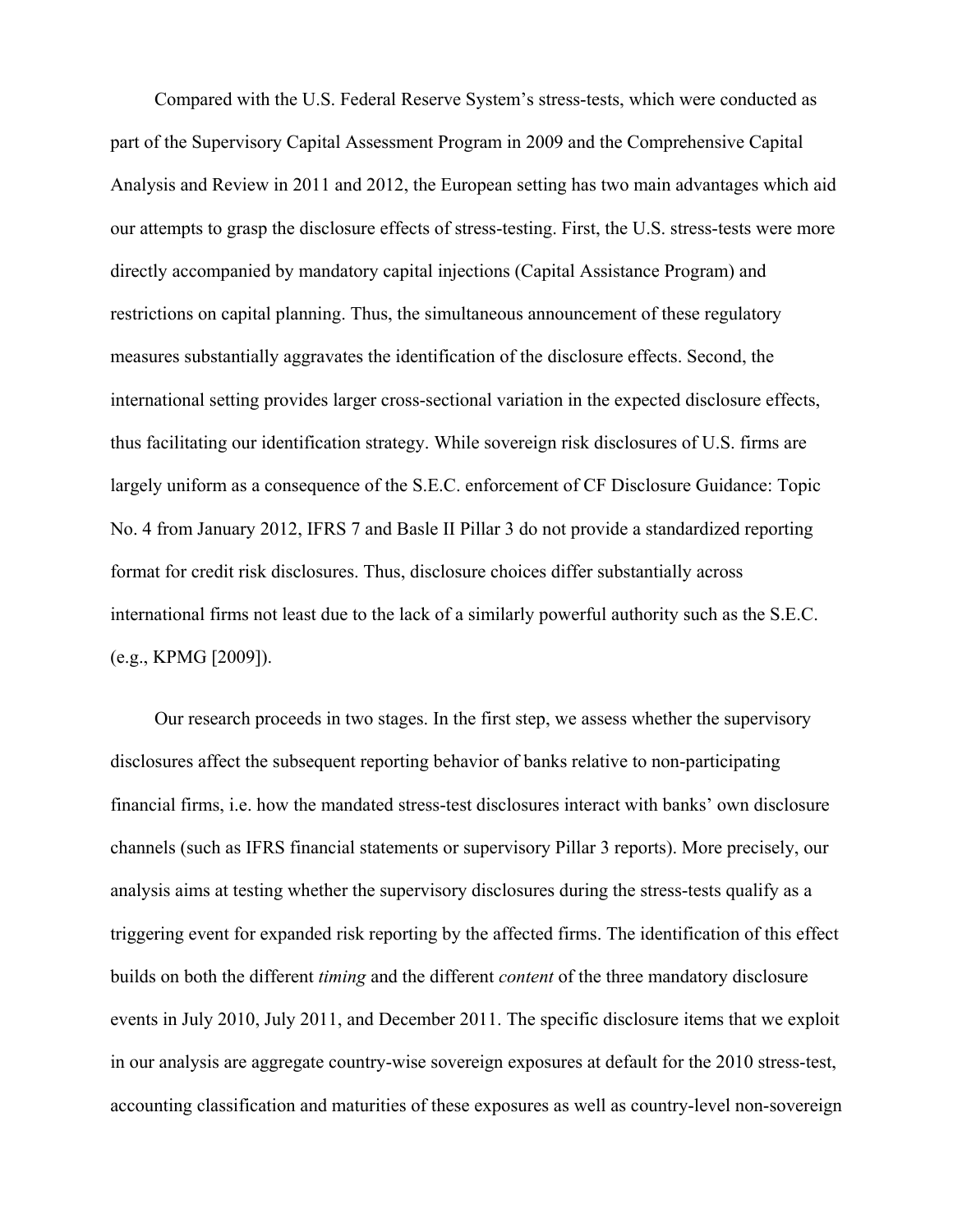Compared with the U.S. Federal Reserve System's stress-tests, which were conducted as part of the Supervisory Capital Assessment Program in 2009 and the Comprehensive Capital Analysis and Review in 2011 and 2012, the European setting has two main advantages which aid our attempts to grasp the disclosure effects of stress-testing. First, the U.S. stress-tests were more directly accompanied by mandatory capital injections (Capital Assistance Program) and restrictions on capital planning. Thus, the simultaneous announcement of these regulatory measures substantially aggravates the identification of the disclosure effects. Second, the international setting provides larger cross-sectional variation in the expected disclosure effects, thus facilitating our identification strategy. While sovereign risk disclosures of U.S. firms are largely uniform as a consequence of the S.E.C. enforcement of CF Disclosure Guidance: Topic No. 4 from January 2012, IFRS 7 and Basle II Pillar 3 do not provide a standardized reporting format for credit risk disclosures. Thus, disclosure choices differ substantially across international firms not least due to the lack of a similarly powerful authority such as the S.E.C. (e.g., KPMG [2009]).

Our research proceeds in two stages. In the first step, we assess whether the supervisory disclosures affect the subsequent reporting behavior of banks relative to non-participating financial firms, i.e. how the mandated stress-test disclosures interact with banks' own disclosure channels (such as IFRS financial statements or supervisory Pillar 3 reports). More precisely, our analysis aims at testing whether the supervisory disclosures during the stress-tests qualify as a triggering event for expanded risk reporting by the affected firms. The identification of this effect builds on both the different *timing* and the different *content* of the three mandatory disclosure events in July 2010, July 2011, and December 2011. The specific disclosure items that we exploit in our analysis are aggregate country-wise sovereign exposures at default for the 2010 stress-test, accounting classification and maturities of these exposures as well as country-level non-sovereign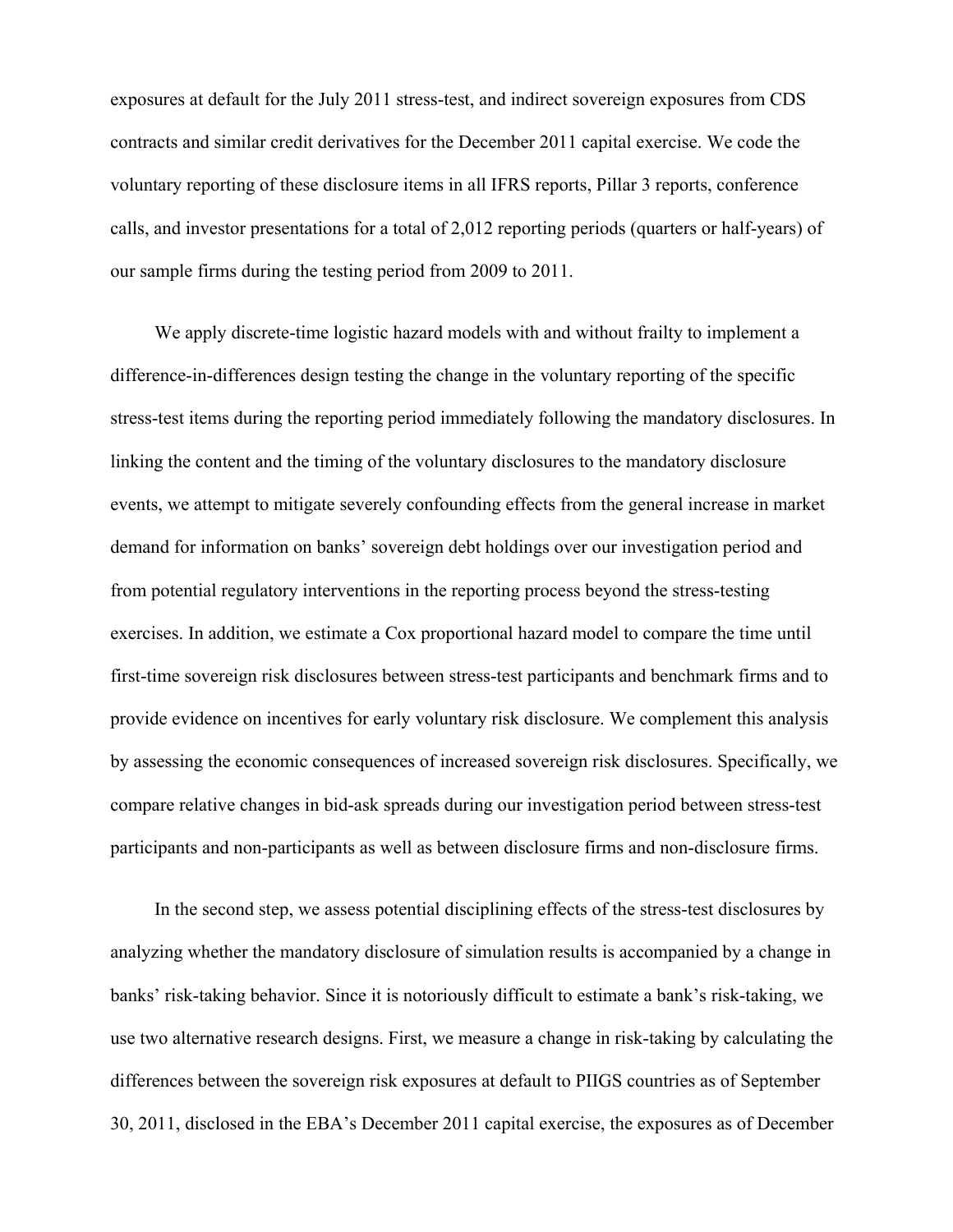exposures at default for the July 2011 stress-test, and indirect sovereign exposures from CDS contracts and similar credit derivatives for the December 2011 capital exercise. We code the voluntary reporting of these disclosure items in all IFRS reports, Pillar 3 reports, conference calls, and investor presentations for a total of 2,012 reporting periods (quarters or half-years) of our sample firms during the testing period from 2009 to 2011.

We apply discrete-time logistic hazard models with and without frailty to implement a difference-in-differences design testing the change in the voluntary reporting of the specific stress-test items during the reporting period immediately following the mandatory disclosures. In linking the content and the timing of the voluntary disclosures to the mandatory disclosure events, we attempt to mitigate severely confounding effects from the general increase in market demand for information on banks' sovereign debt holdings over our investigation period and from potential regulatory interventions in the reporting process beyond the stress-testing exercises. In addition, we estimate a Cox proportional hazard model to compare the time until first-time sovereign risk disclosures between stress-test participants and benchmark firms and to provide evidence on incentives for early voluntary risk disclosure. We complement this analysis by assessing the economic consequences of increased sovereign risk disclosures. Specifically, we compare relative changes in bid-ask spreads during our investigation period between stress-test participants and non-participants as well as between disclosure firms and non-disclosure firms.

In the second step, we assess potential disciplining effects of the stress-test disclosures by analyzing whether the mandatory disclosure of simulation results is accompanied by a change in banks' risk-taking behavior. Since it is notoriously difficult to estimate a bank's risk-taking, we use two alternative research designs. First, we measure a change in risk-taking by calculating the differences between the sovereign risk exposures at default to PIIGS countries as of September 30, 2011, disclosed in the EBA's December 2011 capital exercise, the exposures as of December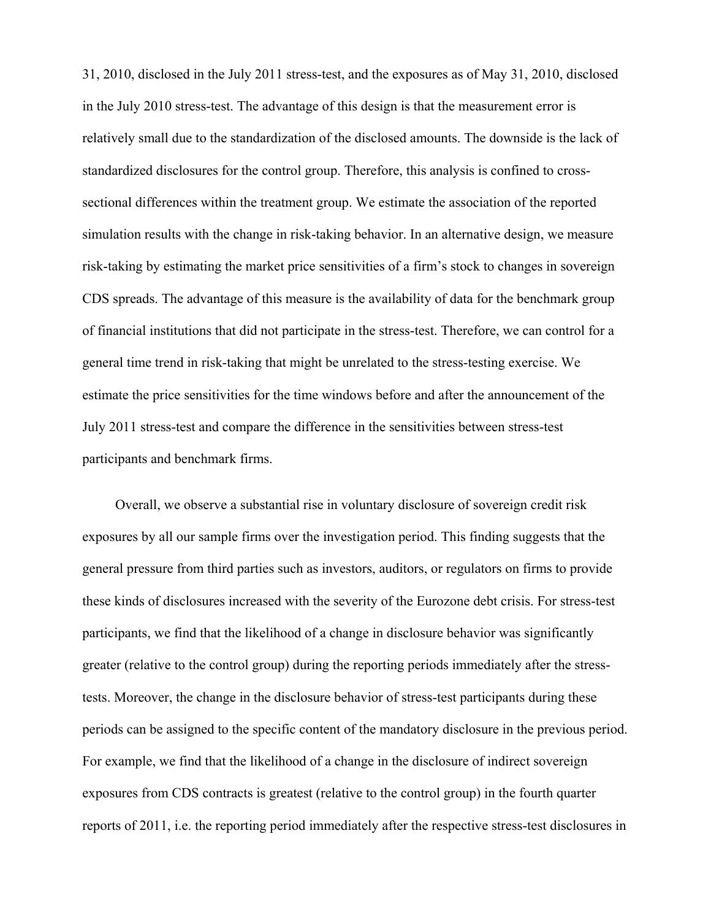31, 2010, disclosed in the July 2011 stress-test, and the exposures as of May 31, 2010, disclosed in the July 2010 stress-test. The advantage of this design is that the measurement error is relatively small due to the standardization of the disclosed amounts. The downside is the lack of standardized disclosures for the control group. Therefore, this analysis is confined to cross-sectional differences within the treatment group. We estimate the association of the reported simulation results with the change in risk-taking behavior. In an alternative design, we measure risk-taking by estimating the market price sensitivities of a firm's stock to changes in sovereign CDS spreads. The advantage of this measure is the availability of data for the benchmark group of financial institutions that did not participate in the stress-test. Therefore, we can control for a general time trend in risk-taking that might be unrelated to the stress-testing exercise. We estimate the price sensitivities for the time windows before and after the announcement of the July 2011 stress-test and compare the difference in the sensitivities between stress-test participants and benchmark firms.

Overall, we observe a substantial rise in voluntary disclosure of sovereign credit risk exposures by all our sample firms over the investigation period. This finding suggests that the general pressure from third parties such as investors, auditors, or regulators on firms to provide these kinds of disclosures increased with the severity of the Eurozone debt crisis. For stress-test participants, we find that the likelihood of a change in disclosure behavior was significantly greater (relative to the control group) during the reporting periods immediately after the stress-tests. Moreover, the change in the disclosure behavior of stress-test participants during these periods can be assigned to the specific content of the mandatory disclosure in the previous period. For example, we find that the likelihood of a change in the disclosure of indirect sovereign exposures from CDS contracts is greatest (relative to the control group) in the fourth quarter reports of 2011, i.e. the reporting period immediately after the respective stress-test disclosures in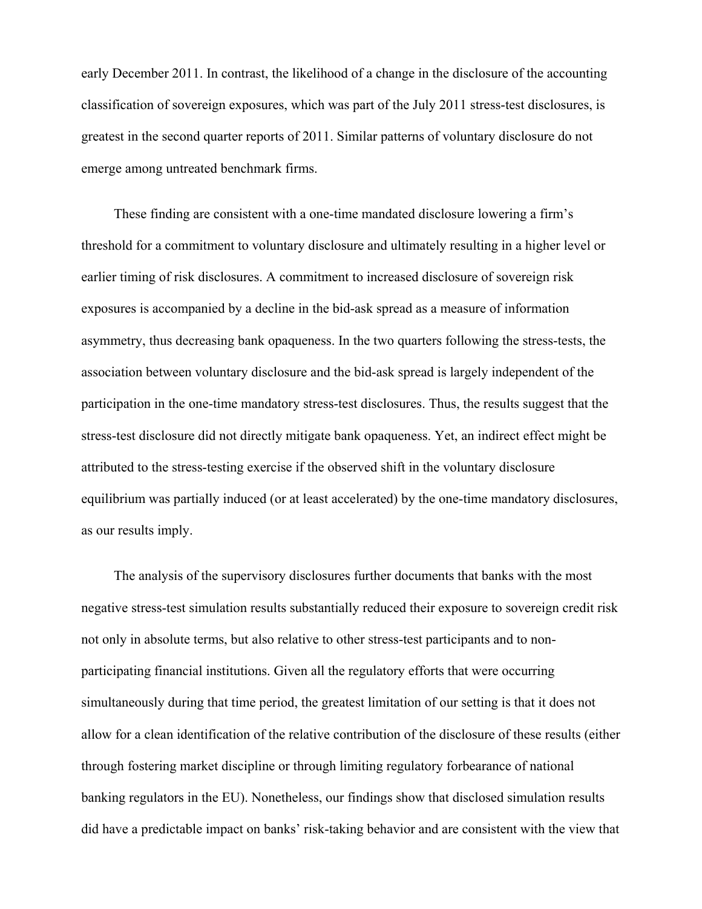early December 2011. In contrast, the likelihood of a change in the disclosure of the accounting classification of sovereign exposures, which was part of the July 2011 stress-test disclosures, is greatest in the second quarter reports of 2011. Similar patterns of voluntary disclosure do not emerge among untreated benchmark firms.

These finding are consistent with a one-time mandated disclosure lowering a firm's threshold for a commitment to voluntary disclosure and ultimately resulting in a higher level or earlier timing of risk disclosures. A commitment to increased disclosure of sovereign risk exposures is accompanied by a decline in the bid-ask spread as a measure of information asymmetry, thus decreasing bank opaqueness. In the two quarters following the stress-tests, the association between voluntary disclosure and the bid-ask spread is largely independent of the participation in the one-time mandatory stress-test disclosures. Thus, the results suggest that the stress-test disclosure did not directly mitigate bank opaqueness. Yet, an indirect effect might be attributed to the stress-testing exercise if the observed shift in the voluntary disclosure equilibrium was partially induced (or at least accelerated) by the one-time mandatory disclosures, as our results imply.

The analysis of the supervisory disclosures further documents that banks with the most negative stress-test simulation results substantially reduced their exposure to sovereign credit risk not only in absolute terms, but also relative to other stress-test participants and to non-participating financial institutions. Given all the regulatory efforts that were occurring simultaneously during that time period, the greatest limitation of our setting is that it does not allow for a clean identification of the relative contribution of the disclosure of these results (either through fostering market discipline or through limiting regulatory forbearance of national banking regulators in the EU). Nonetheless, our findings show that disclosed simulation results did have a predictable impact on banks' risk-taking behavior and are consistent with the view that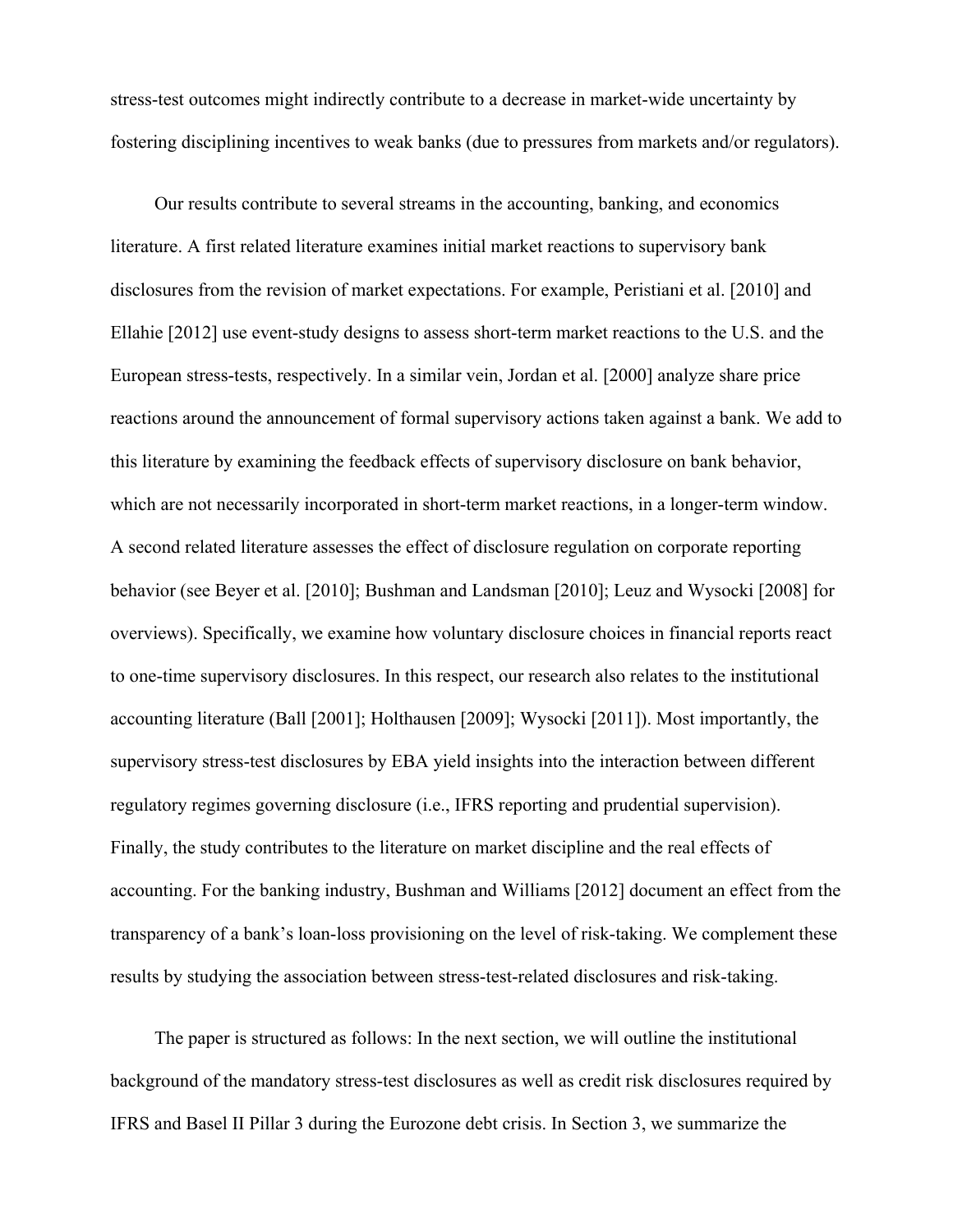stress-test outcomes might indirectly contribute to a decrease in market-wide uncertainty by fostering disciplining incentives to weak banks (due to pressures from markets and/or regulators).

Our results contribute to several streams in the accounting, banking, and economics literature. A first related literature examines initial market reactions to supervisory bank disclosures from the revision of market expectations. For example, Peristiani et al. [2010] and Ellahie [2012] use event-study designs to assess short-term market reactions to the U.S. and the European stress-tests, respectively. In a similar vein, Jordan et al. [2000] analyze share price reactions around the announcement of formal supervisory actions taken against a bank. We add to this literature by examining the feedback effects of supervisory disclosure on bank behavior, which are not necessarily incorporated in short-term market reactions, in a longer-term window. A second related literature assesses the effect of disclosure regulation on corporate reporting behavior (see Beyer et al. [2010]; Bushman and Landsman [2010]; Leuz and Wysocki [2008] for overviews). Specifically, we examine how voluntary disclosure choices in financial reports react to one-time supervisory disclosures. In this respect, our research also relates to the institutional accounting literature (Ball [2001]; Holthausen [2009]; Wysocki [2011]). Most importantly, the supervisory stress-test disclosures by EBA yield insights into the interaction between different regulatory regimes governing disclosure (i.e., IFRS reporting and prudential supervision). Finally, the study contributes to the literature on market discipline and the real effects of accounting. For the banking industry, Bushman and Williams [2012] document an effect from the transparency of a bank's loan-loss provisioning on the level of risk-taking. We complement these results by studying the association between stress-test-related disclosures and risk-taking.

The paper is structured as follows: In the next section, we will outline the institutional background of the mandatory stress-test disclosures as well as credit risk disclosures required by IFRS and Basel II Pillar 3 during the Eurozone debt crisis. In Section 3, we summarize the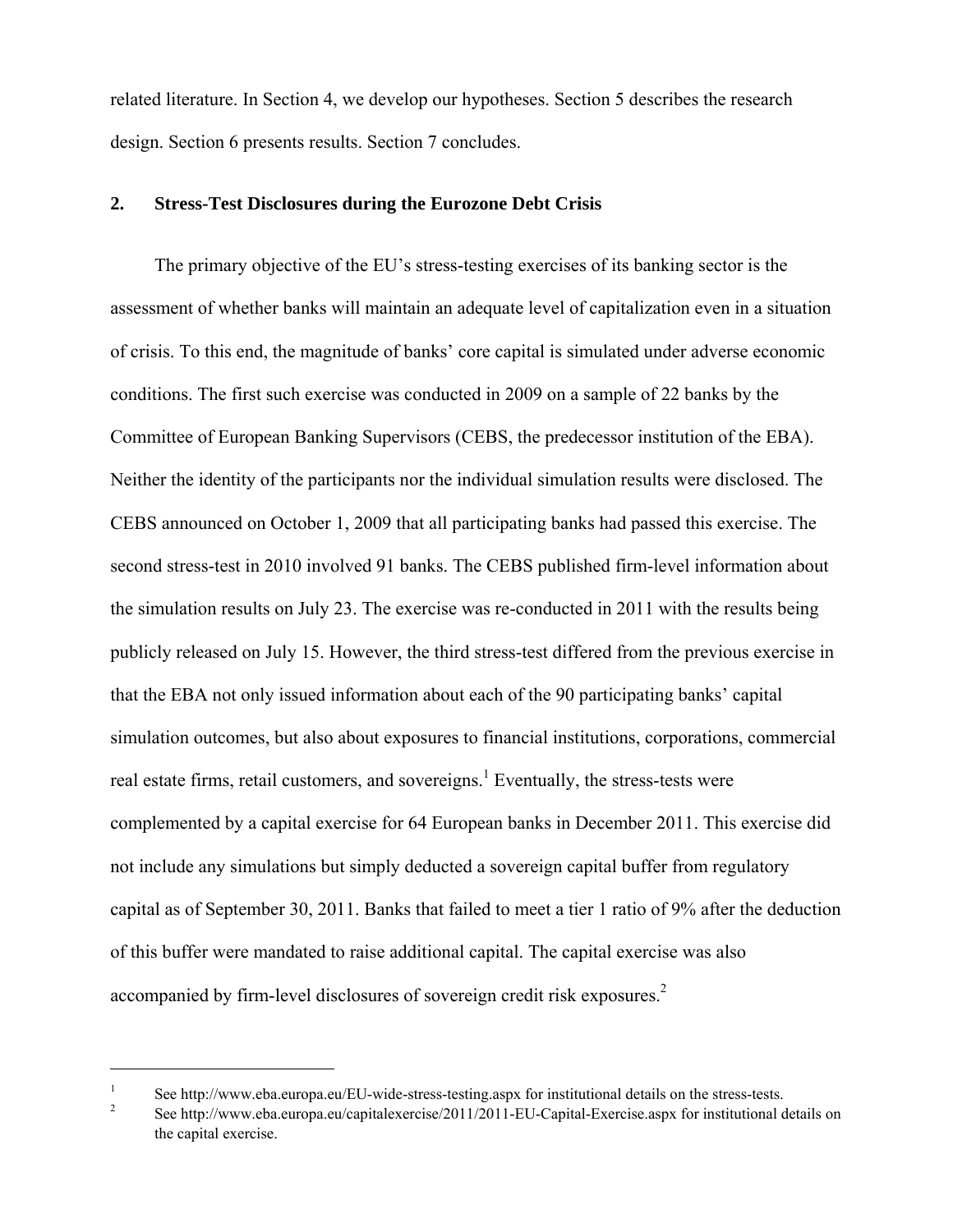related literature. In Section 4, we develop our hypotheses. Section 5 describes the research design. Section 6 presents results. Section 7 concludes.

## 2. Stress-Test Disclosures during the Eurozone Debt Crisis

The primary objective of the EU's stress-testing exercises of its banking sector is the assessment of whether banks will maintain an adequate level of capitalization even in a situation of crisis. To this end, the magnitude of banks' core capital is simulated under adverse economic conditions. The first such exercise was conducted in 2009 on a sample of 22 banks by the Committee of European Banking Supervisors (CEBS, the predecessor institution of the EBA). Neither the identity of the participants nor the individual simulation results were disclosed. The CEBS announced on October 1, 2009 that all participating banks had passed this exercise. The second stress-test in 2010 involved 91 banks. The CEBS published firm-level information about the simulation results on July 23. The exercise was re-conducted in 2011 with the results being publicly released on July 15. However, the third stress-test differed from the previous exercise in that the EBA not only issued information about each of the 90 participating banks' capital simulation outcomes, but also about exposures to financial institutions, corporations, commercial real estate firms, retail customers, and sovereigns.[1] Eventually, the stress-tests were complemented by a capital exercise for 64 European banks in December 2011. This exercise did not include any simulations but simply deducted a sovereign capital buffer from regulatory capital as of September 30, 2011. Banks that failed to meet a tier 1 ratio of 9% after the deduction of this buffer were mandated to raise additional capital. The capital exercise was also accompanied by firm-level disclosures of sovereign credit risk exposures.[2]

---

[1] See http://www.eba.europa.eu/EU-wide-stress-testing.aspx for institutional details on the stress-tests.

[2] See http://www.eba.europa.eu/capitalexercise/2011/2011-EU-Capital-Exercise.aspx for institutional details on the capital exercise.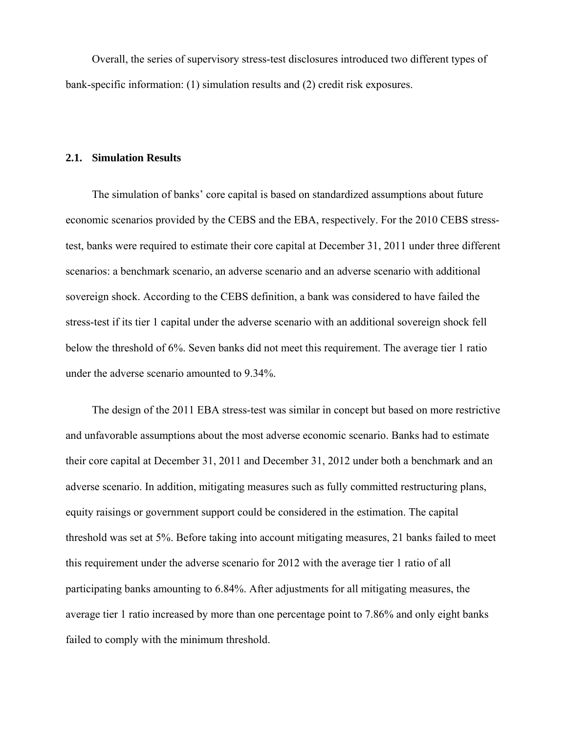Overall, the series of supervisory stress-test disclosures introduced two different types of bank-specific information: (1) simulation results and (2) credit risk exposures.

## 2.1. Simulation Results

The simulation of banks' core capital is based on standardized assumptions about future economic scenarios provided by the CEBS and the EBA, respectively. For the 2010 CEBS stress-test, banks were required to estimate their core capital at December 31, 2011 under three different scenarios: a benchmark scenario, an adverse scenario and an adverse scenario with additional sovereign shock. According to the CEBS definition, a bank was considered to have failed the stress-test if its tier 1 capital under the adverse scenario with an additional sovereign shock fell below the threshold of 6%. Seven banks did not meet this requirement. The average tier 1 ratio under the adverse scenario amounted to 9.34%.

The design of the 2011 EBA stress-test was similar in concept but based on more restrictive and unfavorable assumptions about the most adverse economic scenario. Banks had to estimate their core capital at December 31, 2011 and December 31, 2012 under both a benchmark and an adverse scenario. In addition, mitigating measures such as fully committed restructuring plans, equity raisings or government support could be considered in the estimation. The capital threshold was set at 5%. Before taking into account mitigating measures, 21 banks failed to meet this requirement under the adverse scenario for 2012 with the average tier 1 ratio of all participating banks amounting to 6.84%. After adjustments for all mitigating measures, the average tier 1 ratio increased by more than one percentage point to 7.86% and only eight banks failed to comply with the minimum threshold.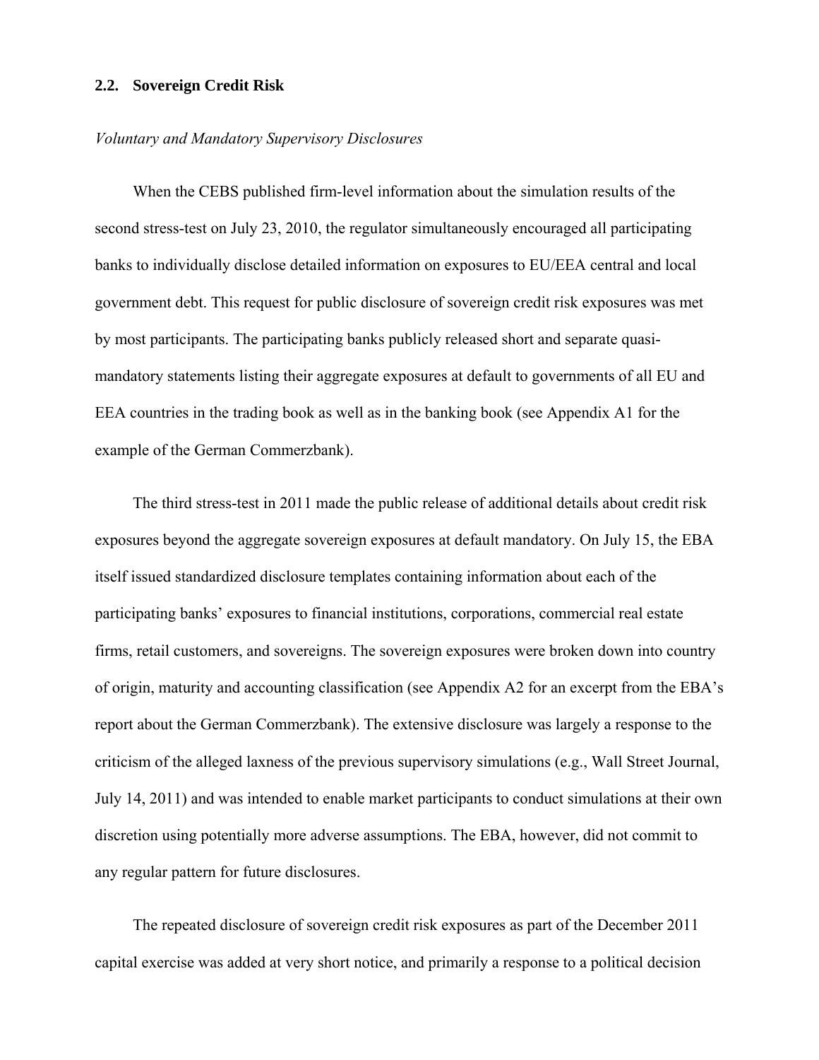## 2.2. Sovereign Credit Risk

*Voluntary and Mandatory Supervisory Disclosures*

When the CEBS published firm-level information about the simulation results of the second stress-test on July 23, 2010, the regulator simultaneously encouraged all participating banks to individually disclose detailed information on exposures to EU/EEA central and local government debt. This request for public disclosure of sovereign credit risk exposures was met by most participants. The participating banks publicly released short and separate quasi-mandatory statements listing their aggregate exposures at default to governments of all EU and EEA countries in the trading book as well as in the banking book (see Appendix A1 for the example of the German Commerzbank).

The third stress-test in 2011 made the public release of additional details about credit risk exposures beyond the aggregate sovereign exposures at default mandatory. On July 15, the EBA itself issued standardized disclosure templates containing information about each of the participating banks' exposures to financial institutions, corporations, commercial real estate firms, retail customers, and sovereigns. The sovereign exposures were broken down into country of origin, maturity and accounting classification (see Appendix A2 for an excerpt from the EBA's report about the German Commerzbank). The extensive disclosure was largely a response to the criticism of the alleged laxness of the previous supervisory simulations (e.g., Wall Street Journal, July 14, 2011) and was intended to enable market participants to conduct simulations at their own discretion using potentially more adverse assumptions. The EBA, however, did not commit to any regular pattern for future disclosures.

The repeated disclosure of sovereign credit risk exposures as part of the December 2011 capital exercise was added at very short notice, and primarily a response to a political decision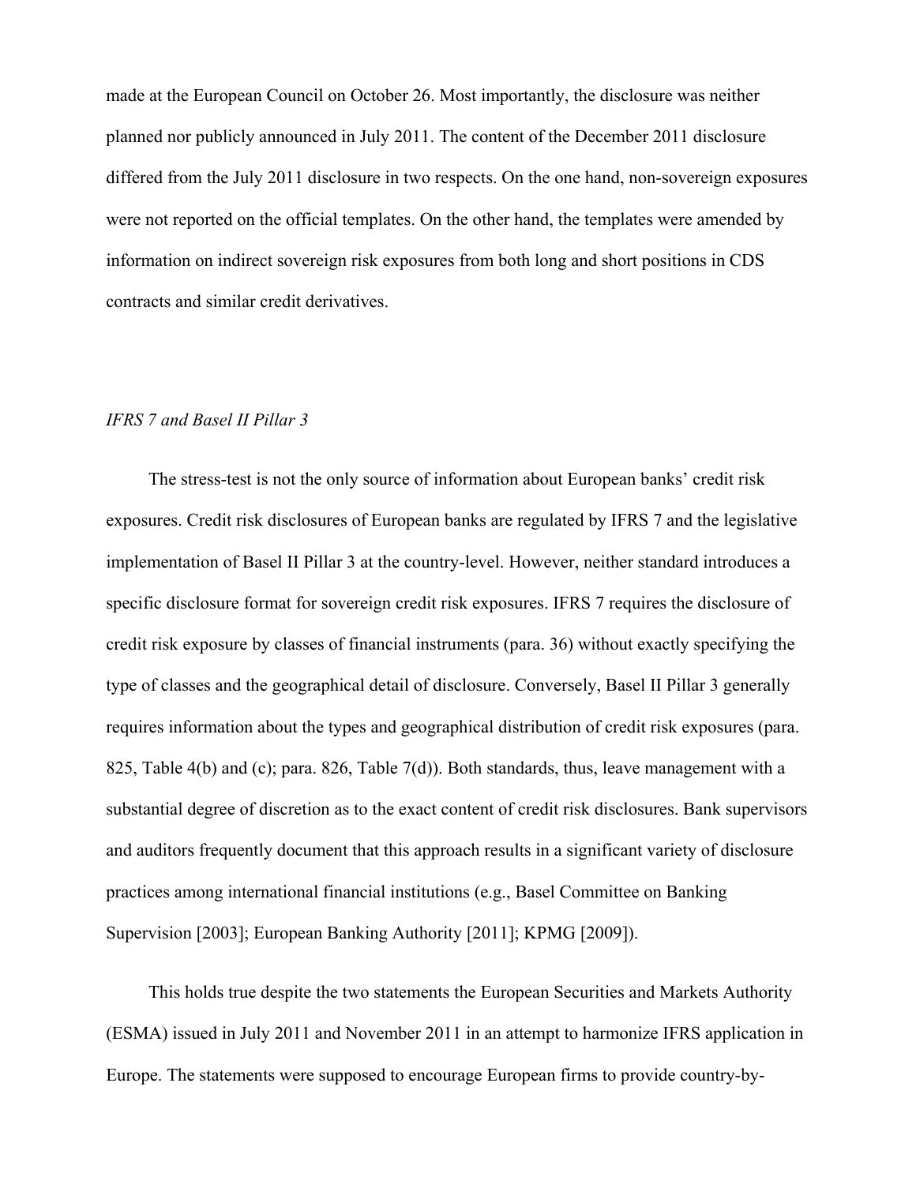made at the European Council on October 26. Most importantly, the disclosure was neither planned nor publicly announced in July 2011. The content of the December 2011 disclosure differed from the July 2011 disclosure in two respects. On the one hand, non-sovereign exposures were not reported on the official templates. On the other hand, the templates were amended by information on indirect sovereign risk exposures from both long and short positions in CDS contracts and similar credit derivatives.

### *IFRS 7 and Basel II Pillar 3*

The stress-test is not the only source of information about European banks' credit risk exposures. Credit risk disclosures of European banks are regulated by IFRS 7 and the legislative implementation of Basel II Pillar 3 at the country-level. However, neither standard introduces a specific disclosure format for sovereign credit risk exposures. IFRS 7 requires the disclosure of credit risk exposure by classes of financial instruments (para. 36) without exactly specifying the type of classes and the geographical detail of disclosure. Conversely, Basel II Pillar 3 generally requires information about the types and geographical distribution of credit risk exposures (para. 825, Table 4(b) and (c); para. 826, Table 7(d)). Both standards, thus, leave management with a substantial degree of discretion as to the exact content of credit risk disclosures. Bank supervisors and auditors frequently document that this approach results in a significant variety of disclosure practices among international financial institutions (e.g., Basel Committee on Banking Supervision [2003]; European Banking Authority [2011]; KPMG [2009]).

This holds true despite the two statements the European Securities and Markets Authority (ESMA) issued in July 2011 and November 2011 in an attempt to harmonize IFRS application in Europe. The statements were supposed to encourage European firms to provide country-by-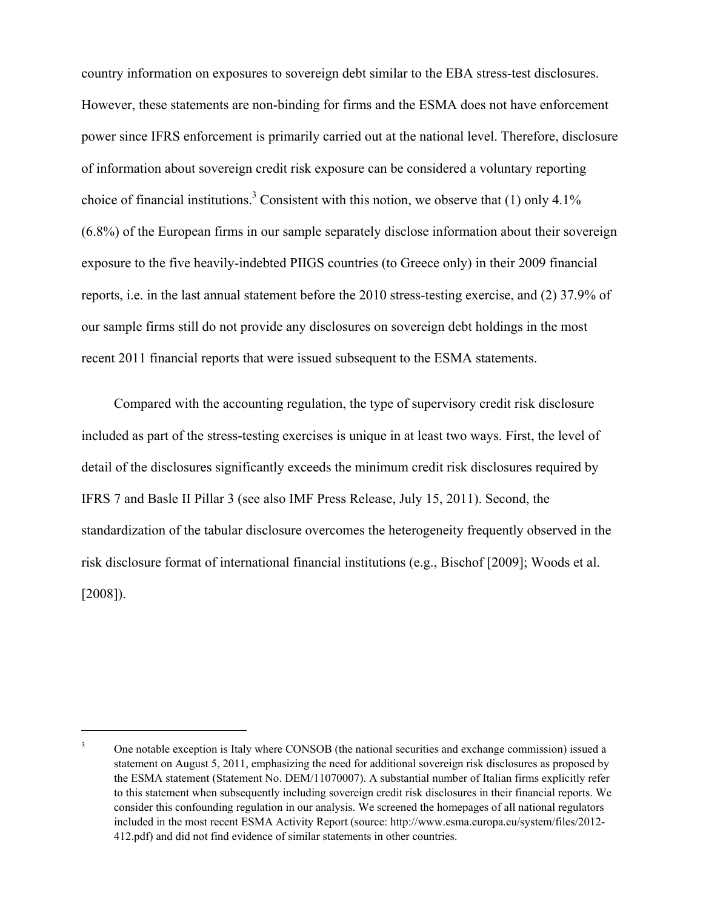country information on exposures to sovereign debt similar to the EBA stress-test disclosures. However, these statements are non-binding for firms and the ESMA does not have enforcement power since IFRS enforcement is primarily carried out at the national level. Therefore, disclosure of information about sovereign credit risk exposure can be considered a voluntary reporting choice of financial institutions.[3] Consistent with this notion, we observe that (1) only 4.1% (6.8%) of the European firms in our sample separately disclose information about their sovereign exposure to the five heavily-indebted PIIGS countries (to Greece only) in their 2009 financial reports, i.e. in the last annual statement before the 2010 stress-testing exercise, and (2) 37.9% of our sample firms still do not provide any disclosures on sovereign debt holdings in the most recent 2011 financial reports that were issued subsequent to the ESMA statements.

Compared with the accounting regulation, the type of supervisory credit risk disclosure included as part of the stress-testing exercises is unique in at least two ways. First, the level of detail of the disclosures significantly exceeds the minimum credit risk disclosures required by IFRS 7 and Basle II Pillar 3 (see also IMF Press Release, July 15, 2011). Second, the standardization of the tabular disclosure overcomes the heterogeneity frequently observed in the risk disclosure format of international financial institutions (e.g., Bischof [2009]; Woods et al. [2008]).

[3] One notable exception is Italy where CONSOB (the national securities and exchange commission) issued a statement on August 5, 2011, emphasizing the need for additional sovereign risk disclosures as proposed by the ESMA statement (Statement No. DEM/11070007). A substantial number of Italian firms explicitly refer to this statement when subsequently including sovereign credit risk disclosures in their financial reports. We consider this confounding regulation in our analysis. We screened the homepages of all national regulators included in the most recent ESMA Activity Report (source: http://www.esma.europa.eu/system/files/2012-412.pdf) and did not find evidence of similar statements in other countries.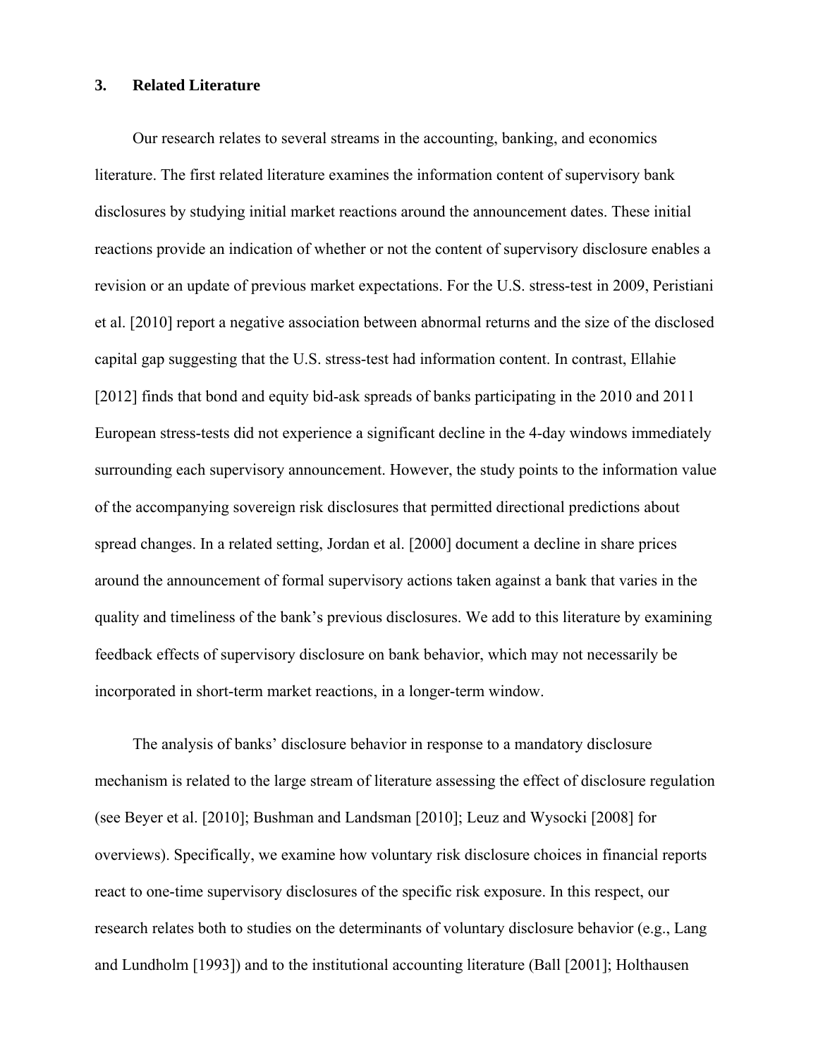## 3. Related Literature

Our research relates to several streams in the accounting, banking, and economics literature. The first related literature examines the information content of supervisory bank disclosures by studying initial market reactions around the announcement dates. These initial reactions provide an indication of whether or not the content of supervisory disclosure enables a revision or an update of previous market expectations. For the U.S. stress-test in 2009, Peristiani et al. [2010] report a negative association between abnormal returns and the size of the disclosed capital gap suggesting that the U.S. stress-test had information content. In contrast, Ellahie [2012] finds that bond and equity bid-ask spreads of banks participating in the 2010 and 2011 European stress-tests did not experience a significant decline in the 4-day windows immediately surrounding each supervisory announcement. However, the study points to the information value of the accompanying sovereign risk disclosures that permitted directional predictions about spread changes. In a related setting, Jordan et al. [2000] document a decline in share prices around the announcement of formal supervisory actions taken against a bank that varies in the quality and timeliness of the bank's previous disclosures. We add to this literature by examining feedback effects of supervisory disclosure on bank behavior, which may not necessarily be incorporated in short-term market reactions, in a longer-term window.

The analysis of banks' disclosure behavior in response to a mandatory disclosure mechanism is related to the large stream of literature assessing the effect of disclosure regulation (see Beyer et al. [2010]; Bushman and Landsman [2010]; Leuz and Wysocki [2008] for overviews). Specifically, we examine how voluntary risk disclosure choices in financial reports react to one-time supervisory disclosures of the specific risk exposure. In this respect, our research relates both to studies on the determinants of voluntary disclosure behavior (e.g., Lang and Lundholm [1993]) and to the institutional accounting literature (Ball [2001]; Holthausen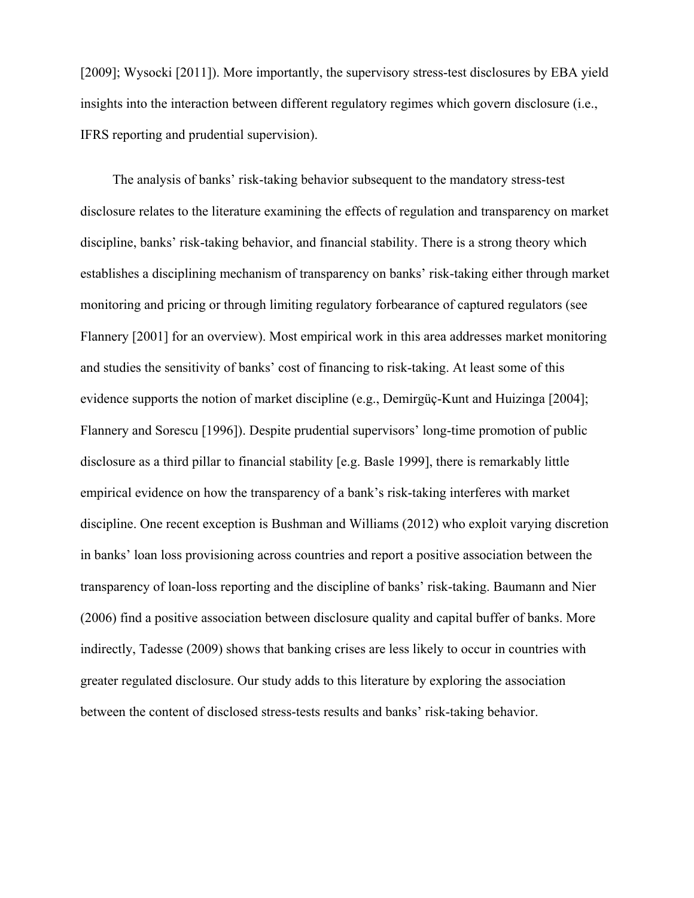[2009]; Wysocki [2011]). More importantly, the supervisory stress-test disclosures by EBA yield insights into the interaction between different regulatory regimes which govern disclosure (i.e., IFRS reporting and prudential supervision).

The analysis of banks' risk-taking behavior subsequent to the mandatory stress-test disclosure relates to the literature examining the effects of regulation and transparency on market discipline, banks' risk-taking behavior, and financial stability. There is a strong theory which establishes a disciplining mechanism of transparency on banks' risk-taking either through market monitoring and pricing or through limiting regulatory forbearance of captured regulators (see Flannery [2001] for an overview). Most empirical work in this area addresses market monitoring and studies the sensitivity of banks' cost of financing to risk-taking. At least some of this evidence supports the notion of market discipline (e.g., Demirgüç-Kunt and Huizinga [2004]; Flannery and Sorescu [1996]). Despite prudential supervisors' long-time promotion of public disclosure as a third pillar to financial stability [e.g. Basle 1999], there is remarkably little empirical evidence on how the transparency of a bank's risk-taking interferes with market discipline. One recent exception is Bushman and Williams (2012) who exploit varying discretion in banks' loan loss provisioning across countries and report a positive association between the transparency of loan-loss reporting and the discipline of banks' risk-taking. Baumann and Nier (2006) find a positive association between disclosure quality and capital buffer of banks. More indirectly, Tadesse (2009) shows that banking crises are less likely to occur in countries with greater regulated disclosure. Our study adds to this literature by exploring the association between the content of disclosed stress-tests results and banks' risk-taking behavior.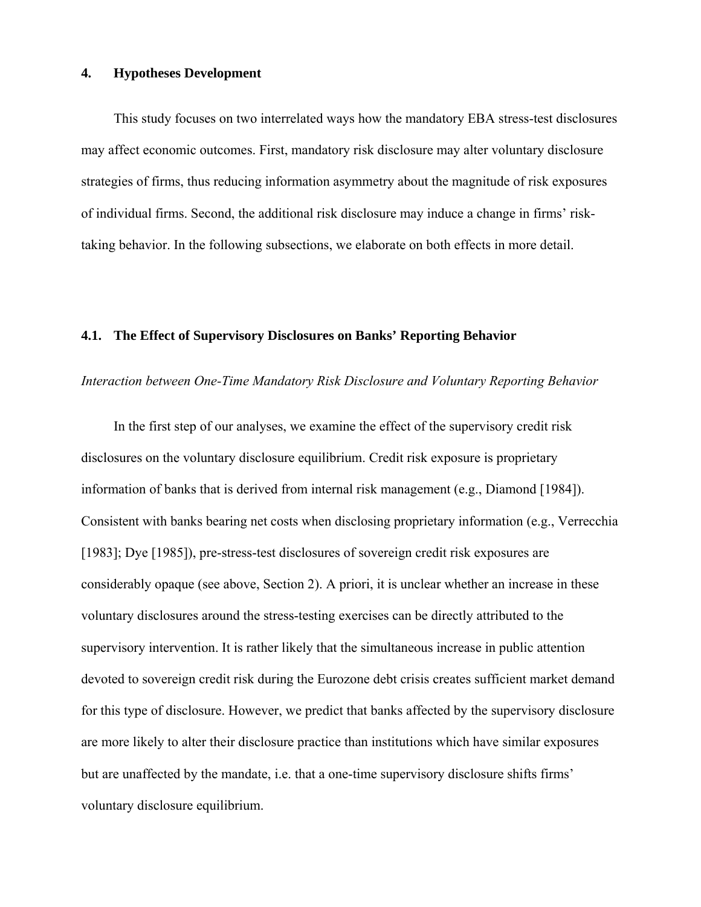## 4. Hypotheses Development

This study focuses on two interrelated ways how the mandatory EBA stress-test disclosures may affect economic outcomes. First, mandatory risk disclosure may alter voluntary disclosure strategies of firms, thus reducing information asymmetry about the magnitude of risk exposures of individual firms. Second, the additional risk disclosure may induce a change in firms' risk-taking behavior. In the following subsections, we elaborate on both effects in more detail.

### 4.1. The Effect of Supervisory Disclosures on Banks' Reporting Behavior

*Interaction between One-Time Mandatory Risk Disclosure and Voluntary Reporting Behavior*

In the first step of our analyses, we examine the effect of the supervisory credit risk disclosures on the voluntary disclosure equilibrium. Credit risk exposure is proprietary information of banks that is derived from internal risk management (e.g., Diamond [1984]). Consistent with banks bearing net costs when disclosing proprietary information (e.g., Verrecchia [1983]; Dye [1985]), pre-stress-test disclosures of sovereign credit risk exposures are considerably opaque (see above, Section 2). A priori, it is unclear whether an increase in these voluntary disclosures around the stress-testing exercises can be directly attributed to the supervisory intervention. It is rather likely that the simultaneous increase in public attention devoted to sovereign credit risk during the Eurozone debt crisis creates sufficient market demand for this type of disclosure. However, we predict that banks affected by the supervisory disclosure are more likely to alter their disclosure practice than institutions which have similar exposures but are unaffected by the mandate, i.e. that a one-time supervisory disclosure shifts firms' voluntary disclosure equilibrium.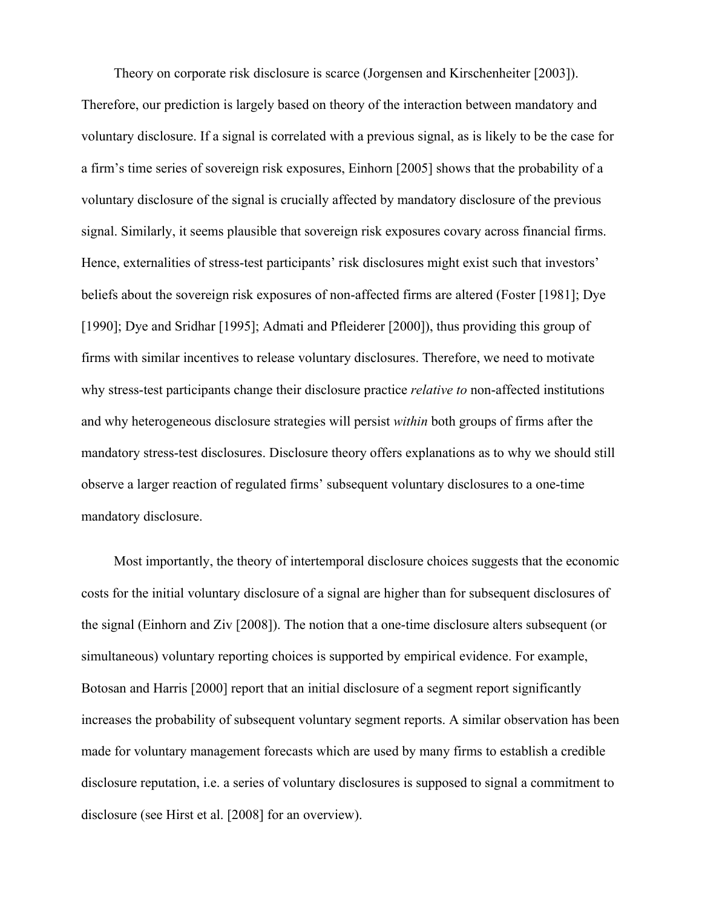Theory on corporate risk disclosure is scarce (Jorgensen and Kirschenheiter [2003]). Therefore, our prediction is largely based on theory of the interaction between mandatory and voluntary disclosure. If a signal is correlated with a previous signal, as is likely to be the case for a firm's time series of sovereign risk exposures, Einhorn [2005] shows that the probability of a voluntary disclosure of the signal is crucially affected by mandatory disclosure of the previous signal. Similarly, it seems plausible that sovereign risk exposures covary across financial firms. Hence, externalities of stress-test participants' risk disclosures might exist such that investors' beliefs about the sovereign risk exposures of non-affected firms are altered (Foster [1981]; Dye [1990]; Dye and Sridhar [1995]; Admati and Pfleiderer [2000]), thus providing this group of firms with similar incentives to release voluntary disclosures. Therefore, we need to motivate why stress-test participants change their disclosure practice *relative to* non-affected institutions and why heterogeneous disclosure strategies will persist *within* both groups of firms after the mandatory stress-test disclosures. Disclosure theory offers explanations as to why we should still observe a larger reaction of regulated firms' subsequent voluntary disclosures to a one-time mandatory disclosure.

Most importantly, the theory of intertemporal disclosure choices suggests that the economic costs for the initial voluntary disclosure of a signal are higher than for subsequent disclosures of the signal (Einhorn and Ziv [2008]). The notion that a one-time disclosure alters subsequent (or simultaneous) voluntary reporting choices is supported by empirical evidence. For example, Botosan and Harris [2000] report that an initial disclosure of a segment report significantly increases the probability of subsequent voluntary segment reports. A similar observation has been made for voluntary management forecasts which are used by many firms to establish a credible disclosure reputation, i.e. a series of voluntary disclosures is supposed to signal a commitment to disclosure (see Hirst et al. [2008] for an overview).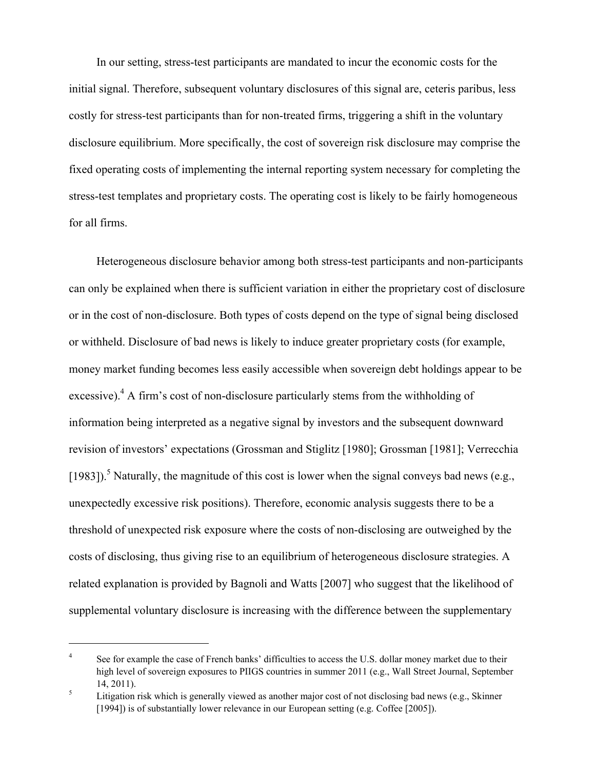In our setting, stress-test participants are mandated to incur the economic costs for the initial signal. Therefore, subsequent voluntary disclosures of this signal are, ceteris paribus, less costly for stress-test participants than for non-treated firms, triggering a shift in the voluntary disclosure equilibrium. More specifically, the cost of sovereign risk disclosure may comprise the fixed operating costs of implementing the internal reporting system necessary for completing the stress-test templates and proprietary costs. The operating cost is likely to be fairly homogeneous for all firms.

Heterogeneous disclosure behavior among both stress-test participants and non-participants can only be explained when there is sufficient variation in either the proprietary cost of disclosure or in the cost of non-disclosure. Both types of costs depend on the type of signal being disclosed or withheld. Disclosure of bad news is likely to induce greater proprietary costs (for example, money market funding becomes less easily accessible when sovereign debt holdings appear to be excessive).[4] A firm's cost of non-disclosure particularly stems from the withholding of information being interpreted as a negative signal by investors and the subsequent downward revision of investors' expectations (Grossman and Stiglitz [1980]; Grossman [1981]; Verrecchia [1983]).[5] Naturally, the magnitude of this cost is lower when the signal conveys bad news (e.g., unexpectedly excessive risk positions). Therefore, economic analysis suggests there to be a threshold of unexpected risk exposure where the costs of non-disclosing are outweighed by the costs of disclosing, thus giving rise to an equilibrium of heterogeneous disclosure strategies. A related explanation is provided by Bagnoli and Watts [2007] who suggest that the likelihood of supplemental voluntary disclosure is increasing with the difference between the supplementary

---

[4] See for example the case of French banks' difficulties to access the U.S. dollar money market due to their high level of sovereign exposures to PIIGS countries in summer 2011 (e.g., Wall Street Journal, September 14, 2011).

[5] Litigation risk which is generally viewed as another major cost of not disclosing bad news (e.g., Skinner [1994]) is of substantially lower relevance in our European setting (e.g. Coffee [2005]).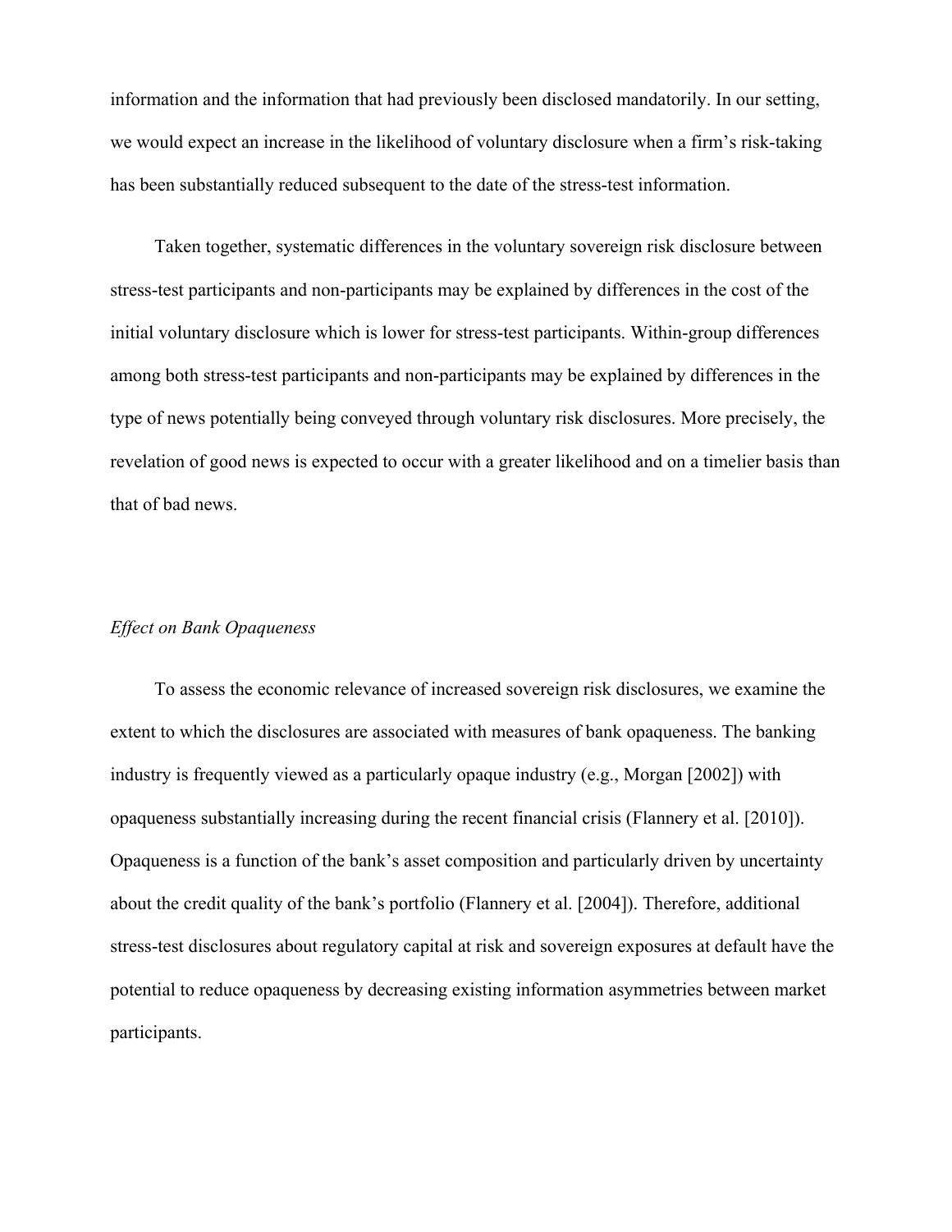information and the information that had previously been disclosed mandatorily. In our setting, we would expect an increase in the likelihood of voluntary disclosure when a firm's risk-taking has been substantially reduced subsequent to the date of the stress-test information.

Taken together, systematic differences in the voluntary sovereign risk disclosure between stress-test participants and non-participants may be explained by differences in the cost of the initial voluntary disclosure which is lower for stress-test participants. Within-group differences among both stress-test participants and non-participants may be explained by differences in the type of news potentially being conveyed through voluntary risk disclosures. More precisely, the revelation of good news is expected to occur with a greater likelihood and on a timelier basis than that of bad news.

*Effect on Bank Opaqueness*

To assess the economic relevance of increased sovereign risk disclosures, we examine the extent to which the disclosures are associated with measures of bank opaqueness. The banking industry is frequently viewed as a particularly opaque industry (e.g., Morgan [2002]) with opaqueness substantially increasing during the recent financial crisis (Flannery et al. [2010]). Opaqueness is a function of the bank's asset composition and particularly driven by uncertainty about the credit quality of the bank's portfolio (Flannery et al. [2004]). Therefore, additional stress-test disclosures about regulatory capital at risk and sovereign exposures at default have the potential to reduce opaqueness by decreasing existing information asymmetries between market participants.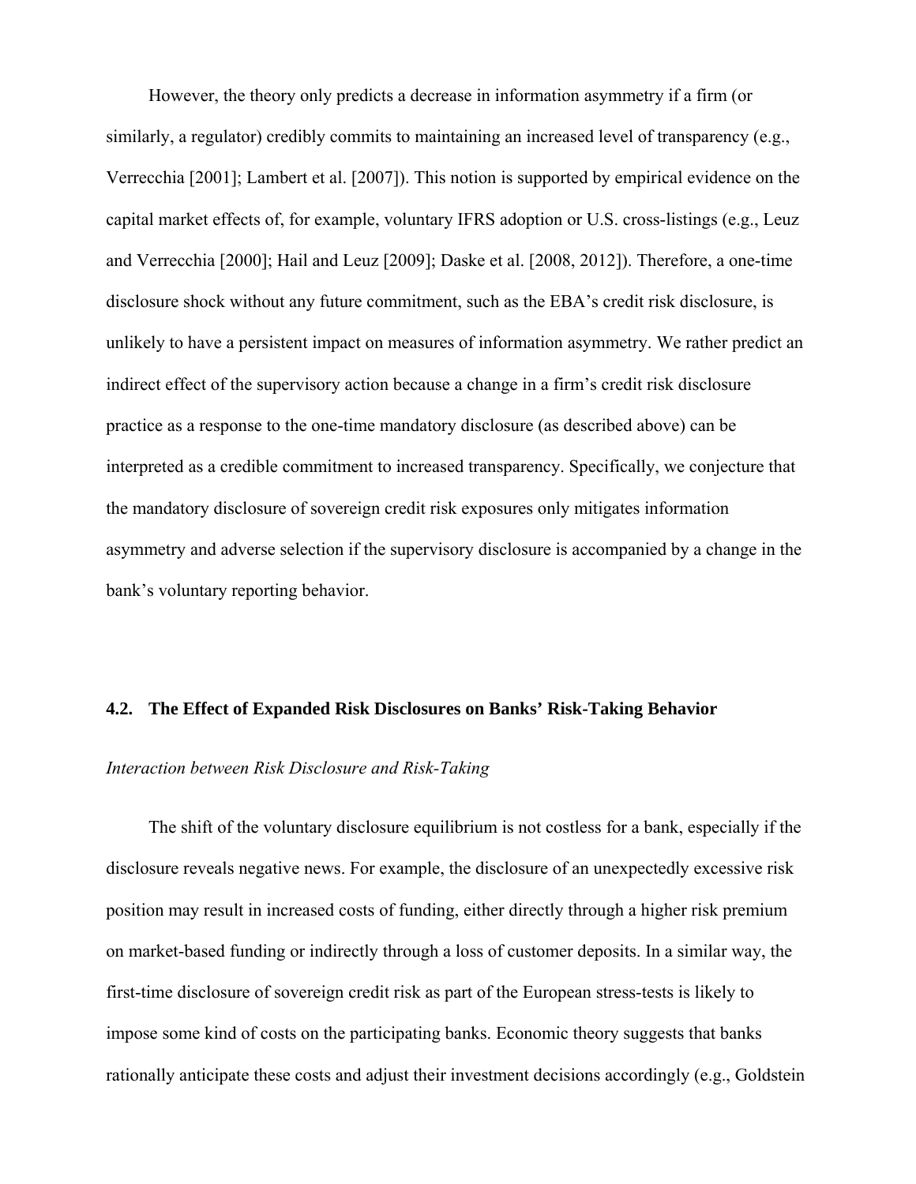However, the theory only predicts a decrease in information asymmetry if a firm (or similarly, a regulator) credibly commits to maintaining an increased level of transparency (e.g., Verrecchia [2001]; Lambert et al. [2007]). This notion is supported by empirical evidence on the capital market effects of, for example, voluntary IFRS adoption or U.S. cross-listings (e.g., Leuz and Verrecchia [2000]; Hail and Leuz [2009]; Daske et al. [2008, 2012]). Therefore, a one-time disclosure shock without any future commitment, such as the EBA's credit risk disclosure, is unlikely to have a persistent impact on measures of information asymmetry. We rather predict an indirect effect of the supervisory action because a change in a firm's credit risk disclosure practice as a response to the one-time mandatory disclosure (as described above) can be interpreted as a credible commitment to increased transparency. Specifically, we conjecture that the mandatory disclosure of sovereign credit risk exposures only mitigates information asymmetry and adverse selection if the supervisory disclosure is accompanied by a change in the bank's voluntary reporting behavior.

## 4.2. The Effect of Expanded Risk Disclosures on Banks' Risk-Taking Behavior

*Interaction between Risk Disclosure and Risk-Taking*

The shift of the voluntary disclosure equilibrium is not costless for a bank, especially if the disclosure reveals negative news. For example, the disclosure of an unexpectedly excessive risk position may result in increased costs of funding, either directly through a higher risk premium on market-based funding or indirectly through a loss of customer deposits. In a similar way, the first-time disclosure of sovereign credit risk as part of the European stress-tests is likely to impose some kind of costs on the participating banks. Economic theory suggests that banks rationally anticipate these costs and adjust their investment decisions accordingly (e.g., Goldstein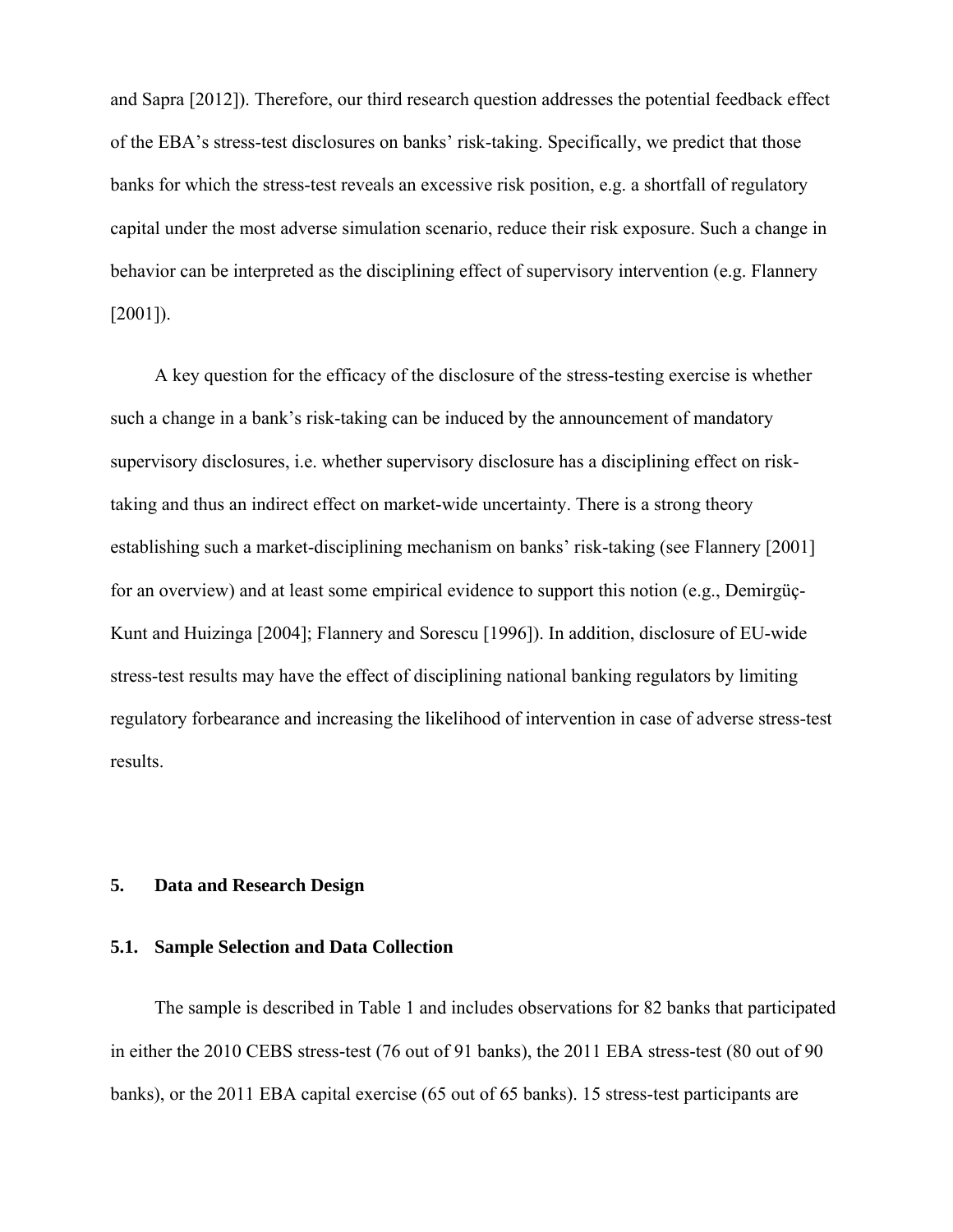and Sapra [2012]). Therefore, our third research question addresses the potential feedback effect of the EBA's stress-test disclosures on banks' risk-taking. Specifically, we predict that those banks for which the stress-test reveals an excessive risk position, e.g. a shortfall of regulatory capital under the most adverse simulation scenario, reduce their risk exposure. Such a change in behavior can be interpreted as the disciplining effect of supervisory intervention (e.g. Flannery [2001]).

A key question for the efficacy of the disclosure of the stress-testing exercise is whether such a change in a bank's risk-taking can be induced by the announcement of mandatory supervisory disclosures, i.e. whether supervisory disclosure has a disciplining effect on risk-taking and thus an indirect effect on market-wide uncertainty. There is a strong theory establishing such a market-disciplining mechanism on banks' risk-taking (see Flannery [2001] for an overview) and at least some empirical evidence to support this notion (e.g., Demirgüç-Kunt and Huizinga [2004]; Flannery and Sorescu [1996]). In addition, disclosure of EU-wide stress-test results may have the effect of disciplining national banking regulators by limiting regulatory forbearance and increasing the likelihood of intervention in case of adverse stress-test results.

## 5. Data and Research Design

### 5.1. Sample Selection and Data Collection

The sample is described in Table 1 and includes observations for 82 banks that participated in either the 2010 CEBS stress-test (76 out of 91 banks), the 2011 EBA stress-test (80 out of 90 banks), or the 2011 EBA capital exercise (65 out of 65 banks). 15 stress-test participants are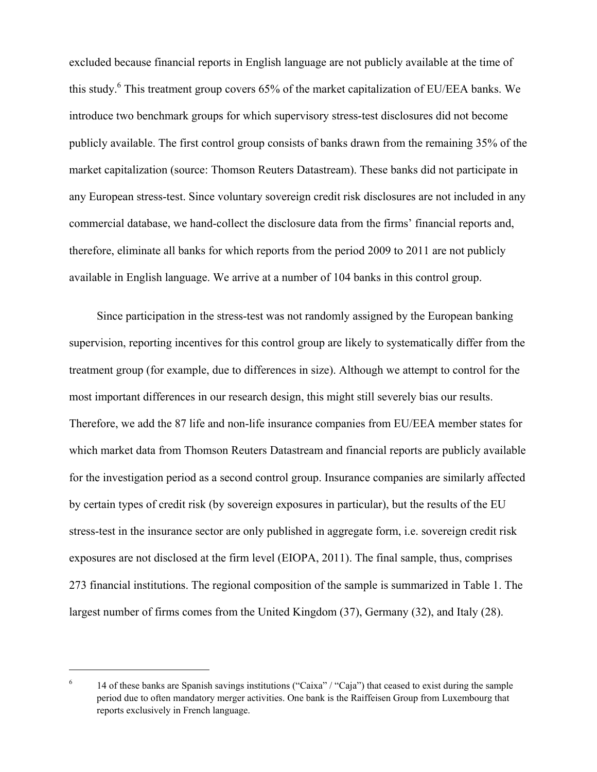excluded because financial reports in English language are not publicly available at the time of this study.[6] This treatment group covers 65% of the market capitalization of EU/EEA banks. We introduce two benchmark groups for which supervisory stress-test disclosures did not become publicly available. The first control group consists of banks drawn from the remaining 35% of the market capitalization (source: Thomson Reuters Datastream). These banks did not participate in any European stress-test. Since voluntary sovereign credit risk disclosures are not included in any commercial database, we hand-collect the disclosure data from the firms' financial reports and, therefore, eliminate all banks for which reports from the period 2009 to 2011 are not publicly available in English language. We arrive at a number of 104 banks in this control group.

Since participation in the stress-test was not randomly assigned by the European banking supervision, reporting incentives for this control group are likely to systematically differ from the treatment group (for example, due to differences in size). Although we attempt to control for the most important differences in our research design, this might still severely bias our results. Therefore, we add the 87 life and non-life insurance companies from EU/EEA member states for which market data from Thomson Reuters Datastream and financial reports are publicly available for the investigation period as a second control group. Insurance companies are similarly affected by certain types of credit risk (by sovereign exposures in particular), but the results of the EU stress-test in the insurance sector are only published in aggregate form, i.e. sovereign credit risk exposures are not disclosed at the firm level (EIOPA, 2011). The final sample, thus, comprises 273 financial institutions. The regional composition of the sample is summarized in Table 1. The largest number of firms comes from the United Kingdom (37), Germany (32), and Italy (28).

---

[6] 14 of these banks are Spanish savings institutions ("Caixa" / "Caja") that ceased to exist during the sample period due to often mandatory merger activities. One bank is the Raiffeisen Group from Luxembourg that reports exclusively in French language.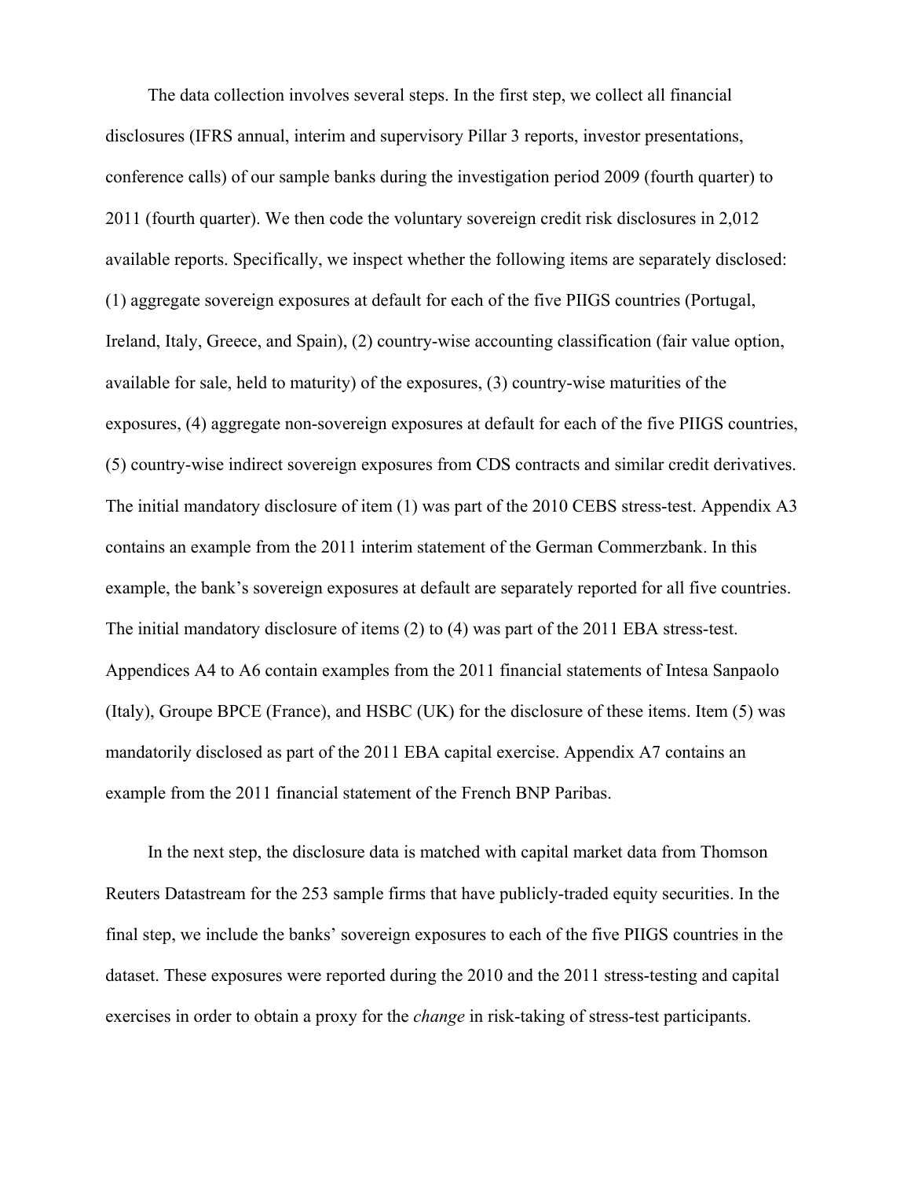The data collection involves several steps. In the first step, we collect all financial disclosures (IFRS annual, interim and supervisory Pillar 3 reports, investor presentations, conference calls) of our sample banks during the investigation period 2009 (fourth quarter) to 2011 (fourth quarter). We then code the voluntary sovereign credit risk disclosures in 2,012 available reports. Specifically, we inspect whether the following items are separately disclosed: (1) aggregate sovereign exposures at default for each of the five PIIGS countries (Portugal, Ireland, Italy, Greece, and Spain), (2) country-wise accounting classification (fair value option, available for sale, held to maturity) of the exposures, (3) country-wise maturities of the exposures, (4) aggregate non-sovereign exposures at default for each of the five PIIGS countries, (5) country-wise indirect sovereign exposures from CDS contracts and similar credit derivatives. The initial mandatory disclosure of item (1) was part of the 2010 CEBS stress-test. Appendix A3 contains an example from the 2011 interim statement of the German Commerzbank. In this example, the bank's sovereign exposures at default are separately reported for all five countries. The initial mandatory disclosure of items (2) to (4) was part of the 2011 EBA stress-test. Appendices A4 to A6 contain examples from the 2011 financial statements of Intesa Sanpaolo (Italy), Groupe BPCE (France), and HSBC (UK) for the disclosure of these items. Item (5) was mandatorily disclosed as part of the 2011 EBA capital exercise. Appendix A7 contains an example from the 2011 financial statement of the French BNP Paribas.

In the next step, the disclosure data is matched with capital market data from Thomson Reuters Datastream for the 253 sample firms that have publicly-traded equity securities. In the final step, we include the banks' sovereign exposures to each of the five PIIGS countries in the dataset. These exposures were reported during the 2010 and the 2011 stress-testing and capital exercises in order to obtain a proxy for the *change* in risk-taking of stress-test participants.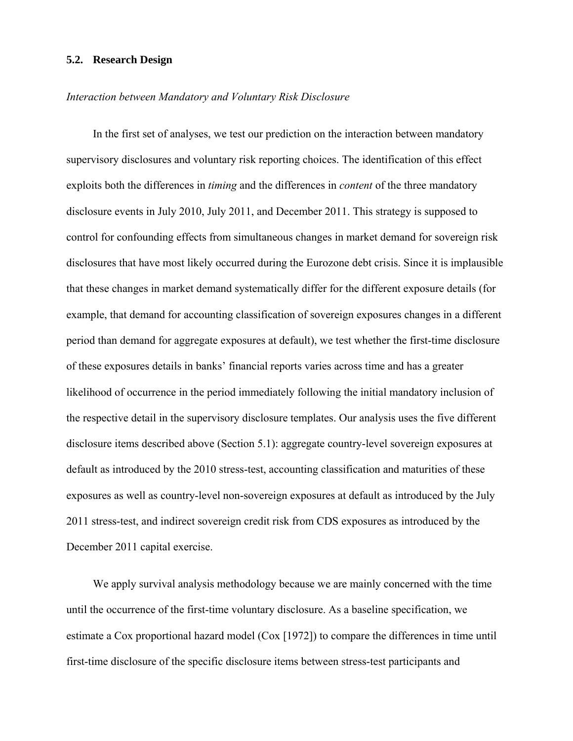## 5.2. Research Design

*Interaction between Mandatory and Voluntary Risk Disclosure*

In the first set of analyses, we test our prediction on the interaction between mandatory supervisory disclosures and voluntary risk reporting choices. The identification of this effect exploits both the differences in *timing* and the differences in *content* of the three mandatory disclosure events in July 2010, July 2011, and December 2011. This strategy is supposed to control for confounding effects from simultaneous changes in market demand for sovereign risk disclosures that have most likely occurred during the Eurozone debt crisis. Since it is implausible that these changes in market demand systematically differ for the different exposure details (for example, that demand for accounting classification of sovereign exposures changes in a different period than demand for aggregate exposures at default), we test whether the first-time disclosure of these exposures details in banks' financial reports varies across time and has a greater likelihood of occurrence in the period immediately following the initial mandatory inclusion of the respective detail in the supervisory disclosure templates. Our analysis uses the five different disclosure items described above (Section 5.1): aggregate country-level sovereign exposures at default as introduced by the 2010 stress-test, accounting classification and maturities of these exposures as well as country-level non-sovereign exposures at default as introduced by the July 2011 stress-test, and indirect sovereign credit risk from CDS exposures as introduced by the December 2011 capital exercise.

We apply survival analysis methodology because we are mainly concerned with the time until the occurrence of the first-time voluntary disclosure. As a baseline specification, we estimate a Cox proportional hazard model (Cox [1972]) to compare the differences in time until first-time disclosure of the specific disclosure items between stress-test participants and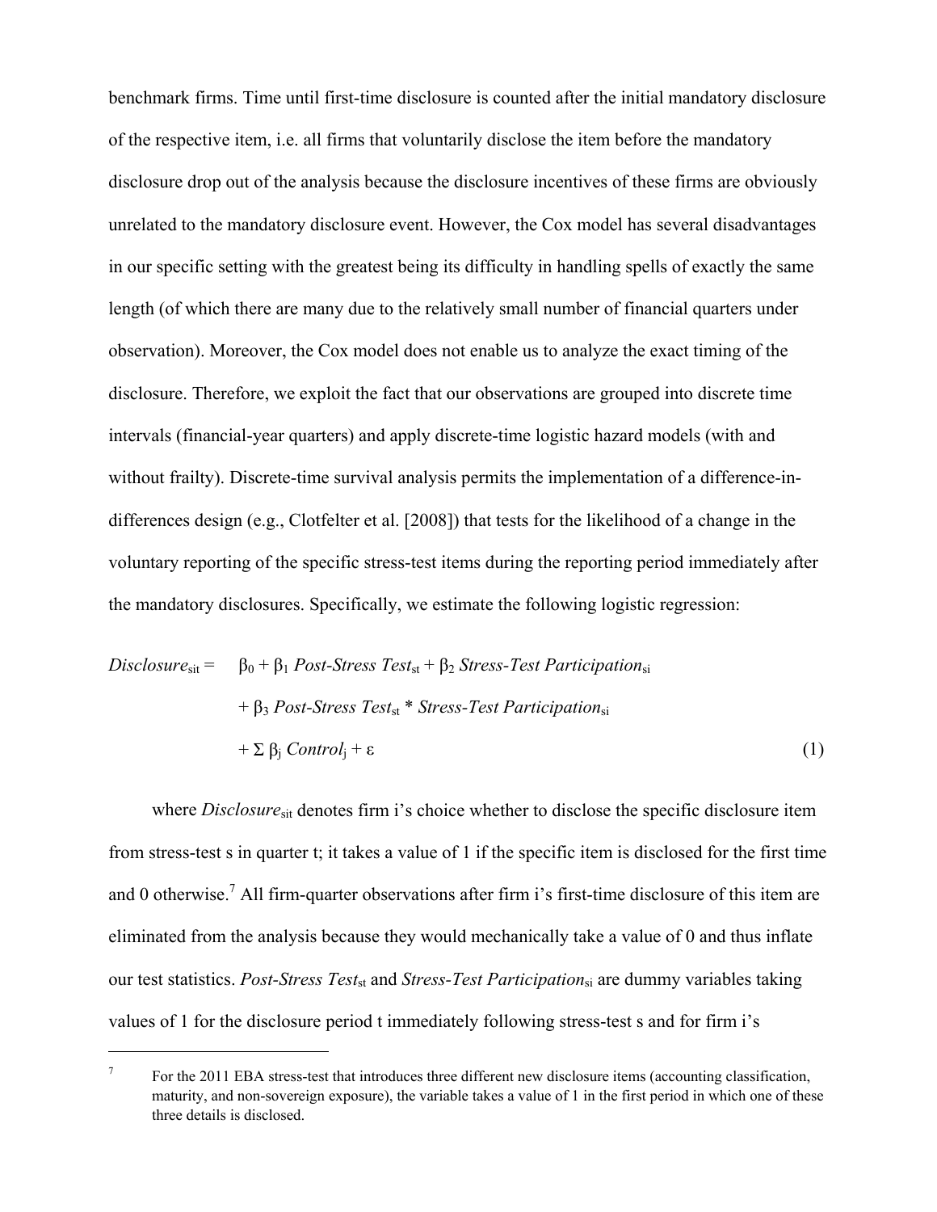benchmark firms. Time until first-time disclosure is counted after the initial mandatory disclosure of the respective item, i.e. all firms that voluntarily disclose the item before the mandatory disclosure drop out of the analysis because the disclosure incentives of these firms are obviously unrelated to the mandatory disclosure event. However, the Cox model has several disadvantages in our specific setting with the greatest being its difficulty in handling spells of exactly the same length (of which there are many due to the relatively small number of financial quarters under observation). Moreover, the Cox model does not enable us to analyze the exact timing of the disclosure. Therefore, we exploit the fact that our observations are grouped into discrete time intervals (financial-year quarters) and apply discrete-time logistic hazard models (with and without frailty). Discrete-time survival analysis permits the implementation of a difference-in-differences design (e.g., Clotfelter et al. [2008]) that tests for the likelihood of a change in the voluntary reporting of the specific stress-test items during the reporting period immediately after the mandatory disclosures. Specifically, we estimate the following logistic regression:

$$
\begin{aligned}
\textit{Disclosure}_{sit} = \quad & \beta_0 + \beta_1 \textit{ Post-Stress Test}_{st} + \beta_2 \textit{ Stress-Test Participation}_{si} \\
& + \beta_3 \textit{ Post-Stress Test}_{st} * \textit{Stress-Test Participation}_{si} \\
& + \Sigma\, \beta_j \textit{ Control}_j + \varepsilon \qquad (1)
\end{aligned}
$$

where $Disclosure_{sit}$ denotes firm i's choice whether to disclose the specific disclosure item from stress-test s in quarter t; it takes a value of 1 if the specific item is disclosed for the first time and 0 otherwise.[7] All firm-quarter observations after firm i's first-time disclosure of this item are eliminated from the analysis because they would mechanically take a value of 0 and thus inflate our test statistics. $Post\text{-}Stress\ Test_{st}$ and $Stress\text{-}Test\ Participation_{si}$ are dummy variables taking values of 1 for the disclosure period t immediately following stress-test s and for firm i's

[7] For the 2011 EBA stress-test that introduces three different new disclosure items (accounting classification, maturity, and non-sovereign exposure), the variable takes a value of 1 in the first period in which one of these three details is disclosed.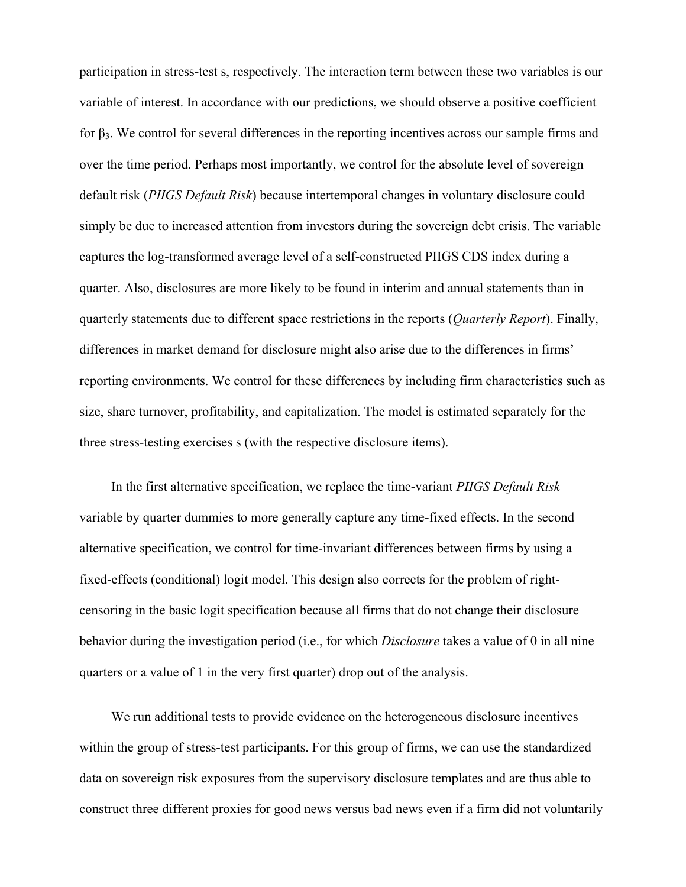participation in stress-test s, respectively. The interaction term between these two variables is our variable of interest. In accordance with our predictions, we should observe a positive coefficient for $\beta_3$. We control for several differences in the reporting incentives across our sample firms and over the time period. Perhaps most importantly, we control for the absolute level of sovereign default risk (*PIIGS Default Risk*) because intertemporal changes in voluntary disclosure could simply be due to increased attention from investors during the sovereign debt crisis. The variable captures the log-transformed average level of a self-constructed PIIGS CDS index during a quarter. Also, disclosures are more likely to be found in interim and annual statements than in quarterly statements due to different space restrictions in the reports (*Quarterly Report*). Finally, differences in market demand for disclosure might also arise due to the differences in firms' reporting environments. We control for these differences by including firm characteristics such as size, share turnover, profitability, and capitalization. The model is estimated separately for the three stress-testing exercises s (with the respective disclosure items).

In the first alternative specification, we replace the time-variant *PIIGS Default Risk* variable by quarter dummies to more generally capture any time-fixed effects. In the second alternative specification, we control for time-invariant differences between firms by using a fixed-effects (conditional) logit model. This design also corrects for the problem of right-censoring in the basic logit specification because all firms that do not change their disclosure behavior during the investigation period (i.e., for which *Disclosure* takes a value of 0 in all nine quarters or a value of 1 in the very first quarter) drop out of the analysis.

We run additional tests to provide evidence on the heterogeneous disclosure incentives within the group of stress-test participants. For this group of firms, we can use the standardized data on sovereign risk exposures from the supervisory disclosure templates and are thus able to construct three different proxies for good news versus bad news even if a firm did not voluntarily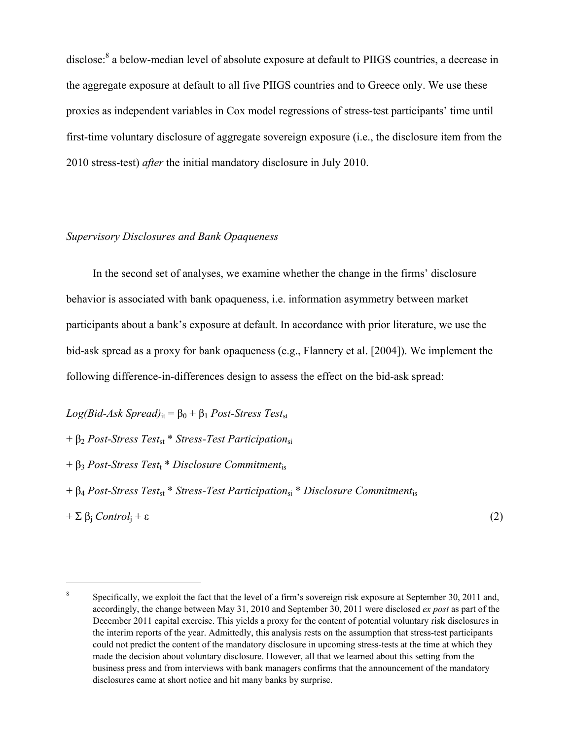disclose:[8] a below-median level of absolute exposure at default to PIIGS countries, a decrease in the aggregate exposure at default to all five PIIGS countries and to Greece only. We use these proxies as independent variables in Cox model regressions of stress-test participants' time until first-time voluntary disclosure of aggregate sovereign exposure (i.e., the disclosure item from the 2010 stress-test) *after* the initial mandatory disclosure in July 2010.

*Supervisory Disclosures and Bank Opaqueness*

In the second set of analyses, we examine whether the change in the firms' disclosure behavior is associated with bank opaqueness, i.e. information asymmetry between market participants about a bank's exposure at default. In accordance with prior literature, we use the bid-ask spread as a proxy for bank opaqueness (e.g., Flannery et al. [2004]). We implement the following difference-in-differences design to assess the effect on the bid-ask spread:

$$
\begin{aligned}
\textit{Log(Bid-Ask Spread)}_{it} = {} & \beta_0 + \beta_1 \textit{ Post-Stress Test}_{st} \\
& + \beta_2 \textit{ Post-Stress Test}_{st} * \textit{Stress-Test Participation}_{si} \\
& + \beta_3 \textit{ Post-Stress Test}_{t} * \textit{Disclosure Commitment}_{is} \\
& + \beta_4 \textit{ Post-Stress Test}_{st} * \textit{Stress-Test Participation}_{si} * \textit{Disclosure Commitment}_{is} \\
& + \Sigma\, \beta_j \textit{ Control}_j + \varepsilon \qquad (2)
\end{aligned}
$$

[8] Specifically, we exploit the fact that the level of a firm's sovereign risk exposure at September 30, 2011 and, accordingly, the change between May 31, 2010 and September 30, 2011 were disclosed *ex post* as part of the December 2011 capital exercise. This yields a proxy for the content of potential voluntary risk disclosures in the interim reports of the year. Admittedly, this analysis rests on the assumption that stress-test participants could not predict the content of the mandatory disclosure in upcoming stress-tests at the time at which they made the decision about voluntary disclosure. However, all that we learned about this setting from the business press and from interviews with bank managers confirms that the announcement of the mandatory disclosures came at short notice and hit many banks by surprise.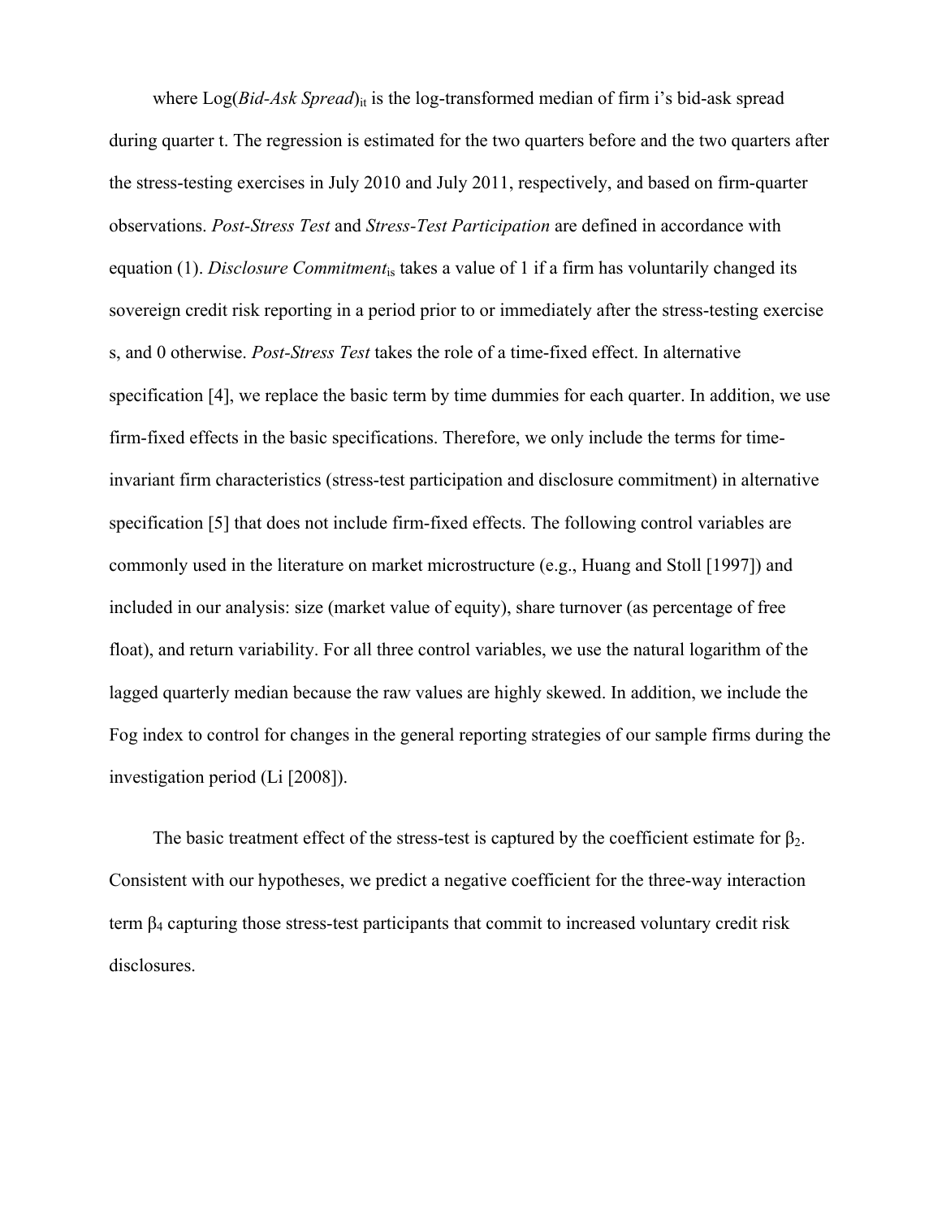where Log(*Bid-Ask Spread*)$_{it}$ is the log-transformed median of firm i's bid-ask spread during quarter t. The regression is estimated for the two quarters before and the two quarters after the stress-testing exercises in July 2010 and July 2011, respectively, and based on firm-quarter observations. *Post-Stress Test* and *Stress-Test Participation* are defined in accordance with equation (1). *Disclosure Commitment*$_{is}$ takes a value of 1 if a firm has voluntarily changed its sovereign credit risk reporting in a period prior to or immediately after the stress-testing exercise s, and 0 otherwise. *Post-Stress Test* takes the role of a time-fixed effect. In alternative specification [4], we replace the basic term by time dummies for each quarter. In addition, we use firm-fixed effects in the basic specifications. Therefore, we only include the terms for time-invariant firm characteristics (stress-test participation and disclosure commitment) in alternative specification [5] that does not include firm-fixed effects. The following control variables are commonly used in the literature on market microstructure (e.g., Huang and Stoll [1997]) and included in our analysis: size (market value of equity), share turnover (as percentage of free float), and return variability. For all three control variables, we use the natural logarithm of the lagged quarterly median because the raw values are highly skewed. In addition, we include the Fog index to control for changes in the general reporting strategies of our sample firms during the investigation period (Li [2008]).

The basic treatment effect of the stress-test is captured by the coefficient estimate for $\beta_2$. Consistent with our hypotheses, we predict a negative coefficient for the three-way interaction term $\beta_4$ capturing those stress-test participants that commit to increased voluntary credit risk disclosures.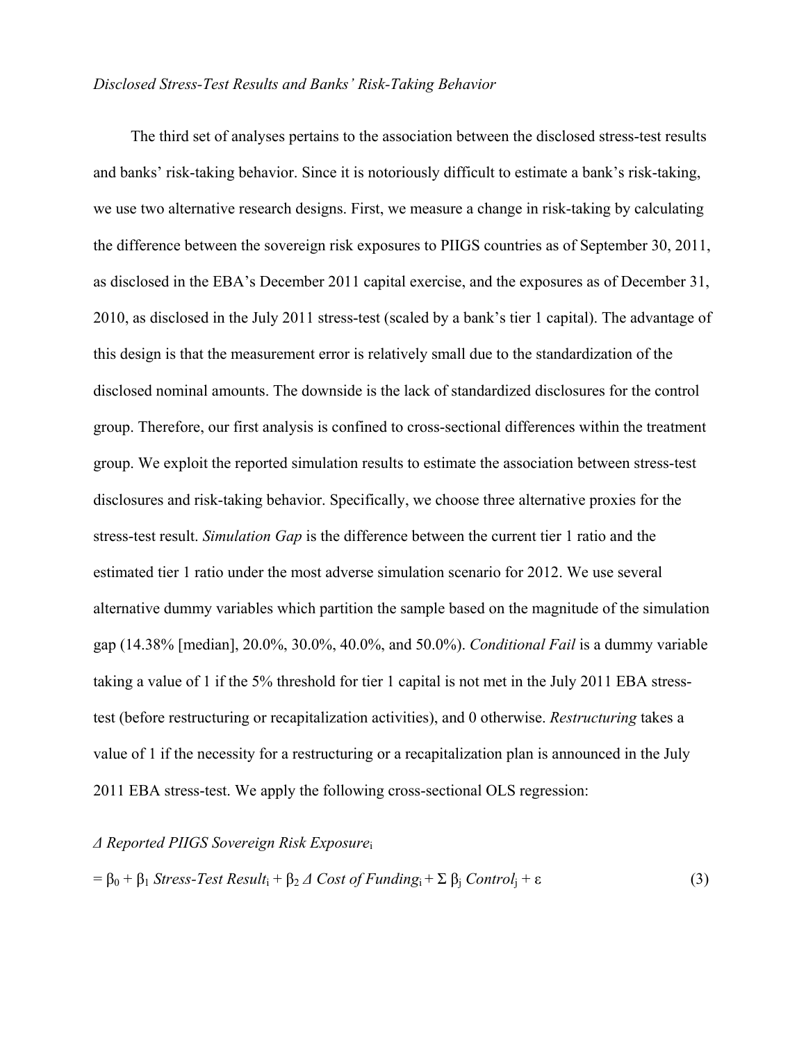*Disclosed Stress-Test Results and Banks' Risk-Taking Behavior*

The third set of analyses pertains to the association between the disclosed stress-test results and banks' risk-taking behavior. Since it is notoriously difficult to estimate a bank's risk-taking, we use two alternative research designs. First, we measure a change in risk-taking by calculating the difference between the sovereign risk exposures to PIIGS countries as of September 30, 2011, as disclosed in the EBA's December 2011 capital exercise, and the exposures as of December 31, 2010, as disclosed in the July 2011 stress-test (scaled by a bank's tier 1 capital). The advantage of this design is that the measurement error is relatively small due to the standardization of the disclosed nominal amounts. The downside is the lack of standardized disclosures for the control group. Therefore, our first analysis is confined to cross-sectional differences within the treatment group. We exploit the reported simulation results to estimate the association between stress-test disclosures and risk-taking behavior. Specifically, we choose three alternative proxies for the stress-test result. *Simulation Gap* is the difference between the current tier 1 ratio and the estimated tier 1 ratio under the most adverse simulation scenario for 2012. We use several alternative dummy variables which partition the sample based on the magnitude of the simulation gap (14.38% [median], 20.0%, 30.0%, 40.0%, and 50.0%). *Conditional Fail* is a dummy variable taking a value of 1 if the 5% threshold for tier 1 capital is not met in the July 2011 EBA stress-test (before restructuring or recapitalization activities), and 0 otherwise. *Restructuring* takes a value of 1 if the necessity for a restructuring or a recapitalization plan is announced in the July 2011 EBA stress-test. We apply the following cross-sectional OLS regression:

$$\Delta \textit{ Reported PIIGS Sovereign Risk Exposure}_i$$

$$= \beta_0 + \beta_1 \textit{ Stress-Test Result}_i + \beta_2 \, \Delta \textit{ Cost of Funding}_i + \Sigma \, \beta_j \textit{ Control}_j + \varepsilon \qquad (3)$$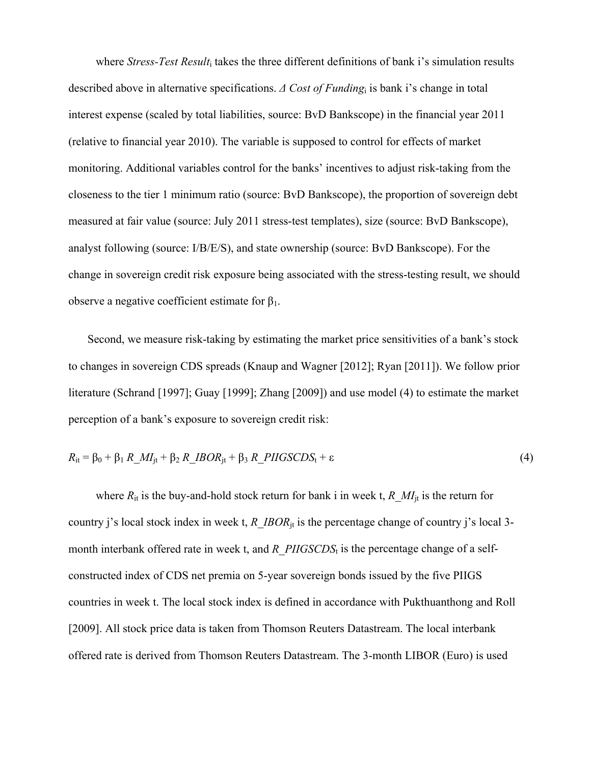where *Stress-Test Result*$_i$ takes the three different definitions of bank i's simulation results described above in alternative specifications. *Δ Cost of Funding*$_i$ is bank i's change in total interest expense (scaled by total liabilities, source: BvD Bankscope) in the financial year 2011 (relative to financial year 2010). The variable is supposed to control for effects of market monitoring. Additional variables control for the banks' incentives to adjust risk-taking from the closeness to the tier 1 minimum ratio (source: BvD Bankscope), the proportion of sovereign debt measured at fair value (source: July 2011 stress-test templates), size (source: BvD Bankscope), analyst following (source: I/B/E/S), and state ownership (source: BvD Bankscope). For the change in sovereign credit risk exposure being associated with the stress-testing result, we should observe a negative coefficient estimate for $\beta_1$.

Second, we measure risk-taking by estimating the market price sensitivities of a bank's stock to changes in sovereign CDS spreads (Knaup and Wagner [2012]; Ryan [2011]). We follow prior literature (Schrand [1997]; Guay [1999]; Zhang [2009]) and use model (4) to estimate the market perception of a bank's exposure to sovereign credit risk:

$$R_{it} = \beta_0 + \beta_1\, R\_MI_{jt} + \beta_2\, R\_IBOR_{jt} + \beta_3\, R\_PIIGSCDS_t + \varepsilon \tag{4}$$

where $R_{it}$ is the buy-and-hold stock return for bank i in week t, $R\_MI_{jt}$ is the return for country j's local stock index in week t, $R\_IBOR_{jt}$ is the percentage change of country j's local 3-month interbank offered rate in week t, and $R\_PIIGSCDS_t$ is the percentage change of a self-constructed index of CDS net premia on 5-year sovereign bonds issued by the five PIIGS countries in week t. The local stock index is defined in accordance with Pukthuanthong and Roll [2009]. All stock price data is taken from Thomson Reuters Datastream. The local interbank offered rate is derived from Thomson Reuters Datastream. The 3-month LIBOR (Euro) is used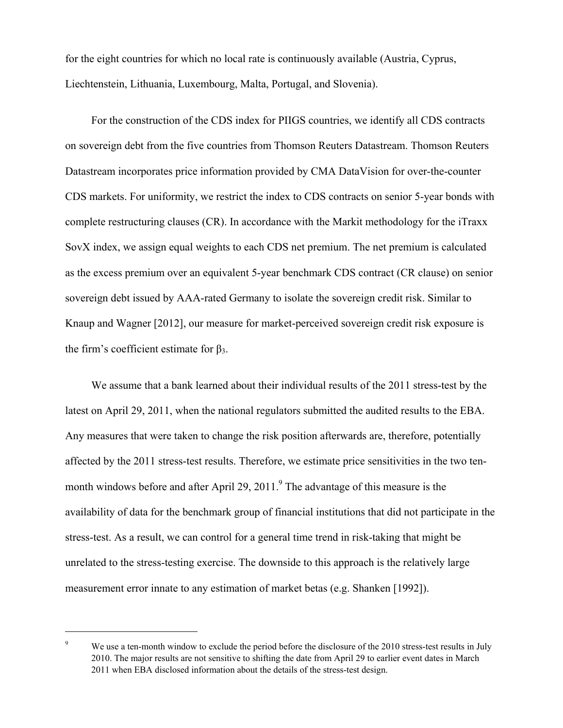for the eight countries for which no local rate is continuously available (Austria, Cyprus, Liechtenstein, Lithuania, Luxembourg, Malta, Portugal, and Slovenia).

For the construction of the CDS index for PIIGS countries, we identify all CDS contracts on sovereign debt from the five countries from Thomson Reuters Datastream. Thomson Reuters Datastream incorporates price information provided by CMA DataVision for over-the-counter CDS markets. For uniformity, we restrict the index to CDS contracts on senior 5-year bonds with complete restructuring clauses (CR). In accordance with the Markit methodology for the iTraxx SovX index, we assign equal weights to each CDS net premium. The net premium is calculated as the excess premium over an equivalent 5-year benchmark CDS contract (CR clause) on senior sovereign debt issued by AAA-rated Germany to isolate the sovereign credit risk. Similar to Knaup and Wagner [2012], our measure for market-perceived sovereign credit risk exposure is the firm's coefficient estimate for $\beta_3$.

We assume that a bank learned about their individual results of the 2011 stress-test by the latest on April 29, 2011, when the national regulators submitted the audited results to the EBA. Any measures that were taken to change the risk position afterwards are, therefore, potentially affected by the 2011 stress-test results. Therefore, we estimate price sensitivities in the two ten-month windows before and after April 29, 2011.[9] The advantage of this measure is the availability of data for the benchmark group of financial institutions that did not participate in the stress-test. As a result, we can control for a general time trend in risk-taking that might be unrelated to the stress-testing exercise. The downside to this approach is the relatively large measurement error innate to any estimation of market betas (e.g. Shanken [1992]).

[9] We use a ten-month window to exclude the period before the disclosure of the 2010 stress-test results in July 2010. The major results are not sensitive to shifting the date from April 29 to earlier event dates in March 2011 when EBA disclosed information about the details of the stress-test design.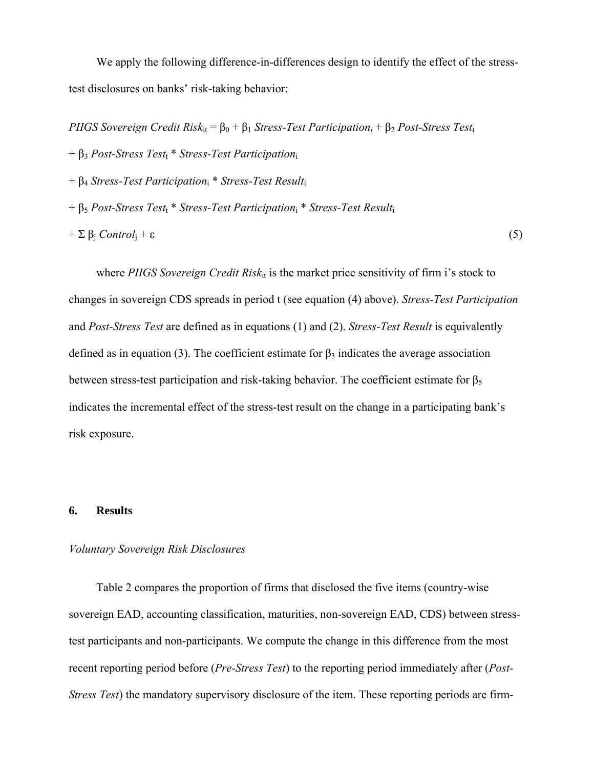We apply the following difference-in-differences design to identify the effect of the stress-test disclosures on banks' risk-taking behavior:

$$
\begin{aligned}
\textit{PIIGS Sovereign Credit Risk}_{it} = \beta_0 &+ \beta_1 \textit{ Stress-Test Participation}_i + \beta_2 \textit{ Post-Stress Test}_t \\
&+ \beta_3 \textit{ Post-Stress Test}_t * \textit{Stress-Test Participation}_i \\
&+ \beta_4 \textit{ Stress-Test Participation}_i * \textit{Stress-Test Result}_i \\
&+ \beta_5 \textit{ Post-Stress Test}_t * \textit{Stress-Test Participation}_i * \textit{Stress-Test Result}_i \\
&+ \Sigma\, \beta_j \textit{ Control}_j + \varepsilon \qquad (5)
\end{aligned}
$$

where *PIIGS Sovereign Credit Risk*$_{it}$ is the market price sensitivity of firm i's stock to changes in sovereign CDS spreads in period t (see equation (4) above). *Stress-Test Participation* and *Post-Stress Test* are defined as in equations (1) and (2). *Stress-Test Result* is equivalently defined as in equation (3). The coefficient estimate for $\beta_3$ indicates the average association between stress-test participation and risk-taking behavior. The coefficient estimate for $\beta_5$ indicates the incremental effect of the stress-test result on the change in a participating bank's risk exposure.

## 6. Results

### *Voluntary Sovereign Risk Disclosures*

Table 2 compares the proportion of firms that disclosed the five items (country-wise sovereign EAD, accounting classification, maturities, non-sovereign EAD, CDS) between stress-test participants and non-participants. We compute the change in this difference from the most recent reporting period before (*Pre-Stress Test*) to the reporting period immediately after (*Post-Stress Test*) the mandatory supervisory disclosure of the item. These reporting periods are firm-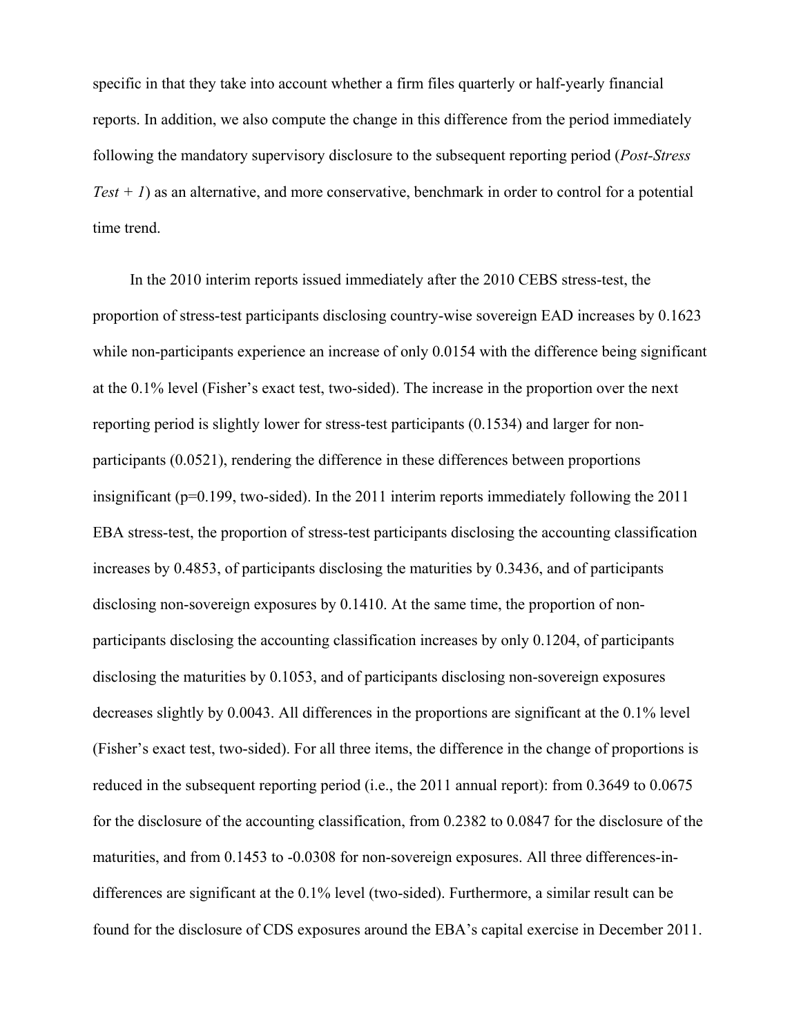specific in that they take into account whether a firm files quarterly or half-yearly financial reports. In addition, we also compute the change in this difference from the period immediately following the mandatory supervisory disclosure to the subsequent reporting period (*Post-Stress Test + 1*) as an alternative, and more conservative, benchmark in order to control for a potential time trend.

In the 2010 interim reports issued immediately after the 2010 CEBS stress-test, the proportion of stress-test participants disclosing country-wise sovereign EAD increases by 0.1623 while non-participants experience an increase of only 0.0154 with the difference being significant at the 0.1% level (Fisher's exact test, two-sided). The increase in the proportion over the next reporting period is slightly lower for stress-test participants (0.1534) and larger for non-participants (0.0521), rendering the difference in these differences between proportions insignificant (p=0.199, two-sided). In the 2011 interim reports immediately following the 2011 EBA stress-test, the proportion of stress-test participants disclosing the accounting classification increases by 0.4853, of participants disclosing the maturities by 0.3436, and of participants disclosing non-sovereign exposures by 0.1410. At the same time, the proportion of non-participants disclosing the accounting classification increases by only 0.1204, of participants disclosing the maturities by 0.1053, and of participants disclosing non-sovereign exposures decreases slightly by 0.0043. All differences in the proportions are significant at the 0.1% level (Fisher's exact test, two-sided). For all three items, the difference in the change of proportions is reduced in the subsequent reporting period (i.e., the 2011 annual report): from 0.3649 to 0.0675 for the disclosure of the accounting classification, from 0.2382 to 0.0847 for the disclosure of the maturities, and from 0.1453 to -0.0308 for non-sovereign exposures. All three differences-in-differences are significant at the 0.1% level (two-sided). Furthermore, a similar result can be found for the disclosure of CDS exposures around the EBA's capital exercise in December 2011.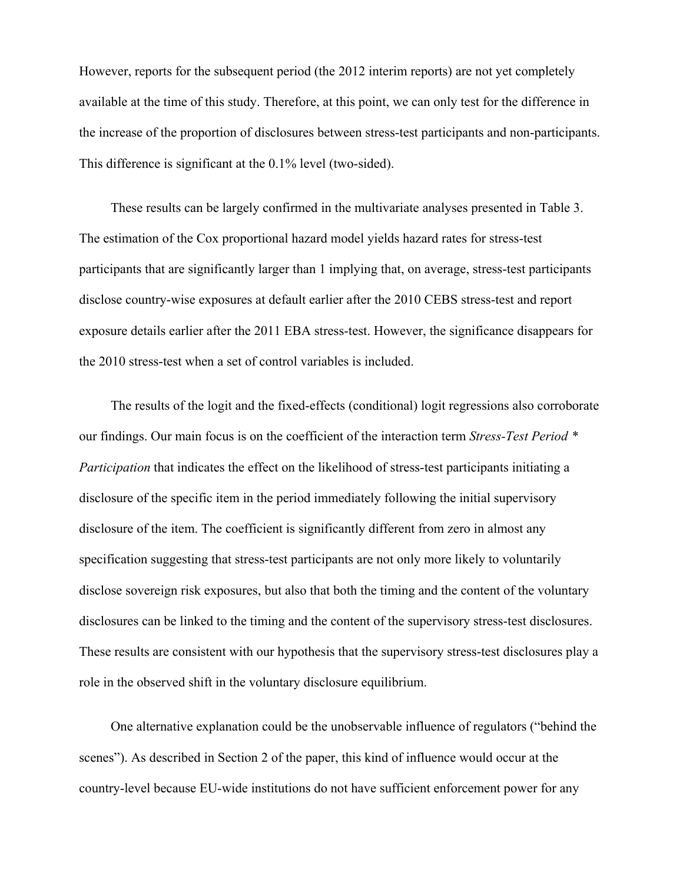However, reports for the subsequent period (the 2012 interim reports) are not yet completely available at the time of this study. Therefore, at this point, we can only test for the difference in the increase of the proportion of disclosures between stress-test participants and non-participants. This difference is significant at the 0.1% level (two-sided).

These results can be largely confirmed in the multivariate analyses presented in Table 3. The estimation of the Cox proportional hazard model yields hazard rates for stress-test participants that are significantly larger than 1 implying that, on average, stress-test participants disclose country-wise exposures at default earlier after the 2010 CEBS stress-test and report exposure details earlier after the 2011 EBA stress-test. However, the significance disappears for the 2010 stress-test when a set of control variables is included.

The results of the logit and the fixed-effects (conditional) logit regressions also corroborate our findings. Our main focus is on the coefficient of the interaction term *Stress-Test Period * Participation* that indicates the effect on the likelihood of stress-test participants initiating a disclosure of the specific item in the period immediately following the initial supervisory disclosure of the item. The coefficient is significantly different from zero in almost any specification suggesting that stress-test participants are not only more likely to voluntarily disclose sovereign risk exposures, but also that both the timing and the content of the voluntary disclosures can be linked to the timing and the content of the supervisory stress-test disclosures. These results are consistent with our hypothesis that the supervisory stress-test disclosures play a role in the observed shift in the voluntary disclosure equilibrium.

One alternative explanation could be the unobservable influence of regulators ("behind the scenes"). As described in Section 2 of the paper, this kind of influence would occur at the country-level because EU-wide institutions do not have sufficient enforcement power for any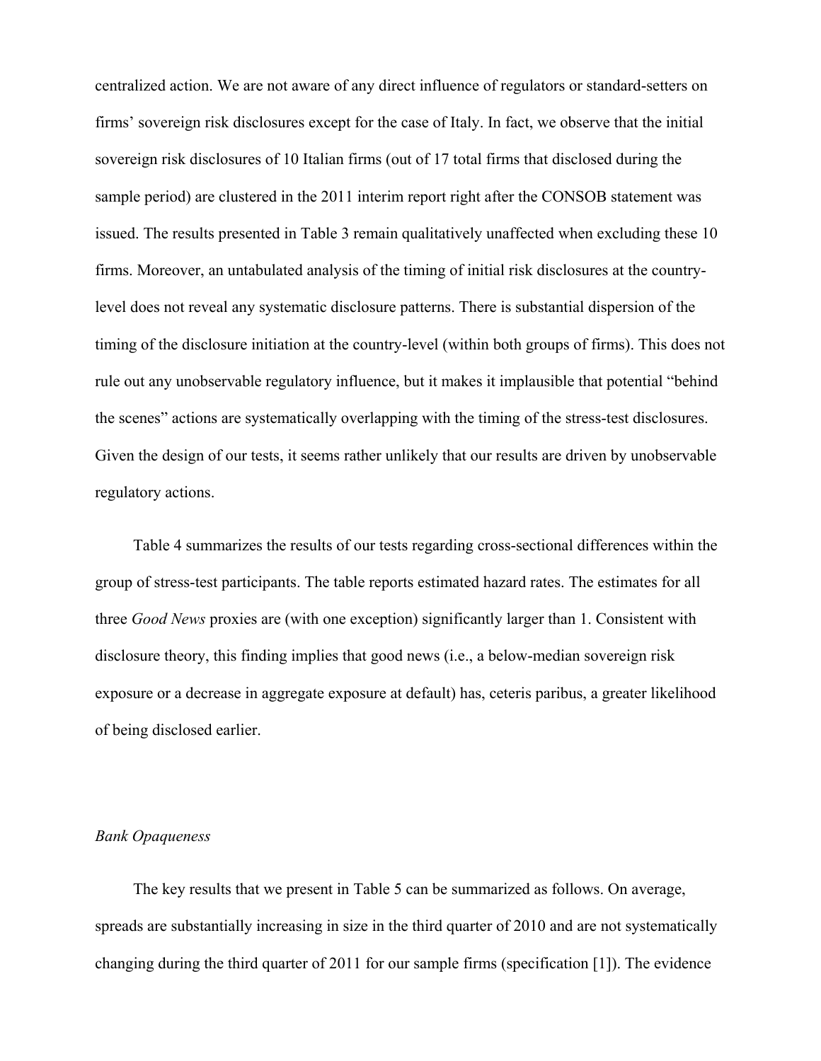centralized action. We are not aware of any direct influence of regulators or standard-setters on firms' sovereign risk disclosures except for the case of Italy. In fact, we observe that the initial sovereign risk disclosures of 10 Italian firms (out of 17 total firms that disclosed during the sample period) are clustered in the 2011 interim report right after the CONSOB statement was issued. The results presented in Table 3 remain qualitatively unaffected when excluding these 10 firms. Moreover, an untabulated analysis of the timing of initial risk disclosures at the country-level does not reveal any systematic disclosure patterns. There is substantial dispersion of the timing of the disclosure initiation at the country-level (within both groups of firms). This does not rule out any unobservable regulatory influence, but it makes it implausible that potential "behind the scenes" actions are systematically overlapping with the timing of the stress-test disclosures. Given the design of our tests, it seems rather unlikely that our results are driven by unobservable regulatory actions.

Table 4 summarizes the results of our tests regarding cross-sectional differences within the group of stress-test participants. The table reports estimated hazard rates. The estimates for all three *Good News* proxies are (with one exception) significantly larger than 1. Consistent with disclosure theory, this finding implies that good news (i.e., a below-median sovereign risk exposure or a decrease in aggregate exposure at default) has, ceteris paribus, a greater likelihood of being disclosed earlier.

### *Bank Opaqueness*

The key results that we present in Table 5 can be summarized as follows. On average, spreads are substantially increasing in size in the third quarter of 2010 and are not systematically changing during the third quarter of 2011 for our sample firms (specification [1]). The evidence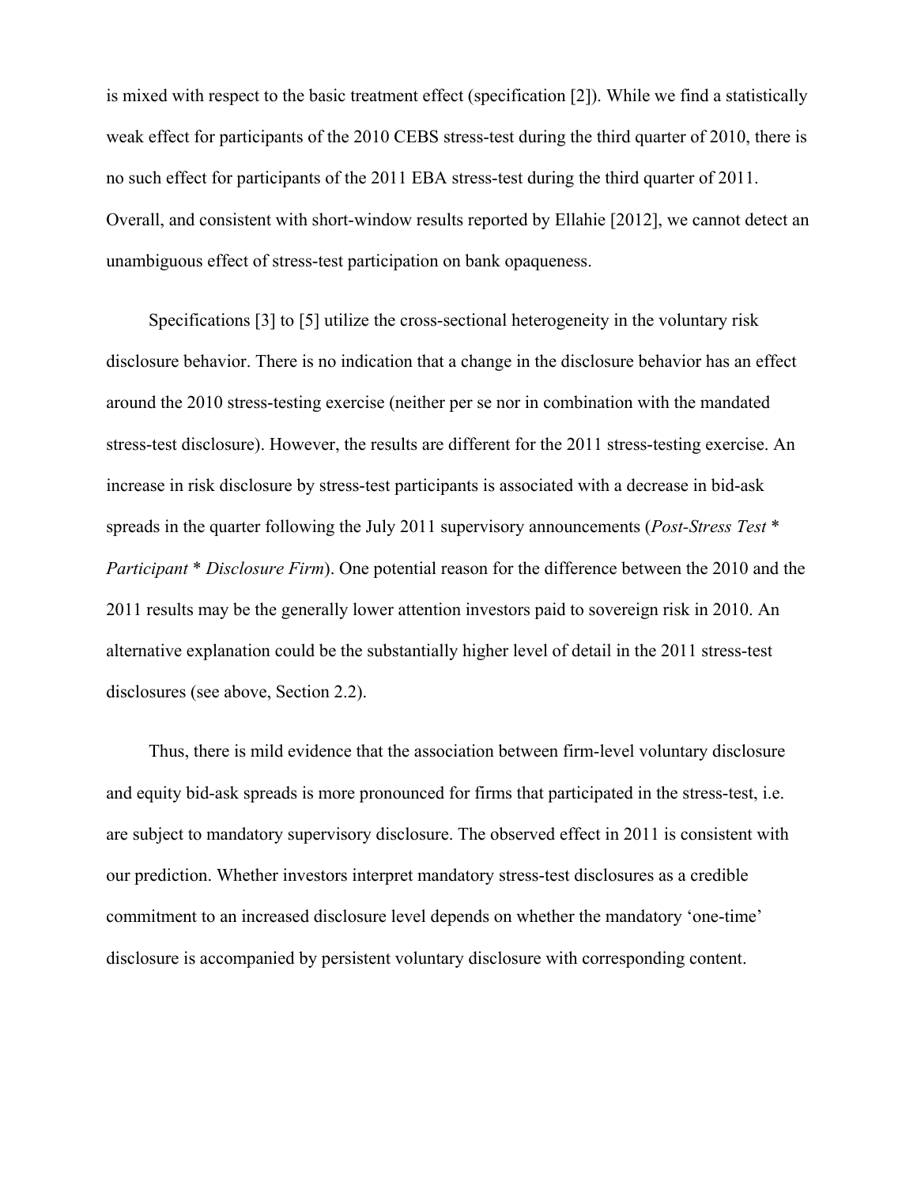is mixed with respect to the basic treatment effect (specification [2]). While we find a statistically weak effect for participants of the 2010 CEBS stress-test during the third quarter of 2010, there is no such effect for participants of the 2011 EBA stress-test during the third quarter of 2011. Overall, and consistent with short-window results reported by Ellahie [2012], we cannot detect an unambiguous effect of stress-test participation on bank opaqueness.

Specifications [3] to [5] utilize the cross-sectional heterogeneity in the voluntary risk disclosure behavior. There is no indication that a change in the disclosure behavior has an effect around the 2010 stress-testing exercise (neither per se nor in combination with the mandated stress-test disclosure). However, the results are different for the 2011 stress-testing exercise. An increase in risk disclosure by stress-test participants is associated with a decrease in bid-ask spreads in the quarter following the July 2011 supervisory announcements (*Post-Stress Test* * *Participant* * *Disclosure Firm*). One potential reason for the difference between the 2010 and the 2011 results may be the generally lower attention investors paid to sovereign risk in 2010. An alternative explanation could be the substantially higher level of detail in the 2011 stress-test disclosures (see above, Section 2.2).

Thus, there is mild evidence that the association between firm-level voluntary disclosure and equity bid-ask spreads is more pronounced for firms that participated in the stress-test, i.e. are subject to mandatory supervisory disclosure. The observed effect in 2011 is consistent with our prediction. Whether investors interpret mandatory stress-test disclosures as a credible commitment to an increased disclosure level depends on whether the mandatory 'one-time' disclosure is accompanied by persistent voluntary disclosure with corresponding content.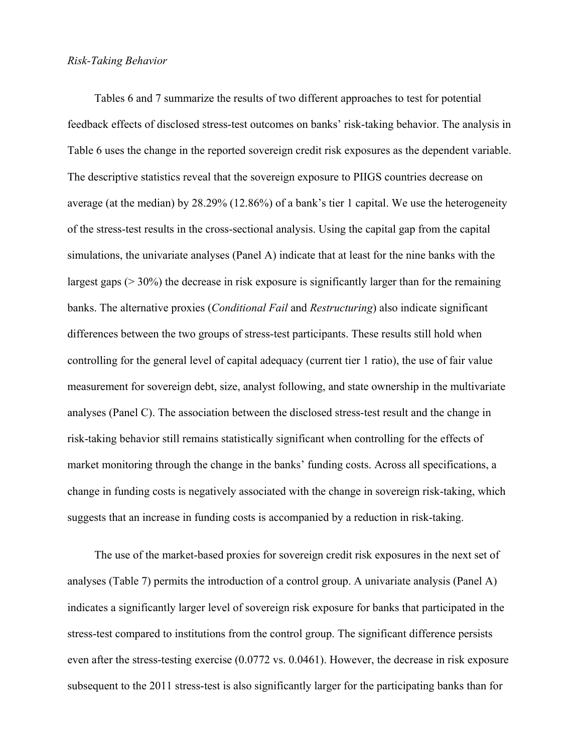*Risk-Taking Behavior*

Tables 6 and 7 summarize the results of two different approaches to test for potential feedback effects of disclosed stress-test outcomes on banks' risk-taking behavior. The analysis in Table 6 uses the change in the reported sovereign credit risk exposures as the dependent variable. The descriptive statistics reveal that the sovereign exposure to PIIGS countries decrease on average (at the median) by 28.29% (12.86%) of a bank's tier 1 capital. We use the heterogeneity of the stress-test results in the cross-sectional analysis. Using the capital gap from the capital simulations, the univariate analyses (Panel A) indicate that at least for the nine banks with the largest gaps (> 30%) the decrease in risk exposure is significantly larger than for the remaining banks. The alternative proxies (*Conditional Fail* and *Restructuring*) also indicate significant differences between the two groups of stress-test participants. These results still hold when controlling for the general level of capital adequacy (current tier 1 ratio), the use of fair value measurement for sovereign debt, size, analyst following, and state ownership in the multivariate analyses (Panel C). The association between the disclosed stress-test result and the change in risk-taking behavior still remains statistically significant when controlling for the effects of market monitoring through the change in the banks' funding costs. Across all specifications, a change in funding costs is negatively associated with the change in sovereign risk-taking, which suggests that an increase in funding costs is accompanied by a reduction in risk-taking.

The use of the market-based proxies for sovereign credit risk exposures in the next set of analyses (Table 7) permits the introduction of a control group. A univariate analysis (Panel A) indicates a significantly larger level of sovereign risk exposure for banks that participated in the stress-test compared to institutions from the control group. The significant difference persists even after the stress-testing exercise (0.0772 vs. 0.0461). However, the decrease in risk exposure subsequent to the 2011 stress-test is also significantly larger for the participating banks than for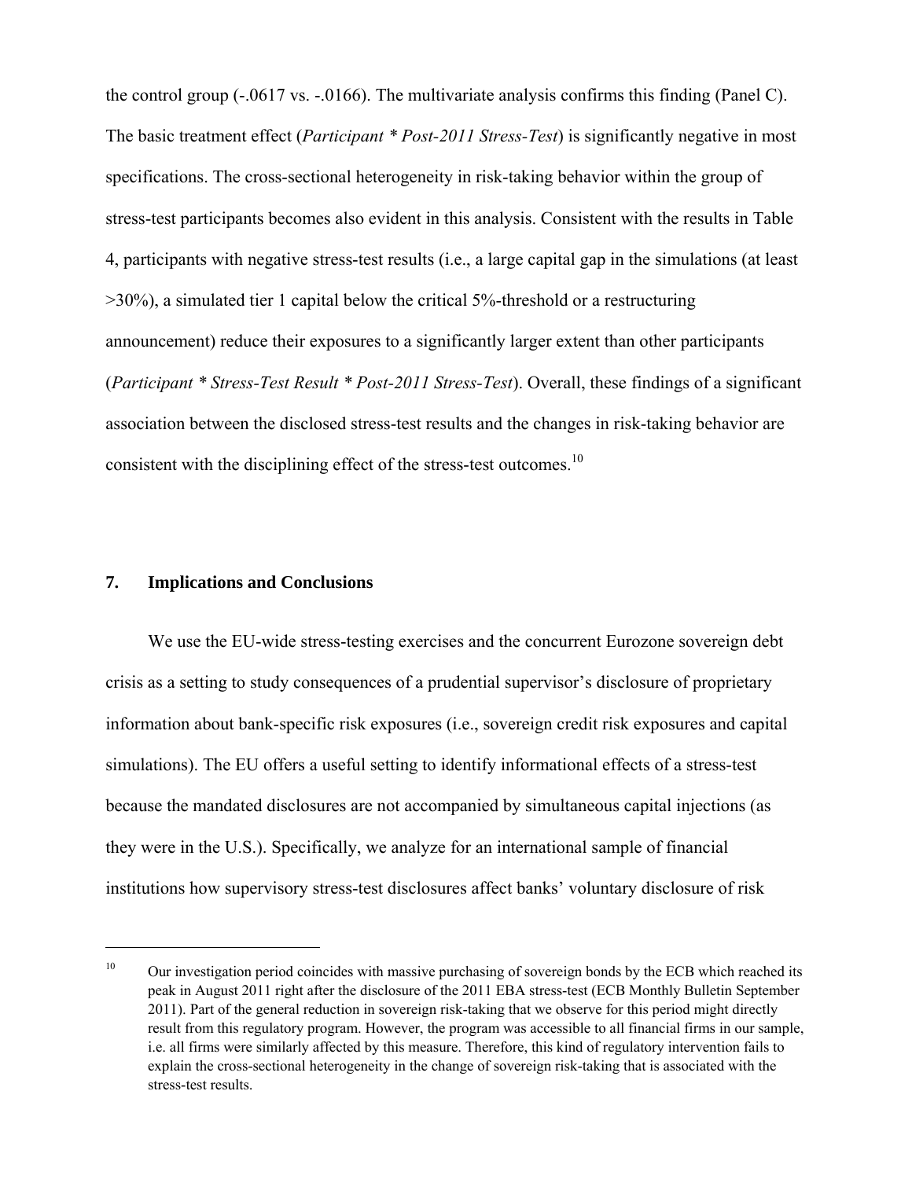the control group (-.0617 vs. -.0166). The multivariate analysis confirms this finding (Panel C). The basic treatment effect (*Participant * Post-2011 Stress-Test*) is significantly negative in most specifications. The cross-sectional heterogeneity in risk-taking behavior within the group of stress-test participants becomes also evident in this analysis. Consistent with the results in Table 4, participants with negative stress-test results (i.e., a large capital gap in the simulations (at least >30%), a simulated tier 1 capital below the critical 5%-threshold or a restructuring announcement) reduce their exposures to a significantly larger extent than other participants (*Participant * Stress-Test Result * Post-2011 Stress-Test*). Overall, these findings of a significant association between the disclosed stress-test results and the changes in risk-taking behavior are consistent with the disciplining effect of the stress-test outcomes.[10]

## 7. Implications and Conclusions

We use the EU-wide stress-testing exercises and the concurrent Eurozone sovereign debt crisis as a setting to study consequences of a prudential supervisor's disclosure of proprietary information about bank-specific risk exposures (i.e., sovereign credit risk exposures and capital simulations). The EU offers a useful setting to identify informational effects of a stress-test because the mandated disclosures are not accompanied by simultaneous capital injections (as they were in the U.S.). Specifically, we analyze for an international sample of financial institutions how supervisory stress-test disclosures affect banks' voluntary disclosure of risk

[10] Our investigation period coincides with massive purchasing of sovereign bonds by the ECB which reached its peak in August 2011 right after the disclosure of the 2011 EBA stress-test (ECB Monthly Bulletin September 2011). Part of the general reduction in sovereign risk-taking that we observe for this period might directly result from this regulatory program. However, the program was accessible to all financial firms in our sample, i.e. all firms were similarly affected by this measure. Therefore, this kind of regulatory intervention fails to explain the cross-sectional heterogeneity in the change of sovereign risk-taking that is associated with the stress-test results.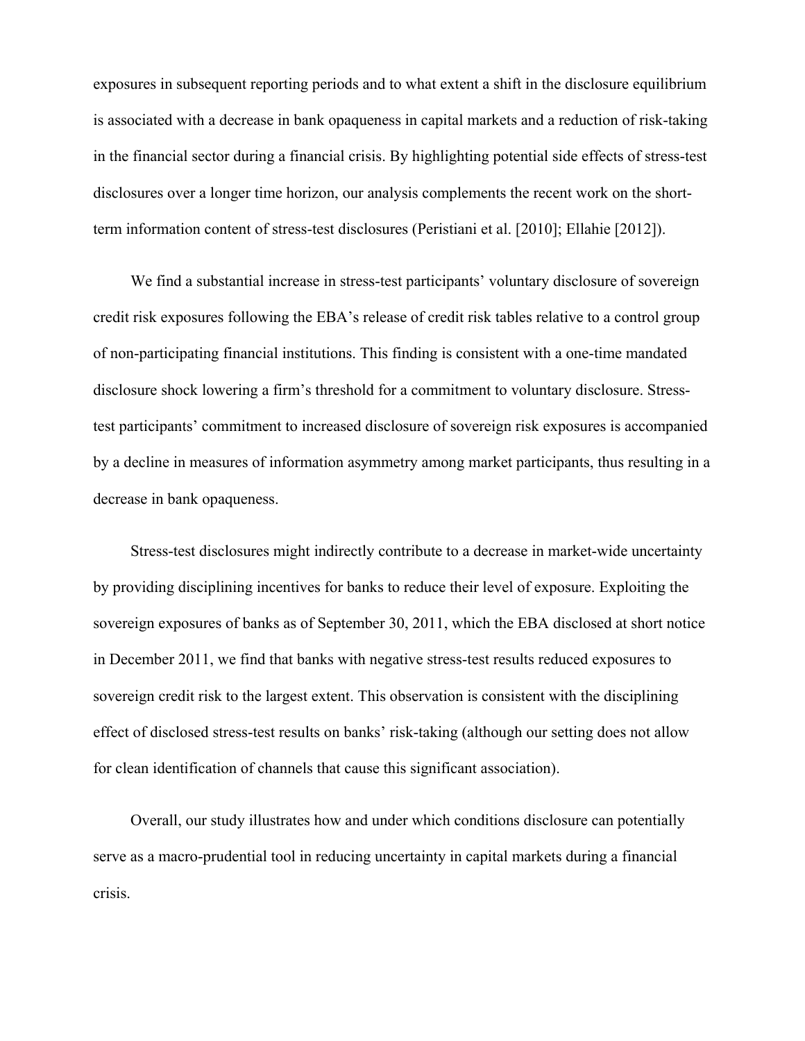exposures in subsequent reporting periods and to what extent a shift in the disclosure equilibrium is associated with a decrease in bank opaqueness in capital markets and a reduction of risk-taking in the financial sector during a financial crisis. By highlighting potential side effects of stress-test disclosures over a longer time horizon, our analysis complements the recent work on the short-term information content of stress-test disclosures (Peristiani et al. [2010]; Ellahie [2012]).

We find a substantial increase in stress-test participants' voluntary disclosure of sovereign credit risk exposures following the EBA's release of credit risk tables relative to a control group of non-participating financial institutions. This finding is consistent with a one-time mandated disclosure shock lowering a firm's threshold for a commitment to voluntary disclosure. Stress-test participants' commitment to increased disclosure of sovereign risk exposures is accompanied by a decline in measures of information asymmetry among market participants, thus resulting in a decrease in bank opaqueness.

Stress-test disclosures might indirectly contribute to a decrease in market-wide uncertainty by providing disciplining incentives for banks to reduce their level of exposure. Exploiting the sovereign exposures of banks as of September 30, 2011, which the EBA disclosed at short notice in December 2011, we find that banks with negative stress-test results reduced exposures to sovereign credit risk to the largest extent. This observation is consistent with the disciplining effect of disclosed stress-test results on banks' risk-taking (although our setting does not allow for clean identification of channels that cause this significant association).

Overall, our study illustrates how and under which conditions disclosure can potentially serve as a macro-prudential tool in reducing uncertainty in capital markets during a financial crisis.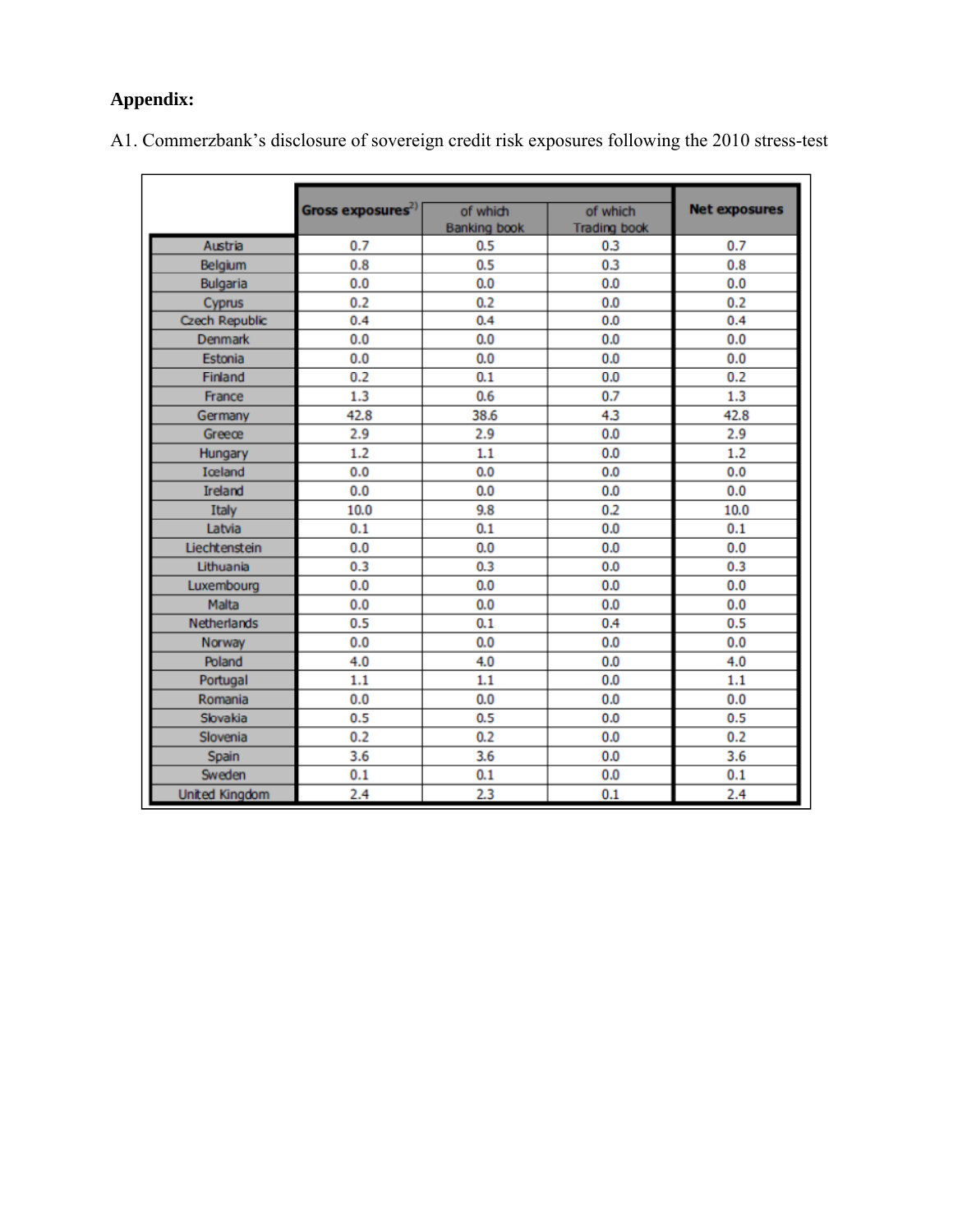**Appendix:**

A1. Commerzbank's disclosure of sovereign credit risk exposures following the 2010 stress-test

| | Gross exposures[2)] | of which Banking book | of which Trading book | Net exposures |
|---|---|---|---|---|
| Austria | 0.7 | 0.5 | 0.3 | 0.7 |
| Belgium | 0.8 | 0.5 | 0.3 | 0.8 |
| Bulgaria | 0.0 | 0.0 | 0.0 | 0.0 |
| Cyprus | 0.2 | 0.2 | 0.0 | 0.2 |
| Czech Republic | 0.4 | 0.4 | 0.0 | 0.4 |
| Denmark | 0.0 | 0.0 | 0.0 | 0.0 |
| Estonia | 0.0 | 0.0 | 0.0 | 0.0 |
| Finland | 0.2 | 0.1 | 0.0 | 0.2 |
| France | 1.3 | 0.6 | 0.7 | 1.3 |
| Germany | 42.8 | 38.6 | 4.3 | 42.8 |
| Greece | 2.9 | 2.9 | 0.0 | 2.9 |
| Hungary | 1.2 | 1.1 | 0.0 | 1.2 |
| Iceland | 0.0 | 0.0 | 0.0 | 0.0 |
| Ireland | 0.0 | 0.0 | 0.0 | 0.0 |
| Italy | 10.0 | 9.8 | 0.2 | 10.0 |
| Latvia | 0.1 | 0.1 | 0.0 | 0.1 |
| Liechtenstein | 0.0 | 0.0 | 0.0 | 0.0 |
| Lithuania | 0.3 | 0.3 | 0.0 | 0.3 |
| Luxembourg | 0.0 | 0.0 | 0.0 | 0.0 |
| Malta | 0.0 | 0.0 | 0.0 | 0.0 |
| Netherlands | 0.5 | 0.1 | 0.4 | 0.5 |
| Norway | 0.0 | 0.0 | 0.0 | 0.0 |
| Poland | 4.0 | 4.0 | 0.0 | 4.0 |
| Portugal | 1.1 | 1.1 | 0.0 | 1.1 |
| Romania | 0.0 | 0.0 | 0.0 | 0.0 |
| Slovakia | 0.5 | 0.5 | 0.0 | 0.5 |
| Slovenia | 0.2 | 0.2 | 0.0 | 0.2 |
| Spain | 3.6 | 3.6 | 0.0 | 3.6 |
| Sweden | 0.1 | 0.1 | 0.0 | 0.1 |
| United Kingdom | 2.4 | 2.3 | 0.1 | 2.4 |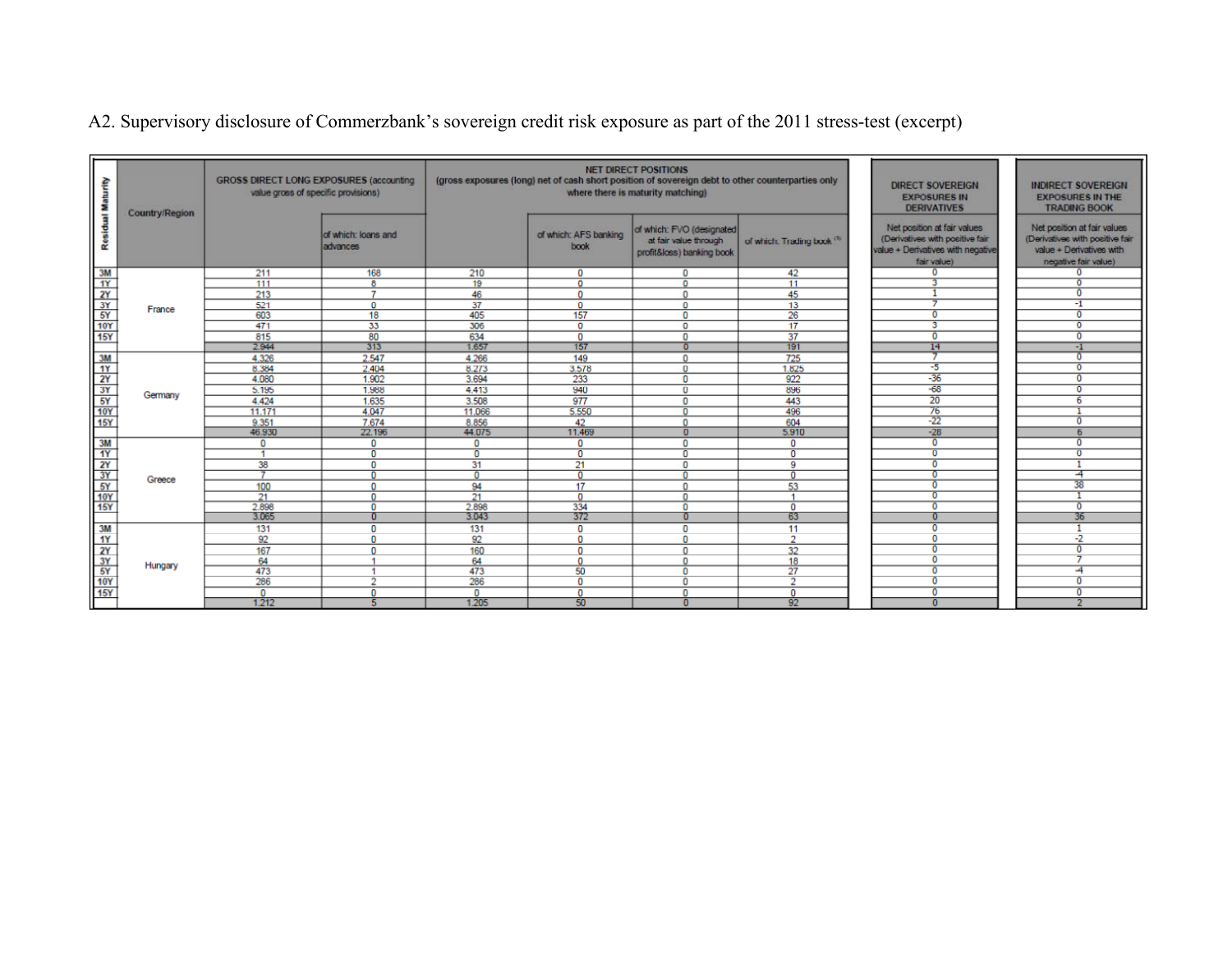A2. Supervisory disclosure of Commerzbank's sovereign credit risk exposure as part of the 2011 stress-test (excerpt)

| Residual Maturity | Country/Region | GROSS DIRECT LONG EXPOSURES (accounting value gross of specific provisions) | | NET DIRECT POSITIONS (gross exposures (long) net of cash short position of sovereign debt to other counterparties only where there is maturity matching) | | | | DIRECT SOVEREIGN EXPOSURES IN DERIVATIVES | INDIRECT SOVEREIGN EXPOSURES IN THE TRADING BOOK |
|---|---|---|---|---|---|---|---|---|---|
| | | | of which: loans and advances | | of which: AFS banking book | of which: FVO (designated at fair value through profit&loss) banking book | of which: Trading book (1) | Net position at fair values (Derivatives with positive fair value + Derivatives with negative fair value) | Net position at fair values (Derivatives with positive fair value + Derivatives with negative fair value) |
| 3M | France | 211 | 168 | 210 | 0 | 0 | 42 | 0 | 0 |
| 1Y | | 111 | 8 | 19 | 0 | 0 | 11 | 3 | 0 |
| 2Y | | 213 | 7 | 46 | 0 | 0 | 45 | 1 | 0 |
| 3Y | | 521 | 0 | 37 | 0 | 0 | 13 | 7 | -1 |
| 5Y | | 603 | 18 | 405 | 157 | 0 | 26 | 0 | 0 |
| 10Y | | 471 | 33 | 306 | 0 | 0 | 17 | 3 | 0 |
| 15Y | | 815 | 80 | 634 | 0 | 0 | 37 | 0 | 0 |
| | | 2.944 | 313 | 1.657 | 157 | 0 | 191 | 14 | -1 |
| 3M | Germany | 4.326 | 2.547 | 4.266 | 149 | 0 | 725 | 7 | 0 |
| 1Y | | 8.384 | 2.404 | 8.273 | 3.578 | 0 | 1.825 | -5 | 0 |
| 2Y | | 4.080 | 1.902 | 3.694 | 233 | 0 | 922 | -36 | 0 |
| 3Y | | 5.195 | 1.988 | 4.413 | 940 | 0 | 896 | -68 | 0 |
| 5Y | | 4.424 | 1.635 | 3.508 | 977 | 0 | 443 | 20 | 6 |
| 10Y | | 11.171 | 4.047 | 11.066 | 5.550 | 0 | 496 | 76 | 1 |
| 15Y | | 9.351 | 7.674 | 8.856 | 42 | 0 | 604 | -22 | 0 |
| | | 46.930 | 22.196 | 44.075 | 11.469 | 0 | 5.910 | -28 | 6 |
| 3M | Greece | 0 | 0 | 0 | 0 | 0 | 0 | 0 | 0 |
| 1Y | | 1 | 0 | 0 | 0 | 0 | 0 | 0 | 0 |
| 2Y | | 38 | 0 | 31 | 21 | 0 | 9 | 0 | 1 |
| 3Y | | 7 | 0 | 0 | 0 | 0 | 0 | 0 | -4 |
| 5Y | | 100 | 0 | 94 | 17 | 0 | 53 | 0 | 38 |
| 10Y | | 21 | 0 | 21 | 0 | 0 | 1 | 0 | 1 |
| 15Y | | 2.898 | 0 | 2.898 | 334 | 0 | 0 | 0 | 0 |
| | | 3.065 | 0 | 3.043 | 372 | 0 | 63 | 0 | 36 |
| 3M | Hungary | 131 | 0 | 131 | 0 | 0 | 11 | 0 | 1 |
| 1Y | | 92 | 0 | 92 | 0 | 0 | 2 | 0 | -2 |
| 2Y | | 167 | 0 | 160 | 0 | 0 | 32 | 0 | 0 |
| 3Y | | 64 | 1 | 64 | 0 | 0 | 18 | 0 | 7 |
| 5Y | | 473 | 1 | 473 | 50 | 0 | 27 | 0 | -4 |
| 10Y | | 286 | 2 | 286 | 0 | 0 | 2 | 0 | 0 |
| 15Y | | 0 | 0 | 0 | 0 | 0 | 0 | 0 | 0 |
| | | 1.212 | 5 | 1.205 | 50 | 0 | 92 | 0 | 2 |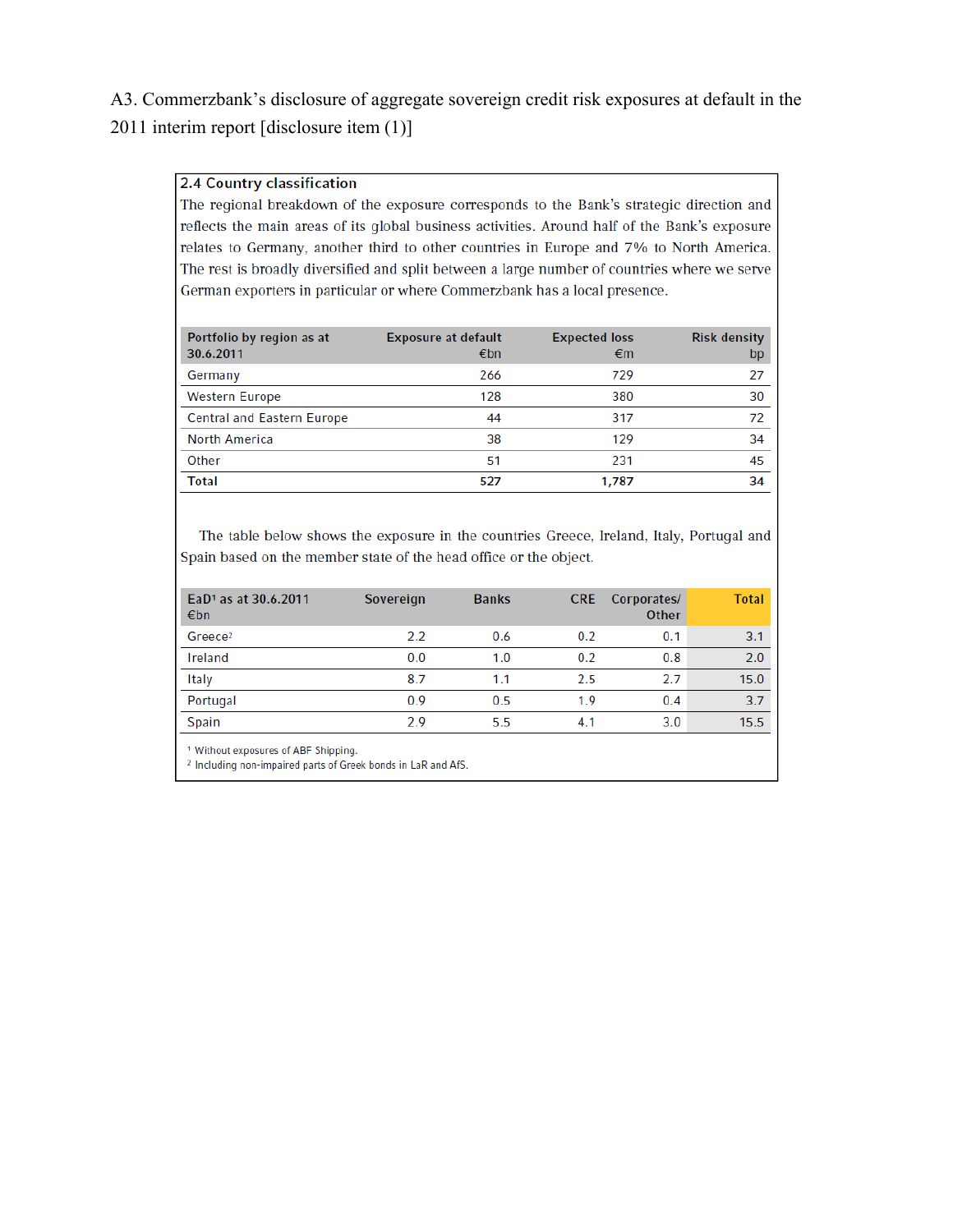A3. Commerzbank's disclosure of aggregate sovereign credit risk exposures at default in the 2011 interim report [disclosure item (1)]

### 2.4 Country classification

The regional breakdown of the exposure corresponds to the Bank's strategic direction and reflects the main areas of its global business activities. Around half of the Bank's exposure relates to Germany, another third to other countries in Europe and 7% to North America. The rest is broadly diversified and split between a large number of countries where we serve German exporters in particular or where Commerzbank has a local presence.

| Portfolio by region as at 30.6.2011 | Exposure at default €bn | Expected loss €m | Risk density bp |
|---|---|---|---|
| Germany | 266 | 729 | 27 |
| Western Europe | 128 | 380 | 30 |
| Central and Eastern Europe | 44 | 317 | 72 |
| North America | 38 | 129 | 34 |
| Other | 51 | 231 | 45 |
| **Total** | **527** | **1,787** | **34** |

The table below shows the exposure in the countries Greece, Ireland, Italy, Portugal and Spain based on the member state of the head office or the object.

| EaD[1] as at 30.6.2011 €bn | Sovereign | Banks | CRE | Corporates/ Other | Total |
|---|---|---|---|---|---|
| Greece[2] | 2.2 | 0.6 | 0.2 | 0.1 | 3.1 |
| Ireland | 0.0 | 1.0 | 0.2 | 0.8 | 2.0 |
| Italy | 8.7 | 1.1 | 2.5 | 2.7 | 15.0 |
| Portugal | 0.9 | 0.5 | 1.9 | 0.4 | 3.7 |
| Spain | 2.9 | 5.5 | 4.1 | 3.0 | 15.5 |

[1] Without exposures of ABF Shipping.
[2] Including non-impaired parts of Greek bonds in LaR and AfS.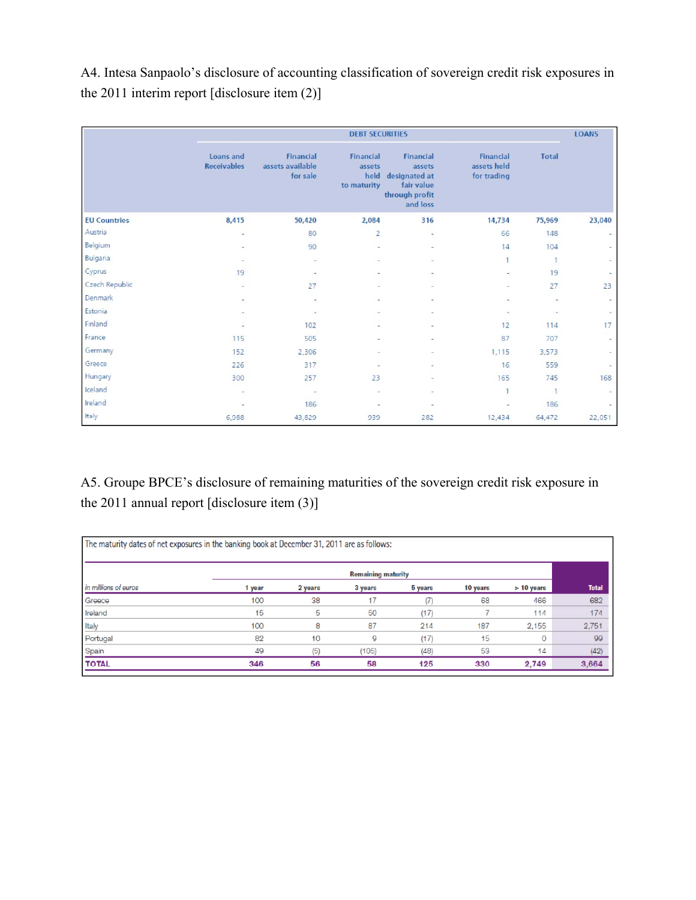A4. Intesa Sanpaolo's disclosure of accounting classification of sovereign credit risk exposures in the 2011 interim report [disclosure item (2)]

| | DEBT SECURITIES | | | | | | LOANS |
|---|---|---|---|---|---|---|---|
| | Loans and Receivables | Financial assets available for sale | Financial assets held to maturity | Financial assets designated at fair value through profit and loss | Financial assets held for trading | Total | |
| **EU Countries** | 8,415 | 50,420 | 2,084 | 316 | 14,734 | 75,969 | 23,040 |
| Austria | - | 80 | 2 | - | 66 | 148 | - |
| Belgium | - | 90 | - | - | 14 | 104 | - |
| Bulgaria | - | - | - | - | 1 | 1 | - |
| Cyprus | 19 | - | - | - | - | 19 | - |
| Czech Republic | - | 27 | - | - | - | 27 | 23 |
| Denmark | - | - | - | - | - | - | - |
| Estonia | - | - | - | - | - | - | - |
| Finland | - | 102 | - | - | 12 | 114 | 17 |
| France | 115 | 505 | - | - | 87 | 707 | - |
| Germany | 152 | 2,306 | - | - | 1,115 | 3,573 | - |
| Greece | 226 | 317 | - | - | 16 | 559 | - |
| Hungary | 300 | 257 | 23 | - | 165 | 745 | 168 |
| Iceland | - | - | - | - | 1 | 1 | - |
| Ireland | - | 186 | - | - | - | 186 | - |
| Italy | 6,988 | 43,829 | 939 | 282 | 12,434 | 64,472 | 22,051 |

A5. Groupe BPCE's disclosure of remaining maturities of the sovereign credit risk exposure in the 2011 annual report [disclosure item (3)]

The maturity dates of net exposures in the banking book at December 31, 2011 are as follows:

| *in millions of euros* | Remaining maturity | | | | | | Total |
|---|---|---|---|---|---|---|---|
| | 1 year | 2 years | 3 years | 5 years | 10 years | > 10 years | |
| Greece | 100 | 38 | 17 | (7) | 68 | 466 | 682 |
| Ireland | 15 | 5 | 50 | (17) | 7 | 114 | 174 |
| Italy | 100 | 8 | 87 | 214 | 187 | 2,155 | 2,751 |
| Portugal | 82 | 10 | 9 | (17) | 15 | 0 | 99 |
| Spain | 49 | (5) | (105) | (48) | 53 | 14 | (42) |
| **TOTAL** | **346** | **56** | **58** | **125** | **330** | **2,749** | **3,664** |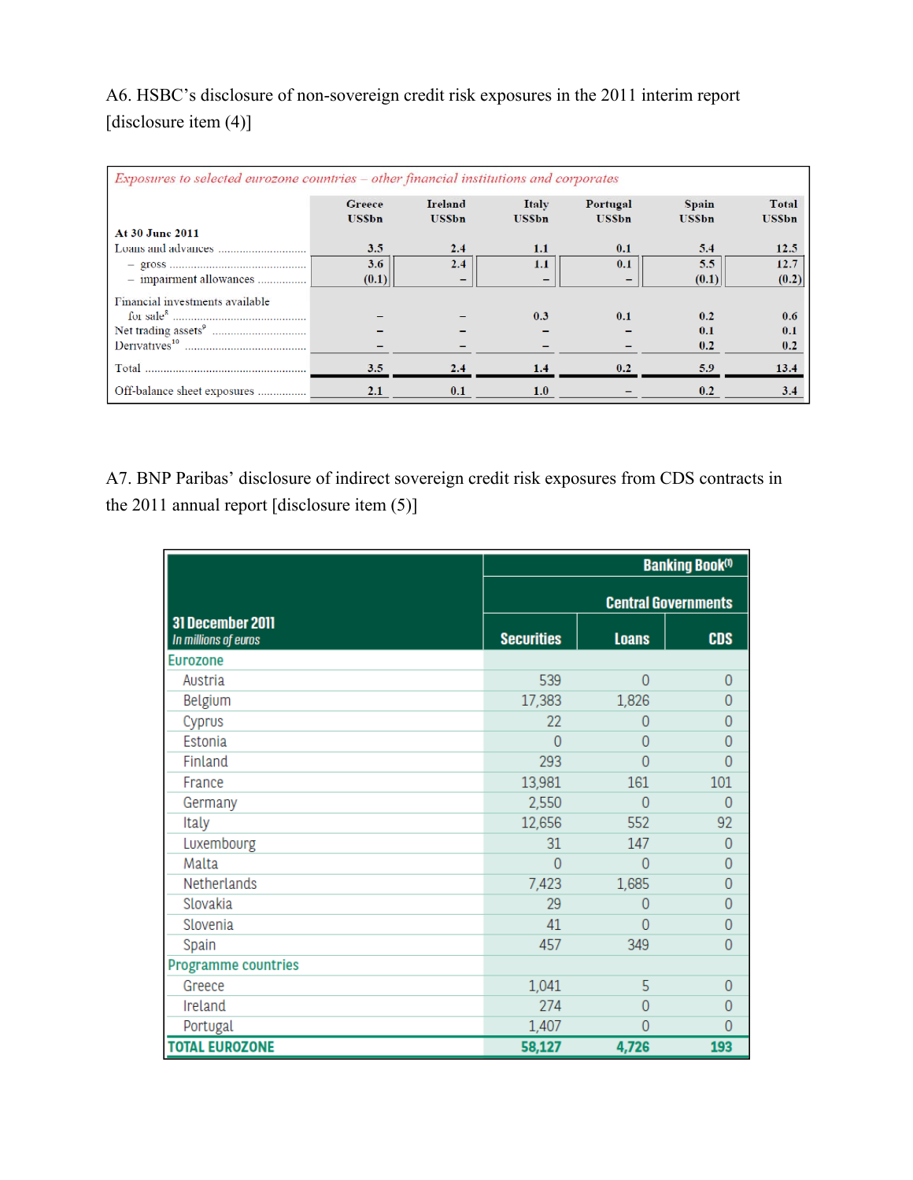A6. HSBC's disclosure of non-sovereign credit risk exposures in the 2011 interim report [disclosure item (4)]

*Exposures to selected eurozone countries – other financial institutions and corporates*

| At 30 June 2011 | Greece US$bn | Ireland US$bn | Italy US$bn | Portugal US$bn | Spain US$bn | Total US$bn |
|---|---|---|---|---|---|---|
| Loans and advances | 3.5 | 2.4 | 1.1 | 0.1 | 5.4 | 12.5 |
| – gross | 3.6 | 2.4 | 1.1 | 0.1 | 5.5 | 12.7 |
| – impairment allowances | (0.1) | – | – | – | (0.1) | (0.2) |
| Financial investments available for sale[8] | – | – | 0.3 | 0.1 | 0.2 | 0.6 |
| Net trading assets[9] | – | – | – | – | 0.1 | 0.1 |
| Derivatives[10] | – | – | – | – | 0.2 | 0.2 |
| Total | 3.5 | 2.4 | 1.4 | 0.2 | 5.9 | 13.4 |
| Off-balance sheet exposures | 2.1 | 0.1 | 1.0 | – | 0.2 | 3.4 |

A7. BNP Paribas' disclosure of indirect sovereign credit risk exposures from CDS contracts in the 2011 annual report [disclosure item (5)]

| 31 December 2011<br>*In millions of euros* | Banking Book[(1)] | | |
|---|---|---|---|
| | Central Governments | | |
| | Securities | Loans | CDS |
| **Eurozone** | | | |
| Austria | 539 | 0 | 0 |
| Belgium | 17,383 | 1,826 | 0 |
| Cyprus | 22 | 0 | 0 |
| Estonia | 0 | 0 | 0 |
| Finland | 293 | 0 | 0 |
| France | 13,981 | 161 | 101 |
| Germany | 2,550 | 0 | 0 |
| Italy | 12,656 | 552 | 92 |
| Luxembourg | 31 | 147 | 0 |
| Malta | 0 | 0 | 0 |
| Netherlands | 7,423 | 1,685 | 0 |
| Slovakia | 29 | 0 | 0 |
| Slovenia | 41 | 0 | 0 |
| Spain | 457 | 349 | 0 |
| **Programme countries** | | | |
| Greece | 1,041 | 5 | 0 |
| Ireland | 274 | 0 | 0 |
| Portugal | 1,407 | 0 | 0 |
| **TOTAL EUROZONE** | **58,127** | **4,726** | **193** |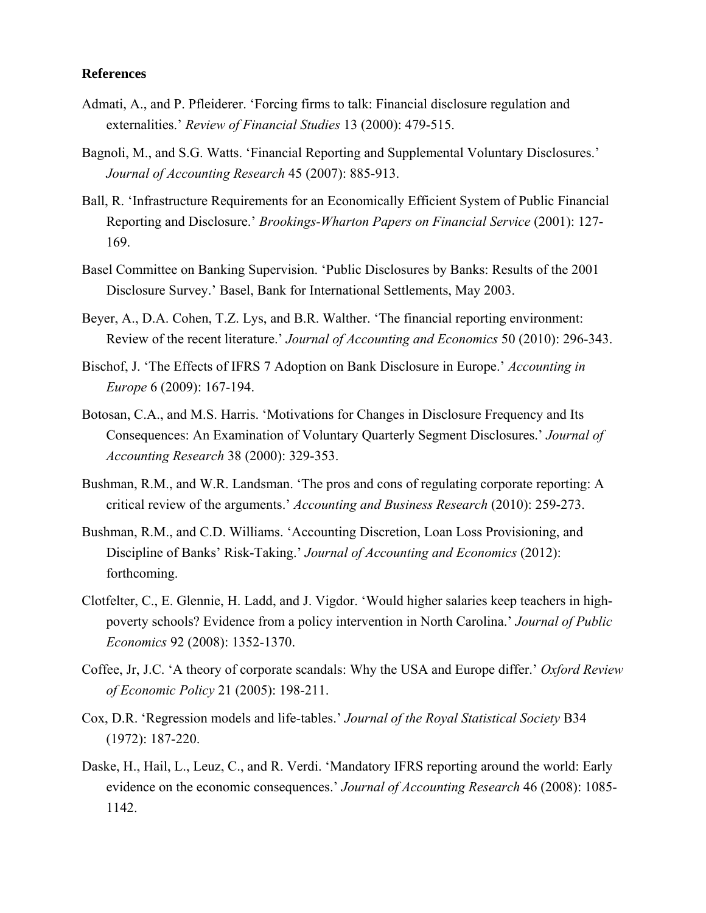**References**

Admati, A., and P. Pfleiderer. 'Forcing firms to talk: Financial disclosure regulation and externalities.' *Review of Financial Studies* 13 (2000): 479-515.

Bagnoli, M., and S.G. Watts. 'Financial Reporting and Supplemental Voluntary Disclosures.' *Journal of Accounting Research* 45 (2007): 885-913.

Ball, R. 'Infrastructure Requirements for an Economically Efficient System of Public Financial Reporting and Disclosure.' *Brookings-Wharton Papers on Financial Service* (2001): 127-169.

Basel Committee on Banking Supervision. 'Public Disclosures by Banks: Results of the 2001 Disclosure Survey.' Basel, Bank for International Settlements, May 2003.

Beyer, A., D.A. Cohen, T.Z. Lys, and B.R. Walther. 'The financial reporting environment: Review of the recent literature.' *Journal of Accounting and Economics* 50 (2010): 296-343.

Bischof, J. 'The Effects of IFRS 7 Adoption on Bank Disclosure in Europe.' *Accounting in Europe* 6 (2009): 167-194.

Botosan, C.A., and M.S. Harris. 'Motivations for Changes in Disclosure Frequency and Its Consequences: An Examination of Voluntary Quarterly Segment Disclosures.' *Journal of Accounting Research* 38 (2000): 329-353.

Bushman, R.M., and W.R. Landsman. 'The pros and cons of regulating corporate reporting: A critical review of the arguments.' *Accounting and Business Research* (2010): 259-273.

Bushman, R.M., and C.D. Williams. 'Accounting Discretion, Loan Loss Provisioning, and Discipline of Banks' Risk-Taking.' *Journal of Accounting and Economics* (2012): forthcoming.

Clotfelter, C., E. Glennie, H. Ladd, and J. Vigdor. 'Would higher salaries keep teachers in high-poverty schools? Evidence from a policy intervention in North Carolina.' *Journal of Public Economics* 92 (2008): 1352-1370.

Coffee, Jr, J.C. 'A theory of corporate scandals: Why the USA and Europe differ.' *Oxford Review of Economic Policy* 21 (2005): 198-211.

Cox, D.R. 'Regression models and life-tables.' *Journal of the Royal Statistical Society* B34 (1972): 187-220.

Daske, H., Hail, L., Leuz, C., and R. Verdi. 'Mandatory IFRS reporting around the world: Early evidence on the economic consequences.' *Journal of Accounting Research* 46 (2008): 1085-1142.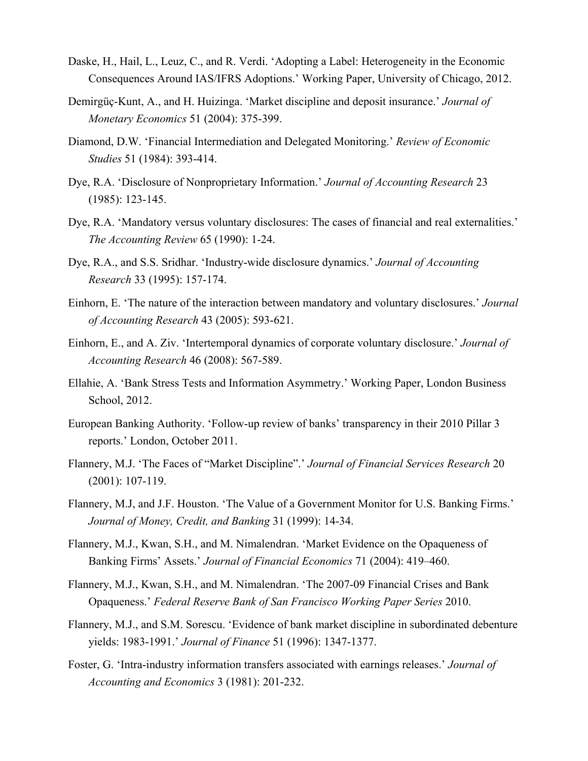Daske, H., Hail, L., Leuz, C., and R. Verdi. 'Adopting a Label: Heterogeneity in the Economic Consequences Around IAS/IFRS Adoptions.' Working Paper, University of Chicago, 2012.

Demirgüç-Kunt, A., and H. Huizinga. 'Market discipline and deposit insurance.' *Journal of Monetary Economics* 51 (2004): 375-399.

Diamond, D.W. 'Financial Intermediation and Delegated Monitoring.' *Review of Economic Studies* 51 (1984): 393-414.

Dye, R.A. 'Disclosure of Nonproprietary Information.' *Journal of Accounting Research* 23 (1985): 123-145.

Dye, R.A. 'Mandatory versus voluntary disclosures: The cases of financial and real externalities.' *The Accounting Review* 65 (1990): 1-24.

Dye, R.A., and S.S. Sridhar. 'Industry-wide disclosure dynamics.' *Journal of Accounting Research* 33 (1995): 157-174.

Einhorn, E. 'The nature of the interaction between mandatory and voluntary disclosures.' *Journal of Accounting Research* 43 (2005): 593-621.

Einhorn, E., and A. Ziv. 'Intertemporal dynamics of corporate voluntary disclosure.' *Journal of Accounting Research* 46 (2008): 567-589.

Ellahie, A. 'Bank Stress Tests and Information Asymmetry.' Working Paper, London Business School, 2012.

European Banking Authority. 'Follow-up review of banks' transparency in their 2010 Pillar 3 reports.' London, October 2011.

Flannery, M.J. 'The Faces of "Market Discipline".' *Journal of Financial Services Research* 20 (2001): 107-119.

Flannery, M.J, and J.F. Houston. 'The Value of a Government Monitor for U.S. Banking Firms.' *Journal of Money, Credit, and Banking* 31 (1999): 14-34.

Flannery, M.J., Kwan, S.H., and M. Nimalendran. 'Market Evidence on the Opaqueness of Banking Firms' Assets.' *Journal of Financial Economics* 71 (2004): 419–460.

Flannery, M.J., Kwan, S.H., and M. Nimalendran. 'The 2007-09 Financial Crises and Bank Opaqueness.' *Federal Reserve Bank of San Francisco Working Paper Series* 2010.

Flannery, M.J., and S.M. Sorescu. 'Evidence of bank market discipline in subordinated debenture yields: 1983-1991.' *Journal of Finance* 51 (1996): 1347-1377.

Foster, G. 'Intra-industry information transfers associated with earnings releases.' *Journal of Accounting and Economics* 3 (1981): 201-232.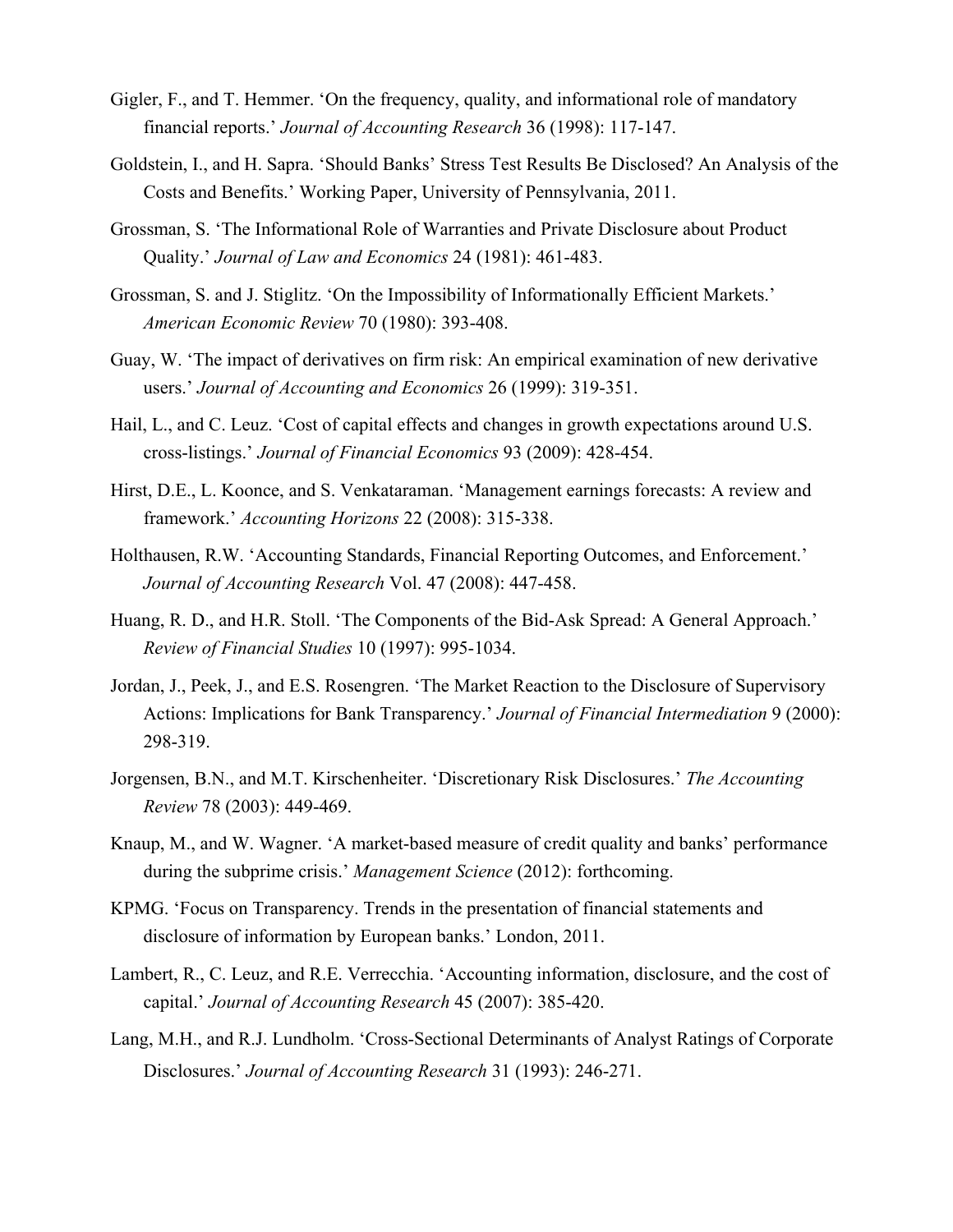Gigler, F., and T. Hemmer. 'On the frequency, quality, and informational role of mandatory financial reports.' *Journal of Accounting Research* 36 (1998): 117-147.

Goldstein, I., and H. Sapra. 'Should Banks' Stress Test Results Be Disclosed? An Analysis of the Costs and Benefits.' Working Paper, University of Pennsylvania, 2011.

Grossman, S. 'The Informational Role of Warranties and Private Disclosure about Product Quality.' *Journal of Law and Economics* 24 (1981): 461-483.

Grossman, S. and J. Stiglitz. 'On the Impossibility of Informationally Efficient Markets.' *American Economic Review* 70 (1980): 393-408.

Guay, W. 'The impact of derivatives on firm risk: An empirical examination of new derivative users.' *Journal of Accounting and Economics* 26 (1999): 319-351.

Hail, L., and C. Leuz. 'Cost of capital effects and changes in growth expectations around U.S. cross-listings.' *Journal of Financial Economics* 93 (2009): 428-454.

Hirst, D.E., L. Koonce, and S. Venkataraman. 'Management earnings forecasts: A review and framework.' *Accounting Horizons* 22 (2008): 315-338.

Holthausen, R.W. 'Accounting Standards, Financial Reporting Outcomes, and Enforcement.' *Journal of Accounting Research* Vol. 47 (2008): 447-458.

Huang, R. D., and H.R. Stoll. 'The Components of the Bid-Ask Spread: A General Approach.' *Review of Financial Studies* 10 (1997): 995-1034.

Jordan, J., Peek, J., and E.S. Rosengren. 'The Market Reaction to the Disclosure of Supervisory Actions: Implications for Bank Transparency.' *Journal of Financial Intermediation* 9 (2000): 298-319.

Jorgensen, B.N., and M.T. Kirschenheiter. 'Discretionary Risk Disclosures.' *The Accounting Review* 78 (2003): 449-469.

Knaup, M., and W. Wagner. 'A market-based measure of credit quality and banks' performance during the subprime crisis.' *Management Science* (2012): forthcoming.

KPMG. 'Focus on Transparency. Trends in the presentation of financial statements and disclosure of information by European banks.' London, 2011.

Lambert, R., C. Leuz, and R.E. Verrecchia. 'Accounting information, disclosure, and the cost of capital.' *Journal of Accounting Research* 45 (2007): 385-420.

Lang, M.H., and R.J. Lundholm. 'Cross-Sectional Determinants of Analyst Ratings of Corporate Disclosures.' *Journal of Accounting Research* 31 (1993): 246-271.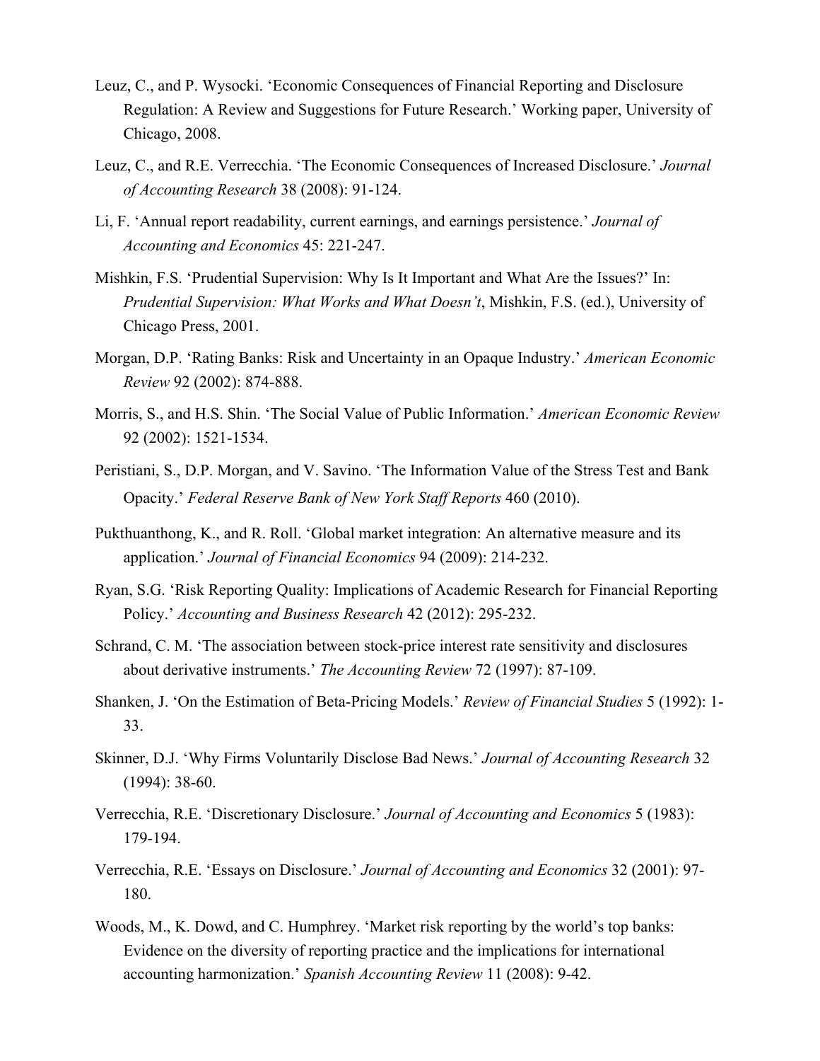Leuz, C., and P. Wysocki. 'Economic Consequences of Financial Reporting and Disclosure Regulation: A Review and Suggestions for Future Research.' Working paper, University of Chicago, 2008.

Leuz, C., and R.E. Verrecchia. 'The Economic Consequences of Increased Disclosure.' *Journal of Accounting Research* 38 (2008): 91-124.

Li, F. 'Annual report readability, current earnings, and earnings persistence.' *Journal of Accounting and Economics* 45: 221-247.

Mishkin, F.S. 'Prudential Supervision: Why Is It Important and What Are the Issues?' In: *Prudential Supervision: What Works and What Doesn't*, Mishkin, F.S. (ed.), University of Chicago Press, 2001.

Morgan, D.P. 'Rating Banks: Risk and Uncertainty in an Opaque Industry.' *American Economic Review* 92 (2002): 874-888.

Morris, S., and H.S. Shin. 'The Social Value of Public Information.' *American Economic Review* 92 (2002): 1521-1534.

Peristiani, S., D.P. Morgan, and V. Savino. 'The Information Value of the Stress Test and Bank Opacity.' *Federal Reserve Bank of New York Staff Reports* 460 (2010).

Pukthuanthong, K., and R. Roll. 'Global market integration: An alternative measure and its application.' *Journal of Financial Economics* 94 (2009): 214-232.

Ryan, S.G. 'Risk Reporting Quality: Implications of Academic Research for Financial Reporting Policy.' *Accounting and Business Research* 42 (2012): 295-232.

Schrand, C. M. 'The association between stock-price interest rate sensitivity and disclosures about derivative instruments.' *The Accounting Review* 72 (1997): 87-109.

Shanken, J. 'On the Estimation of Beta-Pricing Models.' *Review of Financial Studies* 5 (1992): 1-33.

Skinner, D.J. 'Why Firms Voluntarily Disclose Bad News.' *Journal of Accounting Research* 32 (1994): 38-60.

Verrecchia, R.E. 'Discretionary Disclosure.' *Journal of Accounting and Economics* 5 (1983): 179-194.

Verrecchia, R.E. 'Essays on Disclosure.' *Journal of Accounting and Economics* 32 (2001): 97-180.

Woods, M., K. Dowd, and C. Humphrey. 'Market risk reporting by the world's top banks: Evidence on the diversity of reporting practice and the implications for international accounting harmonization.' *Spanish Accounting Review* 11 (2008): 9-42.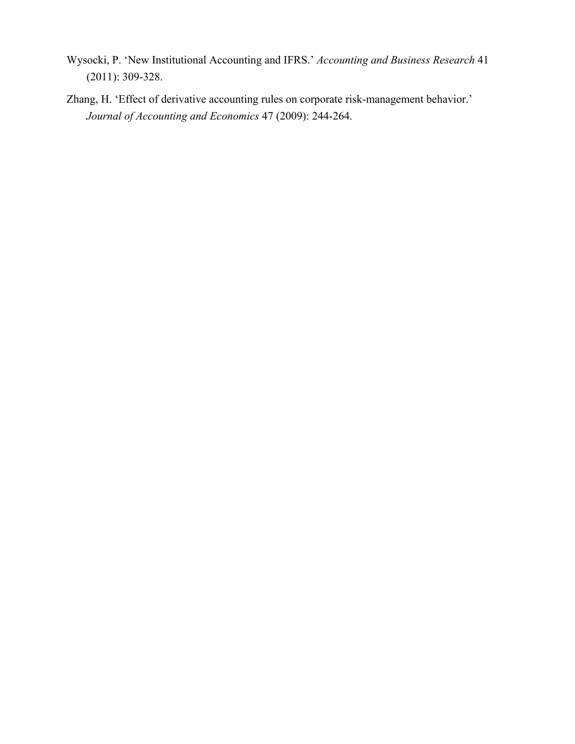Wysocki, P. 'New Institutional Accounting and IFRS.' *Accounting and Business Research* 41 (2011): 309-328.

Zhang, H. 'Effect of derivative accounting rules on corporate risk-management behavior.' *Journal of Accounting and Economics* 47 (2009): 244-264.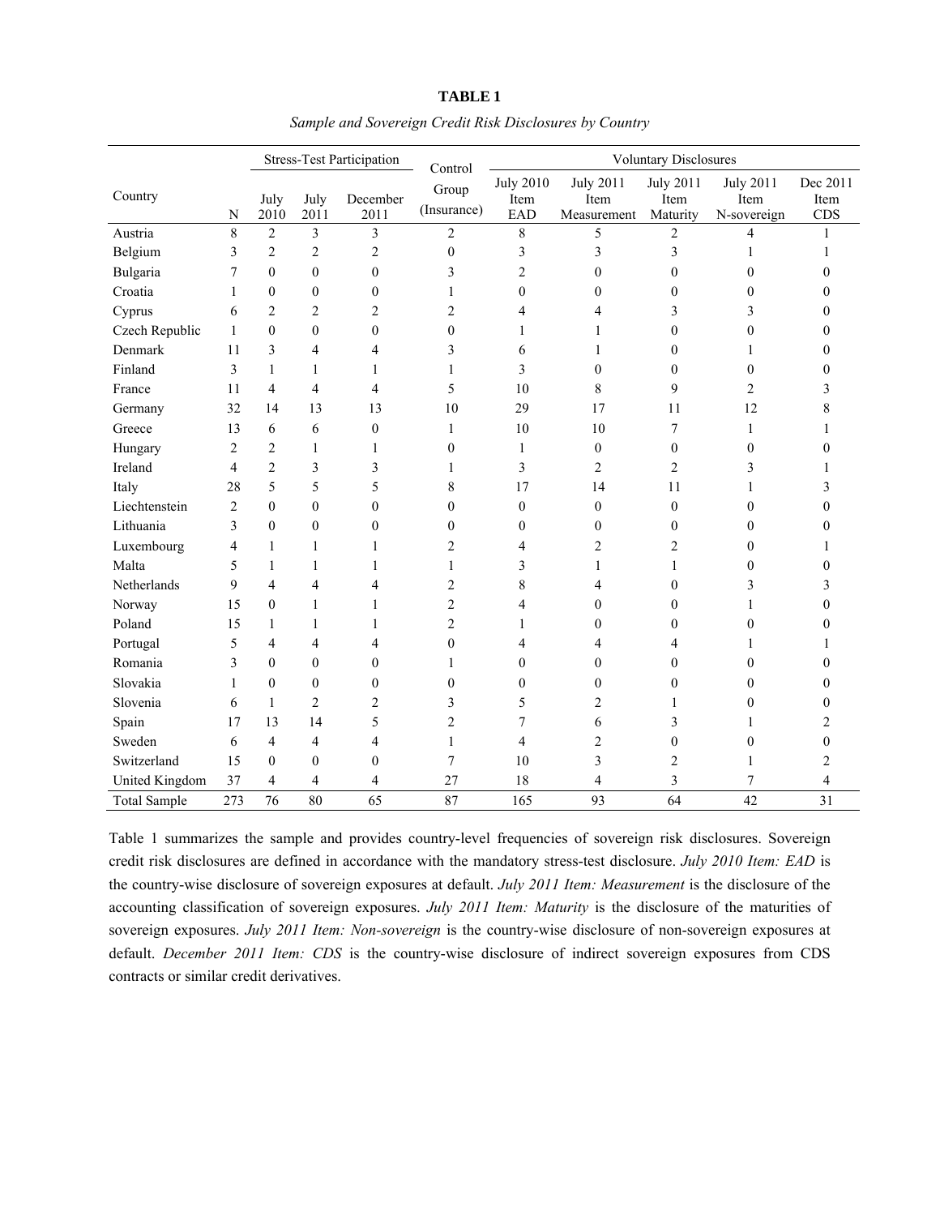**TABLE 1**

*Sample and Sovereign Credit Risk Disclosures by Country*

| Country | N | Stress-Test Participation | | | Control Group (Insurance) | Voluntary Disclosures | | | | |
|---|---|---|---|---|---|---|---|---|---|---|
| | | July 2010 | July 2011 | December 2011 | | July 2010 Item EAD | July 2011 Item Measurement | July 2011 Item Maturity | July 2011 Item N-sovereign | Dec 2011 Item CDS |
| Austria | 8 | 2 | 3 | 3 | 2 | 8 | 5 | 2 | 4 | 1 |
| Belgium | 3 | 2 | 2 | 2 | 0 | 3 | 3 | 3 | 1 | 1 |
| Bulgaria | 7 | 0 | 0 | 0 | 3 | 2 | 0 | 0 | 0 | 0 |
| Croatia | 1 | 0 | 0 | 0 | 1 | 0 | 0 | 0 | 0 | 0 |
| Cyprus | 6 | 2 | 2 | 2 | 2 | 4 | 4 | 3 | 3 | 0 |
| Czech Republic | 1 | 0 | 0 | 0 | 0 | 1 | 1 | 0 | 0 | 0 |
| Denmark | 11 | 3 | 4 | 4 | 3 | 6 | 1 | 0 | 1 | 0 |
| Finland | 3 | 1 | 1 | 1 | 1 | 3 | 0 | 0 | 0 | 0 |
| France | 11 | 4 | 4 | 4 | 5 | 10 | 8 | 9 | 2 | 3 |
| Germany | 32 | 14 | 13 | 13 | 10 | 29 | 17 | 11 | 12 | 8 |
| Greece | 13 | 6 | 6 | 0 | 1 | 10 | 10 | 7 | 1 | 1 |
| Hungary | 2 | 2 | 1 | 1 | 0 | 1 | 0 | 0 | 0 | 0 |
| Ireland | 4 | 2 | 3 | 3 | 1 | 3 | 2 | 2 | 3 | 1 |
| Italy | 28 | 5 | 5 | 5 | 8 | 17 | 14 | 11 | 1 | 3 |
| Liechtenstein | 2 | 0 | 0 | 0 | 0 | 0 | 0 | 0 | 0 | 0 |
| Lithuania | 3 | 0 | 0 | 0 | 0 | 0 | 0 | 0 | 0 | 0 |
| Luxembourg | 4 | 1 | 1 | 1 | 2 | 4 | 2 | 2 | 0 | 1 |
| Malta | 5 | 1 | 1 | 1 | 1 | 3 | 1 | 1 | 0 | 0 |
| Netherlands | 9 | 4 | 4 | 4 | 2 | 8 | 4 | 0 | 3 | 3 |
| Norway | 15 | 0 | 1 | 1 | 2 | 4 | 0 | 0 | 1 | 0 |
| Poland | 15 | 1 | 1 | 1 | 2 | 1 | 0 | 0 | 0 | 0 |
| Portugal | 5 | 4 | 4 | 4 | 0 | 4 | 4 | 4 | 1 | 1 |
| Romania | 3 | 0 | 0 | 0 | 1 | 0 | 0 | 0 | 0 | 0 |
| Slovakia | 1 | 0 | 0 | 0 | 0 | 0 | 0 | 0 | 0 | 0 |
| Slovenia | 6 | 1 | 2 | 2 | 3 | 5 | 2 | 1 | 0 | 0 |
| Spain | 17 | 13 | 14 | 5 | 2 | 7 | 6 | 3 | 1 | 2 |
| Sweden | 6 | 4 | 4 | 4 | 1 | 4 | 2 | 0 | 0 | 0 |
| Switzerland | 15 | 0 | 0 | 0 | 7 | 10 | 3 | 2 | 1 | 2 |
| United Kingdom | 37 | 4 | 4 | 4 | 27 | 18 | 4 | 3 | 7 | 4 |
| Total Sample | 273 | 76 | 80 | 65 | 87 | 165 | 93 | 64 | 42 | 31 |

Table 1 summarizes the sample and provides country-level frequencies of sovereign risk disclosures. Sovereign credit risk disclosures are defined in accordance with the mandatory stress-test disclosure. *July 2010 Item: EAD* is the country-wise disclosure of sovereign exposures at default. *July 2011 Item: Measurement* is the disclosure of the accounting classification of sovereign exposures. *July 2011 Item: Maturity* is the disclosure of the maturities of sovereign exposures. *July 2011 Item: Non-sovereign* is the country-wise disclosure of non-sovereign exposures at default. *December 2011 Item: CDS* is the country-wise disclosure of indirect sovereign exposures from CDS contracts or similar credit derivatives.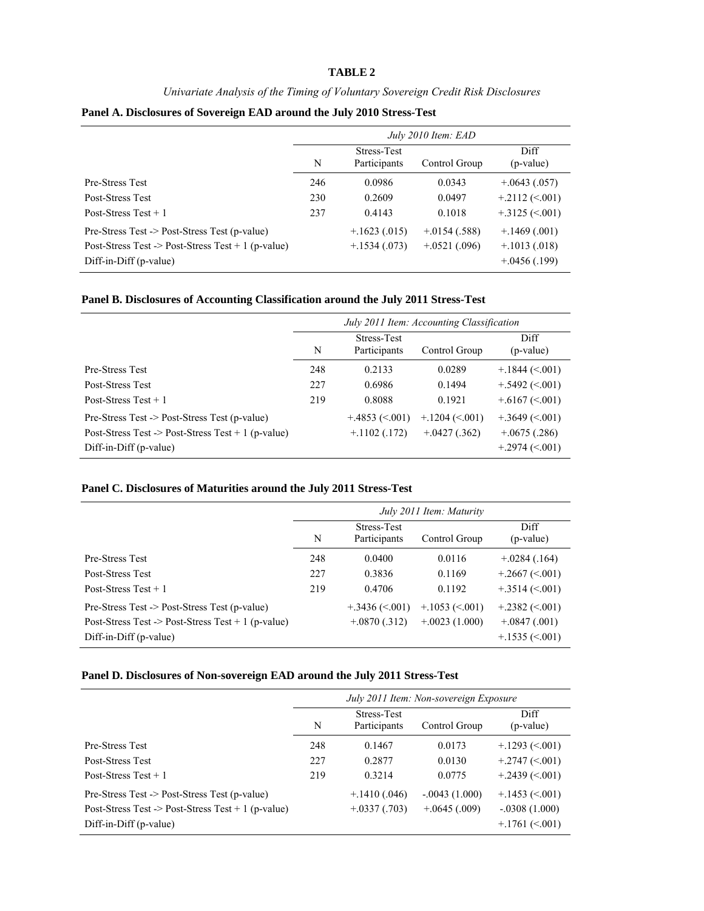**TABLE 2**

*Univariate Analysis of the Timing of Voluntary Sovereign Credit Risk Disclosures*

**Panel A. Disclosures of Sovereign EAD around the July 2010 Stress-Test**

| | *July 2010 Item: EAD* | | | |
|---|---|---|---|---|
| | N | Stress-Test Participants | Control Group | Diff (p-value) |
| Pre-Stress Test | 246 | 0.0986 | 0.0343 | +.0643 (.057) |
| Post-Stress Test | 230 | 0.2609 | 0.0497 | +.2112 (<.001) |
| Post-Stress Test + 1 | 237 | 0.4143 | 0.1018 | +.3125 (<.001) |
| Pre-Stress Test -> Post-Stress Test (p-value) | | +.1623 (.015) | +.0154 (.588) | +.1469 (.001) |
| Post-Stress Test -> Post-Stress Test + 1 (p-value) | | +.1534 (.073) | +.0521 (.096) | +.1013 (.018) |
| Diff-in-Diff (p-value) | | | | +.0456 (.199) |

**Panel B. Disclosures of Accounting Classification around the July 2011 Stress-Test**

| | *July 2011 Item: Accounting Classification* | | | |
|---|---|---|---|---|
| | N | Stress-Test Participants | Control Group | Diff (p-value) |
| Pre-Stress Test | 248 | 0.2133 | 0.0289 | +.1844 (<.001) |
| Post-Stress Test | 227 | 0.6986 | 0.1494 | +.5492 (<.001) |
| Post-Stress Test + 1 | 219 | 0.8088 | 0.1921 | +.6167 (<.001) |
| Pre-Stress Test -> Post-Stress Test (p-value) | | +.4853 (<.001) | +.1204 (<.001) | +.3649 (<.001) |
| Post-Stress Test -> Post-Stress Test + 1 (p-value) | | +.1102 (.172) | +.0427 (.362) | +.0675 (.286) |
| Diff-in-Diff (p-value) | | | | +.2974 (<.001) |

**Panel C. Disclosures of Maturities around the July 2011 Stress-Test**

| | *July 2011 Item: Maturity* | | | |
|---|---|---|---|---|
| | N | Stress-Test Participants | Control Group | Diff (p-value) |
| Pre-Stress Test | 248 | 0.0400 | 0.0116 | +.0284 (.164) |
| Post-Stress Test | 227 | 0.3836 | 0.1169 | +.2667 (<.001) |
| Post-Stress Test + 1 | 219 | 0.4706 | 0.1192 | +.3514 (<.001) |
| Pre-Stress Test -> Post-Stress Test (p-value) | | +.3436 (<.001) | +.1053 (<.001) | +.2382 (<.001) |
| Post-Stress Test -> Post-Stress Test + 1 (p-value) | | +.0870 (.312) | +.0023 (1.000) | +.0847 (.001) |
| Diff-in-Diff (p-value) | | | | +.1535 (<.001) |

**Panel D. Disclosures of Non-sovereign EAD around the July 2011 Stress-Test**

| | *July 2011 Item: Non-sovereign Exposure* | | | |
|---|---|---|---|---|
| | N | Stress-Test Participants | Control Group | Diff (p-value) |
| Pre-Stress Test | 248 | 0.1467 | 0.0173 | +.1293 (<.001) |
| Post-Stress Test | 227 | 0.2877 | 0.0130 | +.2747 (<.001) |
| Post-Stress Test + 1 | 219 | 0.3214 | 0.0775 | +.2439 (<.001) |
| Pre-Stress Test -> Post-Stress Test (p-value) | | +.1410 (.046) | -.0043 (1.000) | +.1453 (<.001) |
| Post-Stress Test -> Post-Stress Test + 1 (p-value) | | +.0337 (.703) | +.0645 (.009) | -.0308 (1.000) |
| Diff-in-Diff (p-value) | | | | +.1761 (<.001) |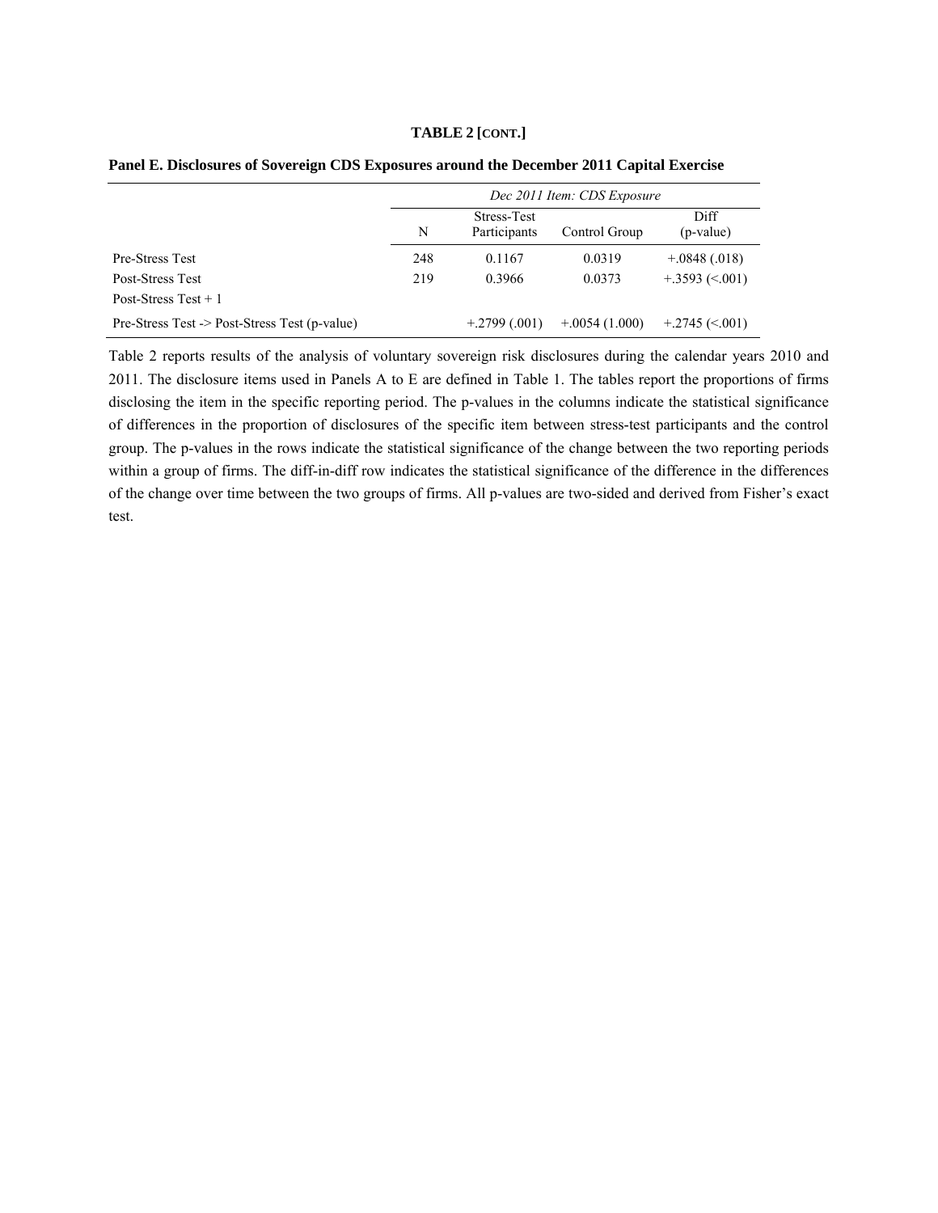**TABLE 2 [CONT.]**

**Panel E. Disclosures of Sovereign CDS Exposures around the December 2011 Capital Exercise**

| | *Dec 2011 Item: CDS Exposure* | | | |
|---|---|---|---|---|
| | N | Stress-Test Participants | Control Group | Diff (p-value) |
| Pre-Stress Test | 248 | 0.1167 | 0.0319 | +.0848 (.018) |
| Post-Stress Test | 219 | 0.3966 | 0.0373 | +.3593 (<.001) |
| Post-Stress Test + 1 | | | | |
| Pre-Stress Test -> Post-Stress Test (p-value) | | +.2799 (.001) | +.0054 (1.000) | +.2745 (<.001) |

Table 2 reports results of the analysis of voluntary sovereign risk disclosures during the calendar years 2010 and 2011. The disclosure items used in Panels A to E are defined in Table 1. The tables report the proportions of firms disclosing the item in the specific reporting period. The p-values in the columns indicate the statistical significance of differences in the proportion of disclosures of the specific item between stress-test participants and the control group. The p-values in the rows indicate the statistical significance of the change between the two reporting periods within a group of firms. The diff-in-diff row indicates the statistical significance of the difference in the differences of the change over time between the two groups of firms. All p-values are two-sided and derived from Fisher's exact test.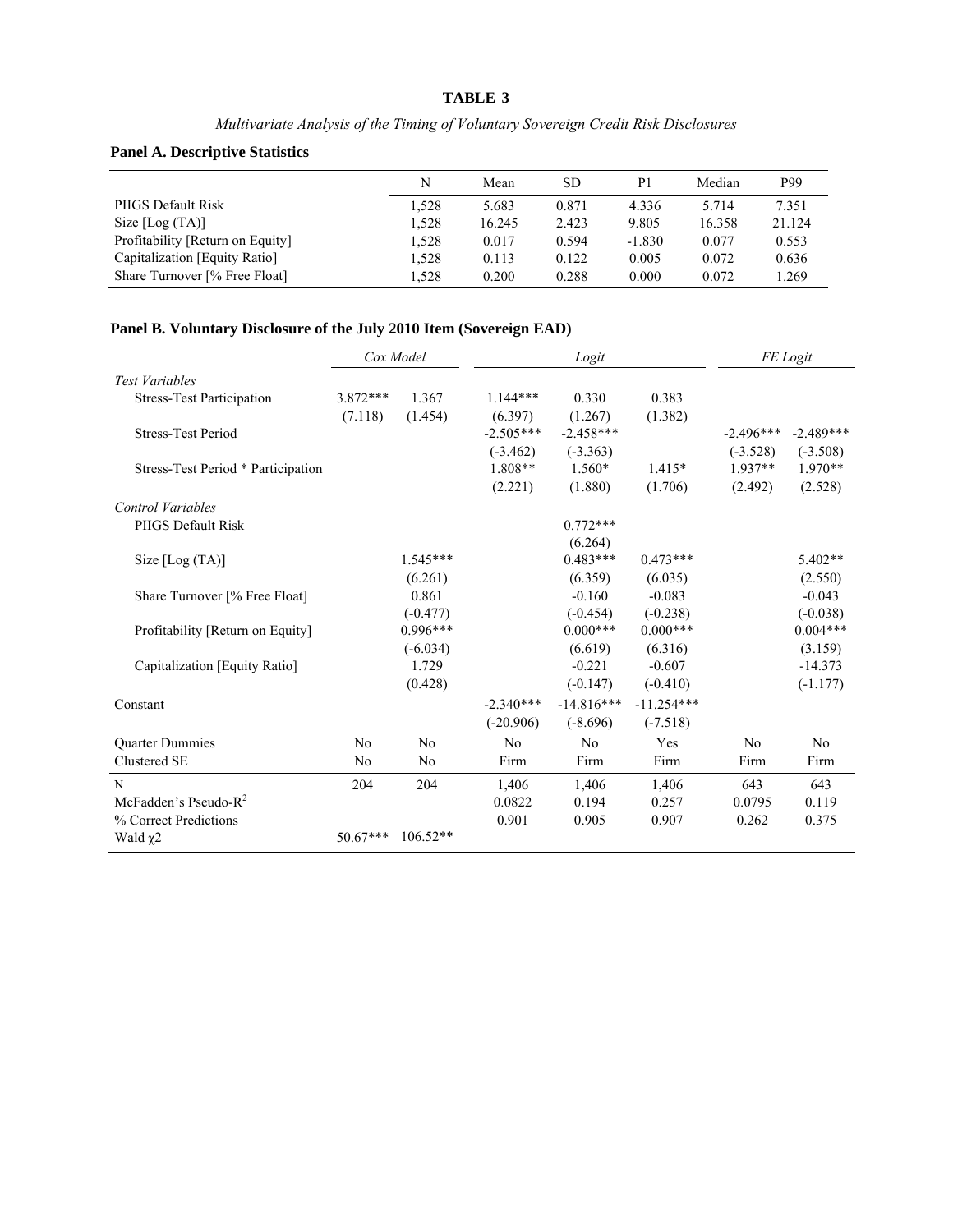**TABLE 3**

*Multivariate Analysis of the Timing of Voluntary Sovereign Credit Risk Disclosures*

**Panel A. Descriptive Statistics**

| | N | Mean | SD | P1 | Median | P99 |
|---|---|---|---|---|---|---|
| PIIGS Default Risk | 1,528 | 5.683 | 0.871 | 4.336 | 5.714 | 7.351 |
| Size [Log (TA)] | 1,528 | 16.245 | 2.423 | 9.805 | 16.358 | 21.124 |
| Profitability [Return on Equity] | 1,528 | 0.017 | 0.594 | -1.830 | 0.077 | 0.553 |
| Capitalization [Equity Ratio] | 1,528 | 0.113 | 0.122 | 0.005 | 0.072 | 0.636 |
| Share Turnover [% Free Float] | 1,528 | 0.200 | 0.288 | 0.000 | 0.072 | 1.269 |

**Panel B. Voluntary Disclosure of the July 2010 Item (Sovereign EAD)**

| | *Cox Model* | | *Logit* | | | *FE Logit* | |
|---|---|---|---|---|---|---|---|
| *Test Variables* | | | | | | | |
| Stress-Test Participation | 3.872*** | 1.367 | 1.144*** | 0.330 | 0.383 | | |
| | (7.118) | (1.454) | (6.397) | (1.267) | (1.382) | | |
| Stress-Test Period | | | -2.505*** | -2.458*** | | -2.496*** | -2.489*** |
| | | | (-3.462) | (-3.363) | | (-3.528) | (-3.508) |
| Stress-Test Period * Participation | | | 1.808** | 1.560* | 1.415* | 1.937** | 1.970** |
| | | | (2.221) | (1.880) | (1.706) | (2.492) | (2.528) |
| *Control Variables* | | | | | | | |
| PIIGS Default Risk | | | | 0.772*** | | | |
| | | | | (6.264) | | | |
| Size [Log (TA)] | | 1.545*** | | 0.483*** | 0.473*** | | 5.402** |
| | | (6.261) | | (6.359) | (6.035) | | (2.550) |
| Share Turnover [% Free Float] | | 0.861 | | -0.160 | -0.083 | | -0.043 |
| | | (-0.477) | | (-0.454) | (-0.238) | | (-0.038) |
| Profitability [Return on Equity] | | 0.996*** | | 0.000*** | 0.000*** | | 0.004*** |
| | | (-6.034) | | (6.619) | (6.316) | | (3.159) |
| Capitalization [Equity Ratio] | | 1.729 | | -0.221 | -0.607 | | -14.373 |
| | | (0.428) | | (-0.147) | (-0.410) | | (-1.177) |
| Constant | | | -2.340*** | -14.816*** | -11.254*** | | |
| | | | (-20.906) | (-8.696) | (-7.518) | | |
| Quarter Dummies | No | No | No | No | Yes | No | No |
| Clustered SE | No | No | Firm | Firm | Firm | Firm | Firm |
| N | 204 | 204 | 1,406 | 1,406 | 1,406 | 643 | 643 |
| McFadden's Pseudo-$R^2$ | | | 0.0822 | 0.194 | 0.257 | 0.0795 | 0.119 |
| % Correct Predictions | | | 0.901 | 0.905 | 0.907 | 0.262 | 0.375 |
| Wald $\chi 2$ | 50.67*** | 106.52** | | | | | |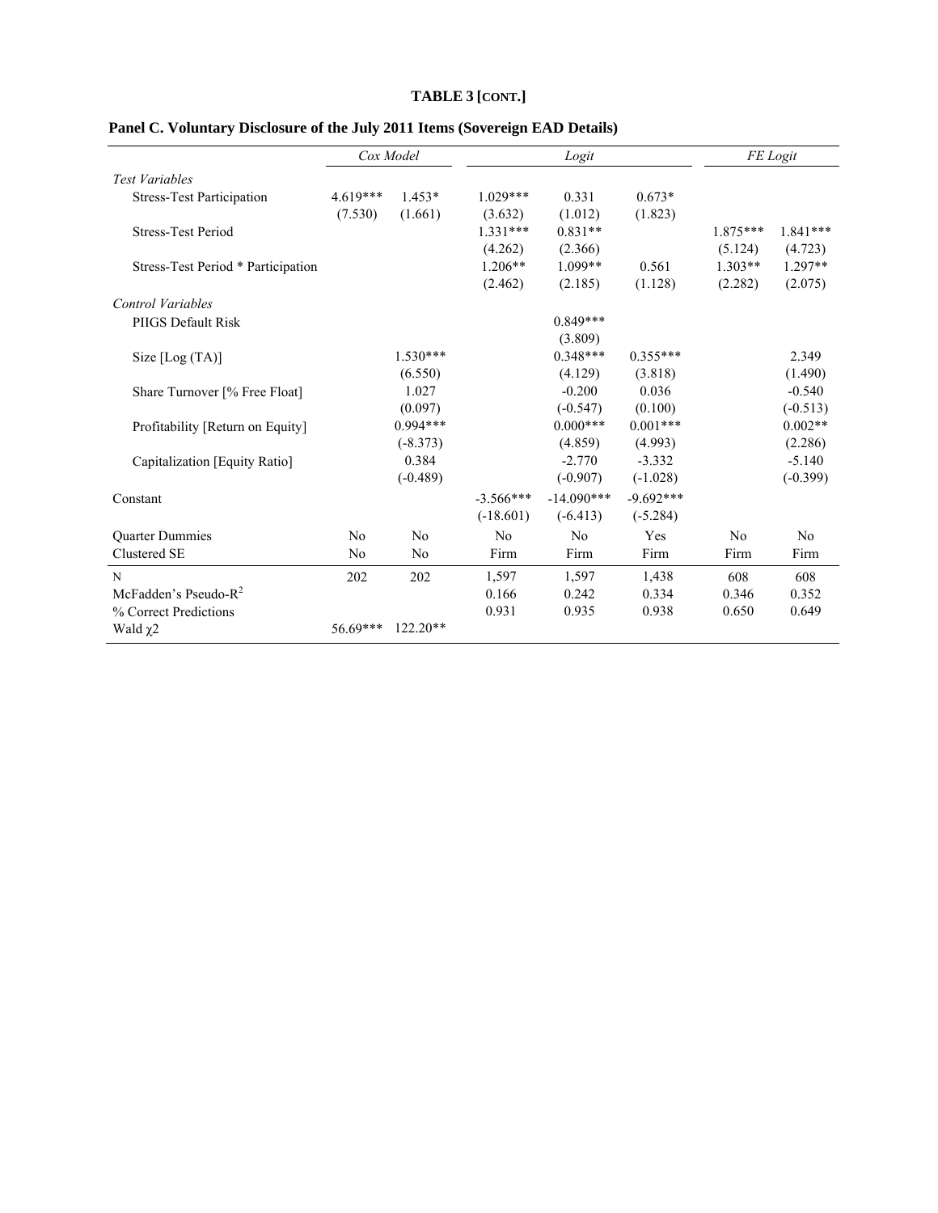**TABLE 3 [CONT.]**

**Panel C. Voluntary Disclosure of the July 2011 Items (Sovereign EAD Details)**

| | Cox Model | | Logit | | | FE Logit | |
|---|---|---|---|---|---|---|---|
| *Test Variables* | | | | | | | |
| Stress-Test Participation | 4.619*** | 1.453* | 1.029*** | 0.331 | 0.673* | | |
| | (7.530) | (1.661) | (3.632) | (1.012) | (1.823) | | |
| Stress-Test Period | | | 1.331*** | 0.831** | | 1.875*** | 1.841*** |
| | | | (4.262) | (2.366) | | (5.124) | (4.723) |
| Stress-Test Period * Participation | | | 1.206** | 1.099** | 0.561 | 1.303** | 1.297** |
| | | | (2.462) | (2.185) | (1.128) | (2.282) | (2.075) |
| *Control Variables* | | | | | | | |
| PIIGS Default Risk | | | | 0.849*** | | | |
| | | | | (3.809) | | | |
| Size [Log (TA)] | | 1.530*** | | 0.348*** | 0.355*** | | 2.349 |
| | | (6.550) | | (4.129) | (3.818) | | (1.490) |
| Share Turnover [% Free Float] | | 1.027 | | -0.200 | 0.036 | | -0.540 |
| | | (0.097) | | (-0.547) | (0.100) | | (-0.513) |
| Profitability [Return on Equity] | | 0.994*** | | 0.000*** | 0.001*** | | 0.002** |
| | | (-8.373) | | (4.859) | (4.993) | | (2.286) |
| Capitalization [Equity Ratio] | | 0.384 | | -2.770 | -3.332 | | -5.140 |
| | | (-0.489) | | (-0.907) | (-1.028) | | (-0.399) |
| Constant | | | -3.566*** | -14.090*** | -9.692*** | | |
| | | | (-18.601) | (-6.413) | (-5.284) | | |
| Quarter Dummies | No | No | No | No | Yes | No | No |
| Clustered SE | No | No | Firm | Firm | Firm | Firm | Firm |
| N | 202 | 202 | 1,597 | 1,597 | 1,438 | 608 | 608 |
| McFadden's Pseudo-$R^2$ | | | 0.166 | 0.242 | 0.334 | 0.346 | 0.352 |
| % Correct Predictions | | | 0.931 | 0.935 | 0.938 | 0.650 | 0.649 |
| Wald $\chi 2$ | 56.69*** | 122.20** | | | | | |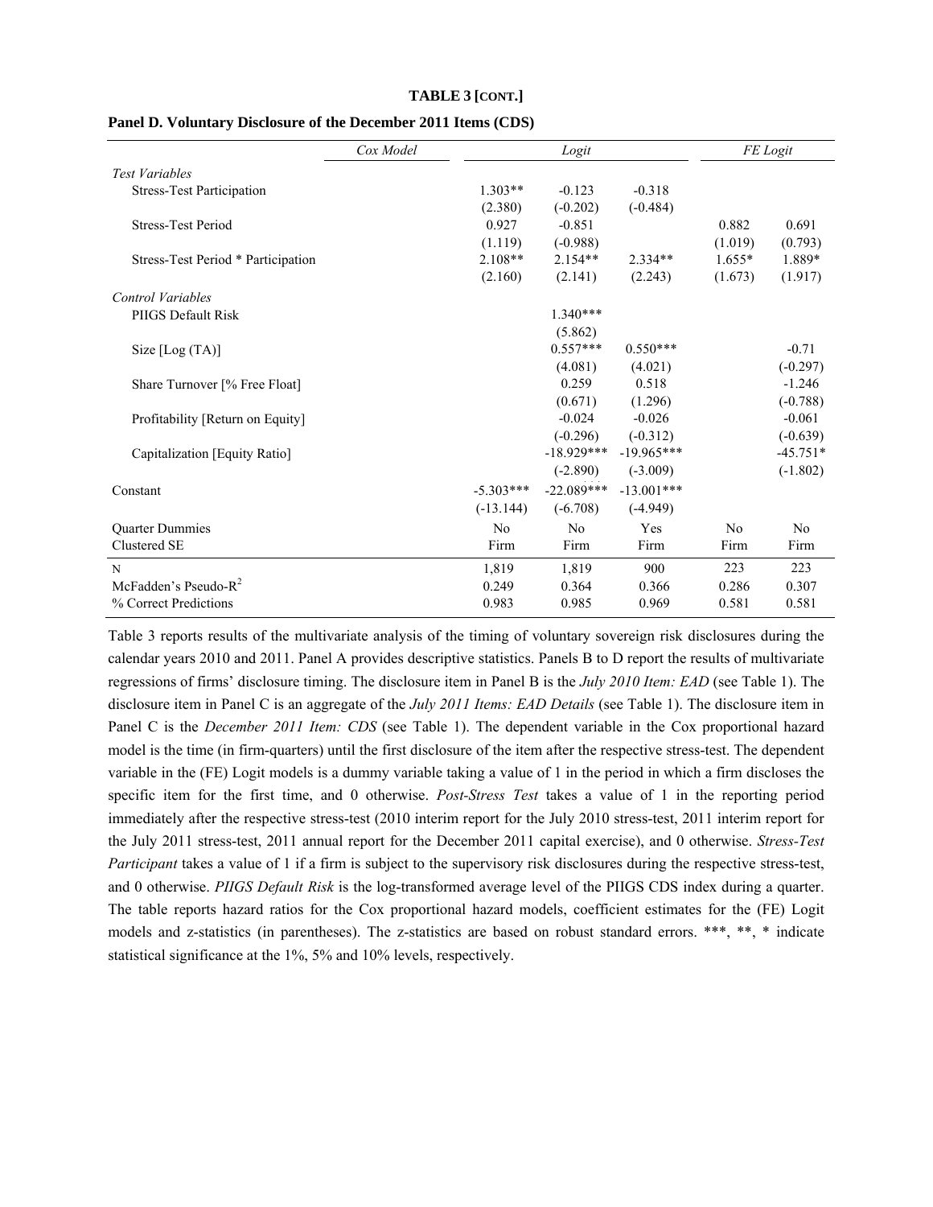**TABLE 3 [CONT.]**

**Panel D. Voluntary Disclosure of the December 2011 Items (CDS)**

| | *Cox Model* | *Logit* | | | *FE Logit* | |
|---|---|---|---|---|---|---|
| *Test Variables* | | | | | | |
| Stress-Test Participation | | 1.303** | -0.123 | -0.318 | | |
| | | (2.380) | (-0.202) | (-0.484) | | |
| Stress-Test Period | | 0.927 | -0.851 | | 0.882 | 0.691 |
| | | (1.119) | (-0.988) | | (1.019) | (0.793) |
| Stress-Test Period * Participation | | 2.108** | 2.154** | 2.334** | 1.655* | 1.889* |
| | | (2.160) | (2.141) | (2.243) | (1.673) | (1.917) |
| *Control Variables* | | | | | | |
| PIIGS Default Risk | | | 1.340*** | | | |
| | | | (5.862) | | | |
| Size [Log (TA)] | | | 0.557*** | 0.550*** | | -0.71 |
| | | | (4.081) | (4.021) | | (-0.297) |
| Share Turnover [% Free Float] | | | 0.259 | 0.518 | | -1.246 |
| | | | (0.671) | (1.296) | | (-0.788) |
| Profitability [Return on Equity] | | | -0.024 | -0.026 | | -0.061 |
| | | | (-0.296) | (-0.312) | | (-0.639) |
| Capitalization [Equity Ratio] | | | -18.929*** | -19.965*** | | -45.751* |
| | | | (-2.890) | (-3.009) | | (-1.802) |
| Constant | | -5.303*** | -22.089*** | -13.001*** | | |
| | | (-13.144) | (-6.708) | (-4.949) | | |
| Quarter Dummies | | No | No | Yes | No | No |
| Clustered SE | | Firm | Firm | Firm | Firm | Firm |
| N | | 1,819 | 1,819 | 900 | 223 | 223 |
| McFadden's Pseudo-$R^2$ | | 0.249 | 0.364 | 0.366 | 0.286 | 0.307 |
| % Correct Predictions | | 0.983 | 0.985 | 0.969 | 0.581 | 0.581 |

Table 3 reports results of the multivariate analysis of the timing of voluntary sovereign risk disclosures during the calendar years 2010 and 2011. Panel A provides descriptive statistics. Panels B to D report the results of multivariate regressions of firms' disclosure timing. The disclosure item in Panel B is the *July 2010 Item: EAD* (see Table 1). The disclosure item in Panel C is an aggregate of the *July 2011 Items: EAD Details* (see Table 1). The disclosure item in Panel C is the *December 2011 Item: CDS* (see Table 1). The dependent variable in the Cox proportional hazard model is the time (in firm-quarters) until the first disclosure of the item after the respective stress-test. The dependent variable in the (FE) Logit models is a dummy variable taking a value of 1 in the period in which a firm discloses the specific item for the first time, and 0 otherwise. *Post-Stress Test* takes a value of 1 in the reporting period immediately after the respective stress-test (2010 interim report for the July 2010 stress-test, 2011 interim report for the July 2011 stress-test, 2011 annual report for the December 2011 capital exercise), and 0 otherwise. *Stress-Test Participant* takes a value of 1 if a firm is subject to the supervisory risk disclosures during the respective stress-test, and 0 otherwise. *PIIGS Default Risk* is the log-transformed average level of the PIIGS CDS index during a quarter. The table reports hazard ratios for the Cox proportional hazard models, coefficient estimates for the (FE) Logit models and z-statistics (in parentheses). The z-statistics are based on robust standard errors. ***, **, * indicate statistical significance at the 1%, 5% and 10% levels, respectively.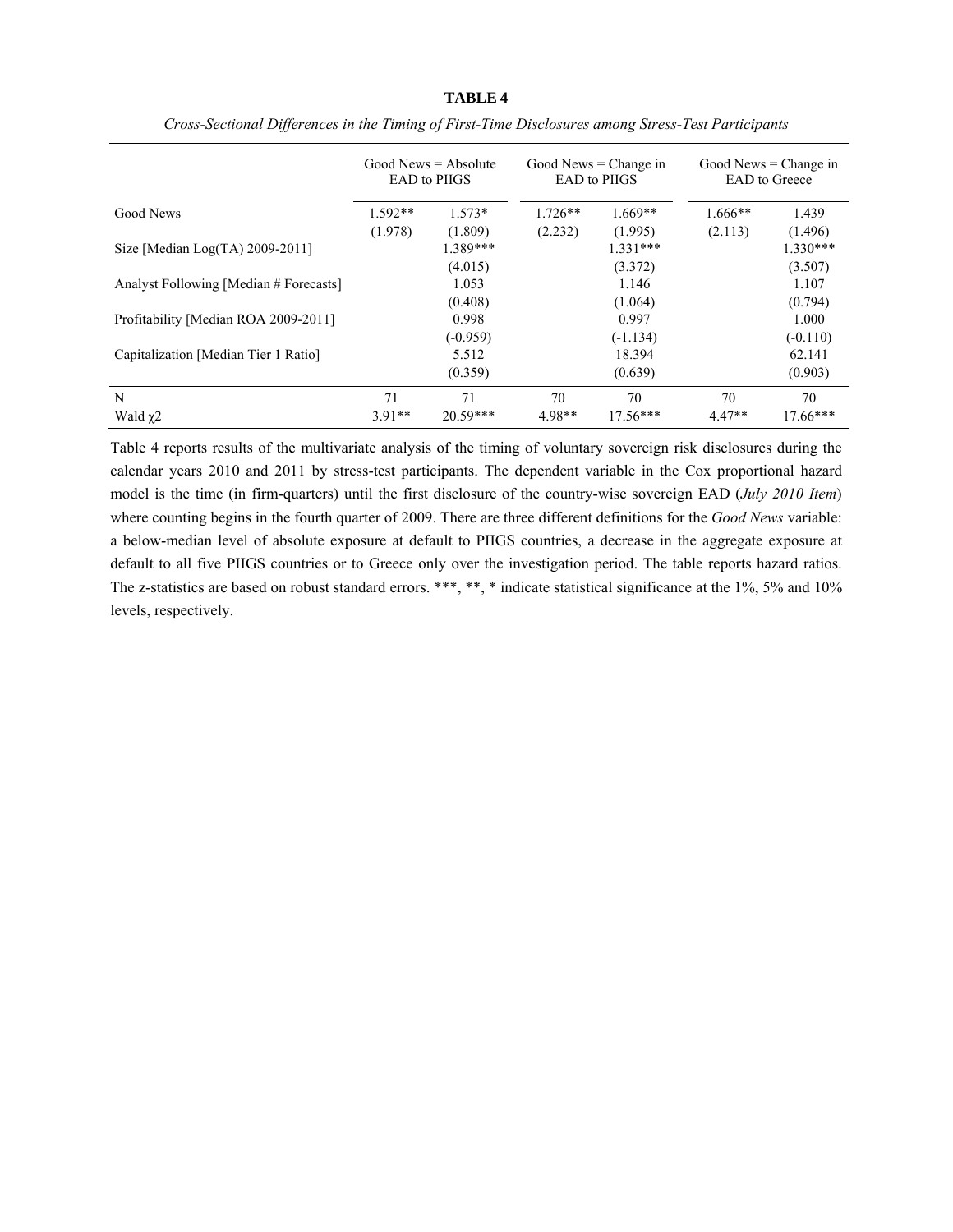**TABLE 4**

*Cross-Sectional Differences in the Timing of First-Time Disclosures among Stress-Test Participants*

| | Good News = Absolute EAD to PIIGS | | Good News = Change in EAD to PIIGS | | Good News = Change in EAD to Greece | |
|---|---|---|---|---|---|---|
| Good News | 1.592** | 1.573* | 1.726** | 1.669** | 1.666** | 1.439 |
| | (1.978) | (1.809) | (2.232) | (1.995) | (2.113) | (1.496) |
| Size [Median Log(TA) 2009-2011] | | 1.389*** | | 1.331*** | | 1.330*** |
| | | (4.015) | | (3.372) | | (3.507) |
| Analyst Following [Median # Forecasts] | | 1.053 | | 1.146 | | 1.107 |
| | | (0.408) | | (1.064) | | (0.794) |
| Profitability [Median ROA 2009-2011] | | 0.998 | | 0.997 | | 1.000 |
| | | (-0.959) | | (-1.134) | | (-0.110) |
| Capitalization [Median Tier 1 Ratio] | | 5.512 | | 18.394 | | 62.141 |
| | | (0.359) | | (0.639) | | (0.903) |
| N | 71 | 71 | 70 | 70 | 70 | 70 |
| Wald $\chi 2$ | 3.91** | 20.59*** | 4.98** | 17.56*** | 4.47** | 17.66*** |

Table 4 reports results of the multivariate analysis of the timing of voluntary sovereign risk disclosures during the calendar years 2010 and 2011 by stress-test participants. The dependent variable in the Cox proportional hazard model is the time (in firm-quarters) until the first disclosure of the country-wise sovereign EAD (*July 2010 Item*) where counting begins in the fourth quarter of 2009. There are three different definitions for the *Good News* variable: a below-median level of absolute exposure at default to PIIGS countries, a decrease in the aggregate exposure at default to all five PIIGS countries or to Greece only over the investigation period. The table reports hazard ratios. The z-statistics are based on robust standard errors. ***, **, * indicate statistical significance at the 1%, 5% and 10% levels, respectively.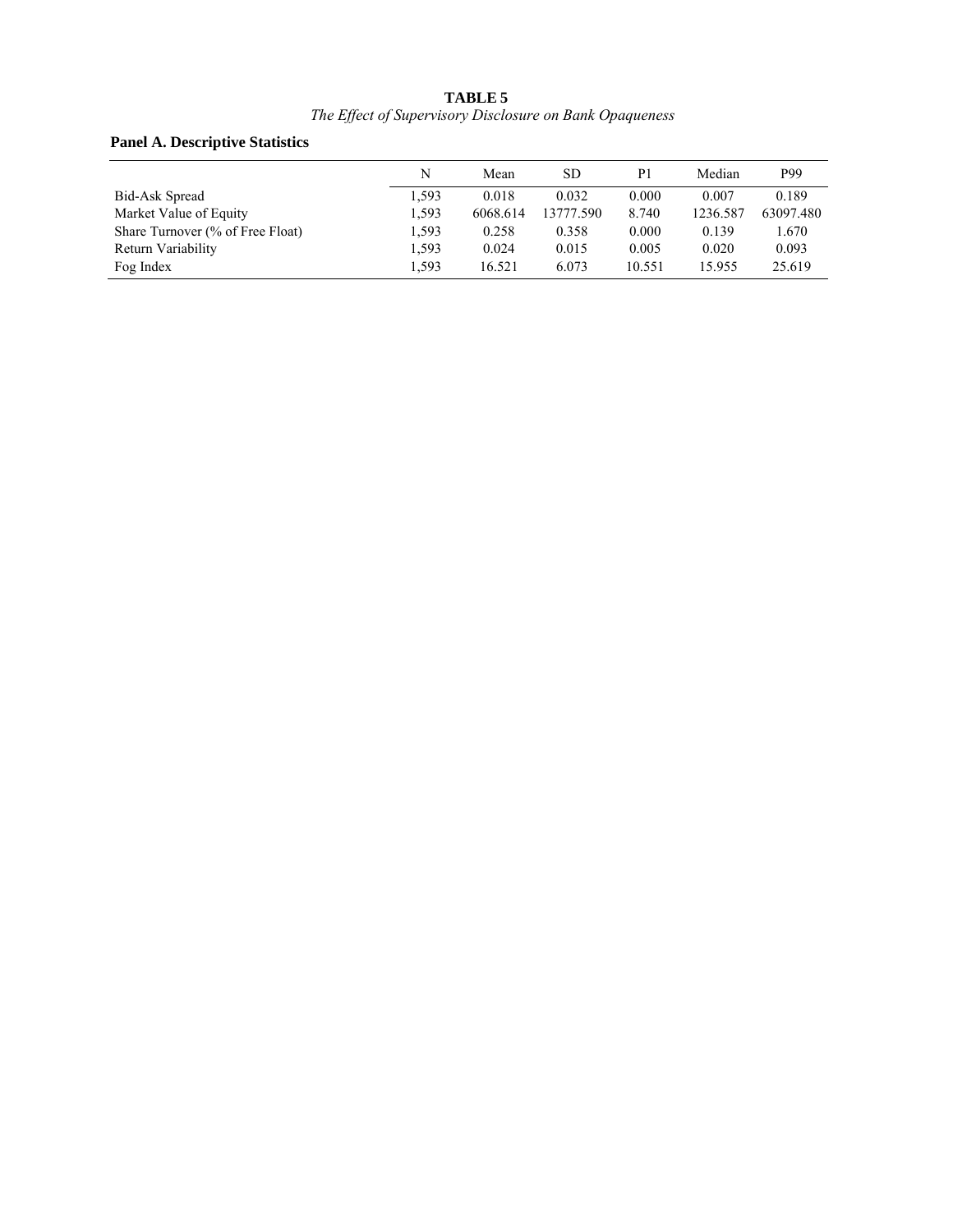**TABLE 5**

*The Effect of Supervisory Disclosure on Bank Opaqueness*

**Panel A. Descriptive Statistics**

| | N | Mean | SD | P1 | Median | P99 |
|---|---|---|---|---|---|---|
| Bid-Ask Spread | 1,593 | 0.018 | 0.032 | 0.000 | 0.007 | 0.189 |
| Market Value of Equity | 1,593 | 6068.614 | 13777.590 | 8.740 | 1236.587 | 63097.480 |
| Share Turnover (% of Free Float) | 1,593 | 0.258 | 0.358 | 0.000 | 0.139 | 1.670 |
| Return Variability | 1,593 | 0.024 | 0.015 | 0.005 | 0.020 | 0.093 |
| Fog Index | 1,593 | 16.521 | 6.073 | 10.551 | 15.955 | 25.619 |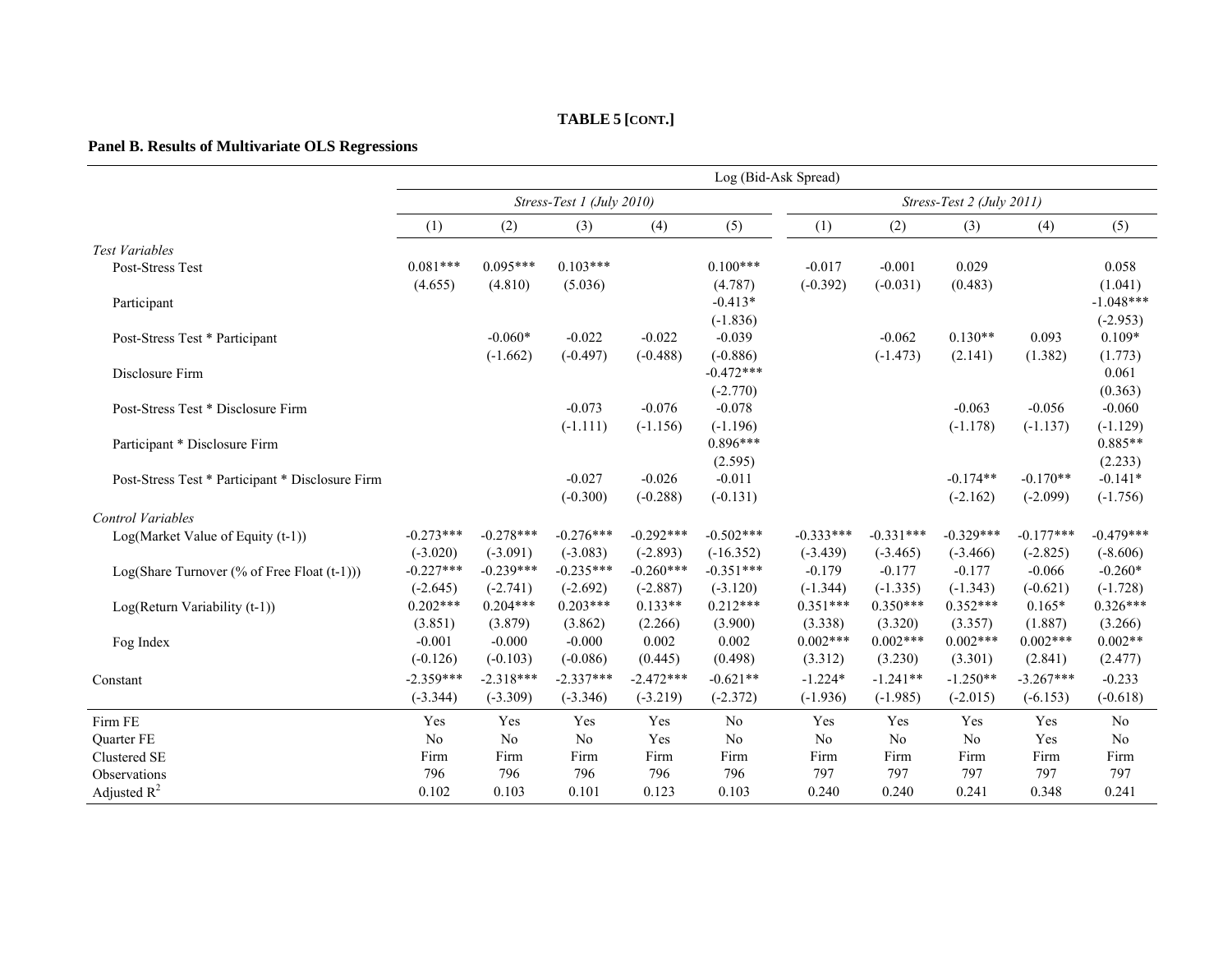**TABLE 5 [CONT.]**

**Panel B. Results of Multivariate OLS Regressions**

| | Log (Bid-Ask Spread) | | | | | | | | | |
|---|---|---|---|---|---|---|---|---|---|---|
| | *Stress-Test 1 (July 2010)* | | | | | *Stress-Test 2 (July 2011)* | | | | |
| | (1) | (2) | (3) | (4) | (5) | (1) | (2) | (3) | (4) | (5) |
| *Test Variables* | | | | | | | | | | |
| Post-Stress Test | 0.081*** | 0.095*** | 0.103*** | | 0.100*** | -0.017 | -0.001 | 0.029 | | 0.058 |
| | (4.655) | (4.810) | (5.036) | | (4.787) | (-0.392) | (-0.031) | (0.483) | | (1.041) |
| Participant | | | | | -0.413* | | | | | -1.048*** |
| | | | | | (-1.836) | | | | | (-2.953) |
| Post-Stress Test * Participant | | -0.060* | -0.022 | -0.022 | -0.039 | | -0.062 | 0.130** | 0.093 | 0.109* |
| | | (-1.662) | (-0.497) | (-0.488) | (-0.886) | | (-1.473) | (2.141) | (1.382) | (1.773) |
| Disclosure Firm | | | | | -0.472*** | | | | | 0.061 |
| | | | | | (-2.770) | | | | | (0.363) |
| Post-Stress Test * Disclosure Firm | | | -0.073 | -0.076 | -0.078 | | | -0.063 | -0.056 | -0.060 |
| | | | (-1.111) | (-1.156) | (-1.196) | | | (-1.178) | (-1.137) | (-1.129) |
| Participant * Disclosure Firm | | | | | 0.896*** | | | | | 0.885** |
| | | | | | (2.595) | | | | | (2.233) |
| Post-Stress Test * Participant * Disclosure Firm | | | -0.027 | -0.026 | -0.011 | | | -0.174** | -0.170** | -0.141* |
| | | | (-0.300) | (-0.288) | (-0.131) | | | (-2.162) | (-2.099) | (-1.756) |
| *Control Variables* | | | | | | | | | | |
| Log(Market Value of Equity (t-1)) | -0.273*** | -0.278*** | -0.276*** | -0.292*** | -0.502*** | -0.333*** | -0.331*** | -0.329*** | -0.177*** | -0.479*** |
| | (-3.020) | (-3.091) | (-3.083) | (-2.893) | (-16.352) | (-3.439) | (-3.465) | (-3.466) | (-2.825) | (-8.606) |
| Log(Share Turnover (% of Free Float (t-1))) | -0.227*** | -0.239*** | -0.235*** | -0.260*** | -0.351*** | -0.179 | -0.177 | -0.177 | -0.066 | -0.260* |
| | (-2.645) | (-2.741) | (-2.692) | (-2.887) | (-3.120) | (-1.344) | (-1.335) | (-1.343) | (-0.621) | (-1.728) |
| Log(Return Variability (t-1)) | 0.202*** | 0.204*** | 0.203*** | 0.133** | 0.212*** | 0.351*** | 0.350*** | 0.352*** | 0.165* | 0.326*** |
| | (3.851) | (3.879) | (3.862) | (2.266) | (3.900) | (3.338) | (3.320) | (3.357) | (1.887) | (3.266) |
| Fog Index | -0.001 | -0.000 | -0.000 | 0.002 | 0.002 | 0.002*** | 0.002*** | 0.002*** | 0.002*** | 0.002** |
| | (-0.126) | (-0.103) | (-0.086) | (0.445) | (0.498) | (3.312) | (3.230) | (3.301) | (2.841) | (2.477) |
| Constant | -2.359*** | -2.318*** | -2.337*** | -2.472*** | -0.621** | -1.224* | -1.241** | -1.250** | -3.267*** | -0.233 |
| | (-3.344) | (-3.309) | (-3.346) | (-3.219) | (-2.372) | (-1.936) | (-1.985) | (-2.015) | (-6.153) | (-0.618) |
| Firm FE | Yes | Yes | Yes | Yes | No | Yes | Yes | Yes | Yes | No |
| Quarter FE | No | No | No | Yes | No | No | No | No | Yes | No |
| Clustered SE | Firm | Firm | Firm | Firm | Firm | Firm | Firm | Firm | Firm | Firm |
| Observations | 796 | 796 | 796 | 796 | 796 | 797 | 797 | 797 | 797 | 797 |
| Adjusted $R^2$ | 0.102 | 0.103 | 0.101 | 0.123 | 0.103 | 0.240 | 0.240 | 0.241 | 0.348 | 0.241 |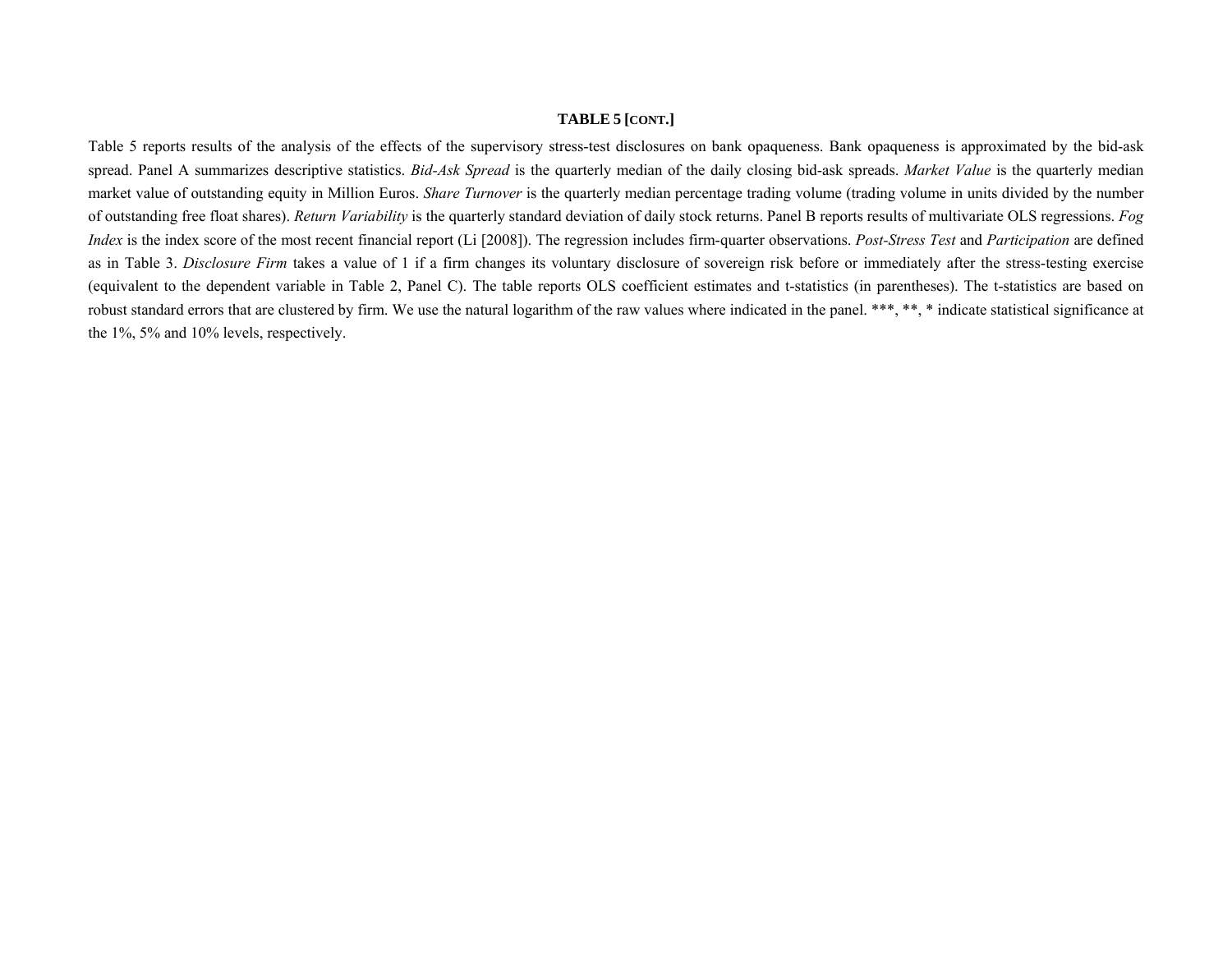**TABLE 5 [CONT.]**

Table 5 reports results of the analysis of the effects of the supervisory stress-test disclosures on bank opaqueness. Bank opaqueness is approximated by the bid-ask spread. Panel A summarizes descriptive statistics. *Bid-Ask Spread* is the quarterly median of the daily closing bid-ask spreads. *Market Value* is the quarterly median market value of outstanding equity in Million Euros. *Share Turnover* is the quarterly median percentage trading volume (trading volume in units divided by the number of outstanding free float shares). *Return Variability* is the quarterly standard deviation of daily stock returns. Panel B reports results of multivariate OLS regressions. *Fog Index* is the index score of the most recent financial report (Li [2008]). The regression includes firm-quarter observations. *Post-Stress Test* and *Participation* are defined as in Table 3. *Disclosure Firm* takes a value of 1 if a firm changes its voluntary disclosure of sovereign risk before or immediately after the stress-testing exercise (equivalent to the dependent variable in Table 2, Panel C). The table reports OLS coefficient estimates and t-statistics (in parentheses). The t-statistics are based on robust standard errors that are clustered by firm. We use the natural logarithm of the raw values where indicated in the panel. ***, **, * indicate statistical significance at the 1%, 5% and 10% levels, respectively.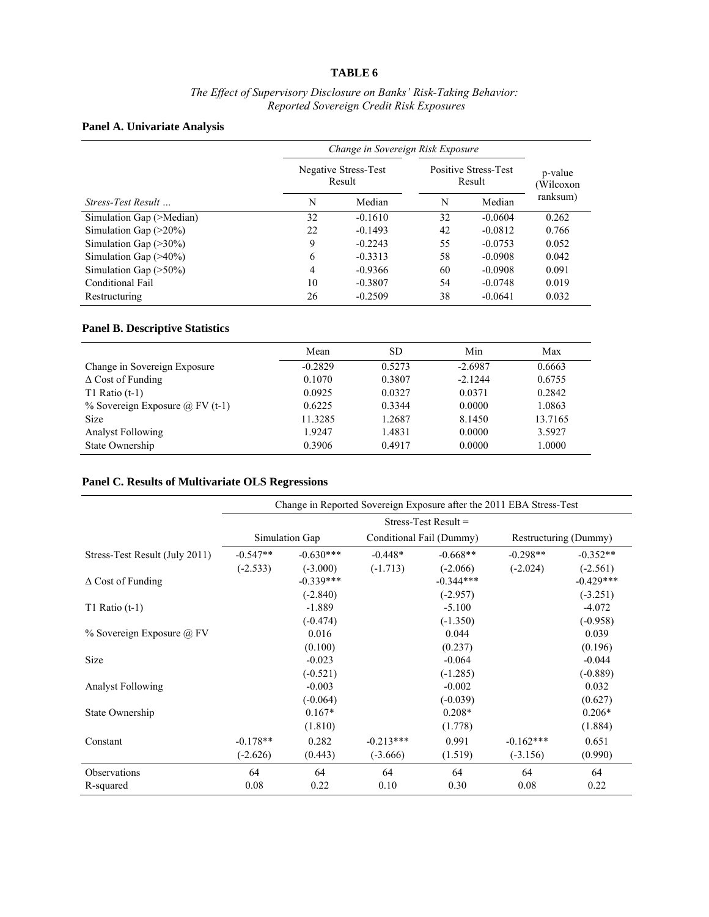**TABLE 6**

*The Effect of Supervisory Disclosure on Banks' Risk-Taking Behavior: Reported Sovereign Credit Risk Exposures*

**Panel A. Univariate Analysis**

| | Change in Sovereign Risk Exposure | | | | |
|---|---|---|---|---|---|
| | Negative Stress-Test Result | | Positive Stress-Test Result | | p-value (Wilcoxon ranksum) |
| *Stress-Test Result …* | N | Median | N | Median | |
| Simulation Gap (>Median) | 32 | -0.1610 | 32 | -0.0604 | 0.262 |
| Simulation Gap (>20%) | 22 | -0.1493 | 42 | -0.0812 | 0.766 |
| Simulation Gap (>30%) | 9 | -0.2243 | 55 | -0.0753 | 0.052 |
| Simulation Gap (>40%) | 6 | -0.3313 | 58 | -0.0908 | 0.042 |
| Simulation Gap (>50%) | 4 | -0.9366 | 60 | -0.0908 | 0.091 |
| Conditional Fail | 10 | -0.3807 | 54 | -0.0748 | 0.019 |
| Restructuring | 26 | -0.2509 | 38 | -0.0641 | 0.032 |

**Panel B. Descriptive Statistics**

| | Mean | SD | Min | Max |
|---|---|---|---|---|
| Change in Sovereign Exposure | -0.2829 | 0.5273 | -2.6987 | 0.6663 |
| Δ Cost of Funding | 0.1070 | 0.3807 | -2.1244 | 0.6755 |
| T1 Ratio (t-1) | 0.0925 | 0.0327 | 0.0371 | 0.2842 |
| % Sovereign Exposure @ FV (t-1) | 0.6225 | 0.3344 | 0.0000 | 1.0863 |
| Size | 11.3285 | 1.2687 | 8.1450 | 13.7165 |
| Analyst Following | 1.9247 | 1.4831 | 0.0000 | 3.5927 |
| State Ownership | 0.3906 | 0.4917 | 0.0000 | 1.0000 |

**Panel C. Results of Multivariate OLS Regressions**

| | Change in Reported Sovereign Exposure after the 2011 EBA Stress-Test | | | | | |
|---|---|---|---|---|---|---|
| | Stress-Test Result = | | | | | |
| | Simulation Gap | | Conditional Fail (Dummy) | | Restructuring (Dummy) | |
| Stress-Test Result (July 2011) | -0.547** | -0.630*** | -0.448* | -0.668** | -0.298** | -0.352** |
| | (-2.533) | (-3.000) | (-1.713) | (-2.066) | (-2.024) | (-2.561) |
| Δ Cost of Funding | | -0.339*** | | -0.344*** | | -0.429*** |
| | | (-2.840) | | (-2.957) | | (-3.251) |
| T1 Ratio (t-1) | | -1.889 | | -5.100 | | -4.072 |
| | | (-0.474) | | (-1.350) | | (-0.958) |
| % Sovereign Exposure @ FV | | 0.016 | | 0.044 | | 0.039 |
| | | (0.100) | | (0.237) | | (0.196) |
| Size | | -0.023 | | -0.064 | | -0.044 |
| | | (-0.521) | | (-1.285) | | (-0.889) |
| Analyst Following | | -0.003 | | -0.002 | | 0.032 |
| | | (-0.064) | | (-0.039) | | (0.627) |
| State Ownership | | 0.167* | | 0.208* | | 0.206* |
| | | (1.810) | | (1.778) | | (1.884) |
| Constant | -0.178** | 0.282 | -0.213*** | 0.991 | -0.162*** | 0.651 |
| | (-2.626) | (0.443) | (-3.666) | (1.519) | (-3.156) | (0.990) |
| Observations | 64 | 64 | 64 | 64 | 64 | 64 |
| R-squared | 0.08 | 0.22 | 0.10 | 0.30 | 0.08 | 0.22 |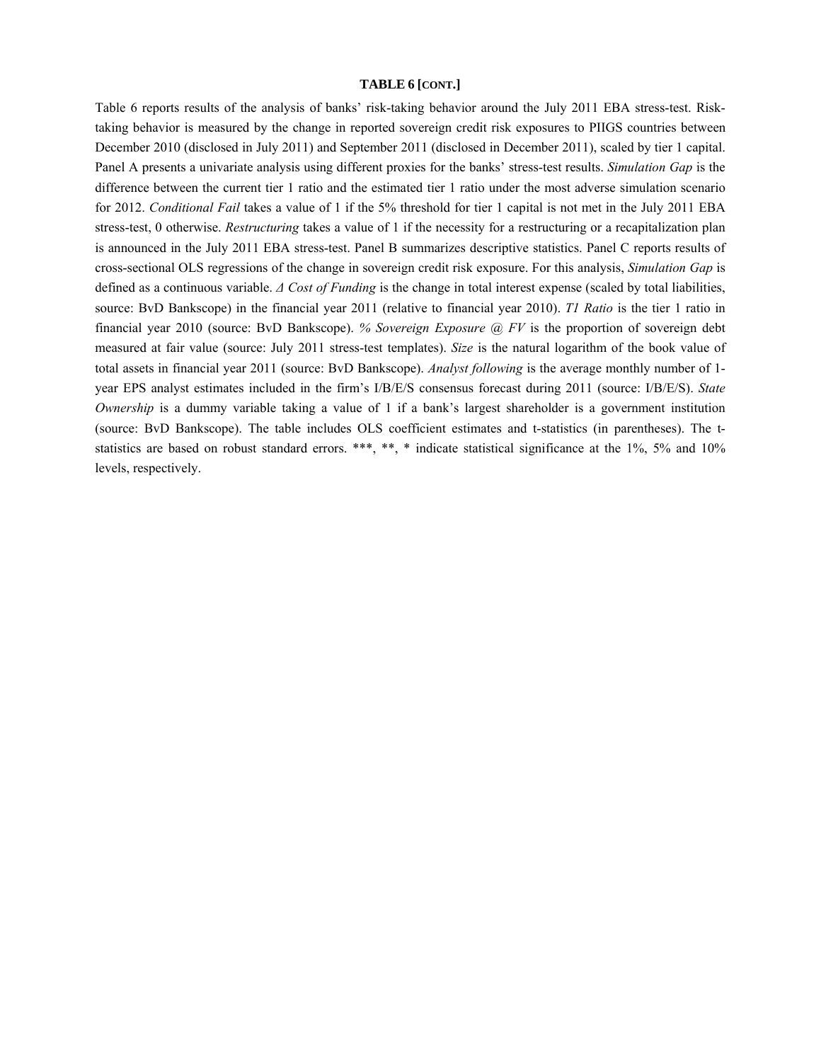**TABLE 6 [CONT.]**

Table 6 reports results of the analysis of banks' risk-taking behavior around the July 2011 EBA stress-test. Risk-taking behavior is measured by the change in reported sovereign credit risk exposures to PIIGS countries between December 2010 (disclosed in July 2011) and September 2011 (disclosed in December 2011), scaled by tier 1 capital. Panel A presents a univariate analysis using different proxies for the banks' stress-test results. *Simulation Gap* is the difference between the current tier 1 ratio and the estimated tier 1 ratio under the most adverse simulation scenario for 2012. *Conditional Fail* takes a value of 1 if the 5% threshold for tier 1 capital is not met in the July 2011 EBA stress-test, 0 otherwise. *Restructuring* takes a value of 1 if the necessity for a restructuring or a recapitalization plan is announced in the July 2011 EBA stress-test. Panel B summarizes descriptive statistics. Panel C reports results of cross-sectional OLS regressions of the change in sovereign credit risk exposure. For this analysis, *Simulation Gap* is defined as a continuous variable. *Δ Cost of Funding* is the change in total interest expense (scaled by total liabilities, source: BvD Bankscope) in the financial year 2011 (relative to financial year 2010). *T1 Ratio* is the tier 1 ratio in financial year 2010 (source: BvD Bankscope). *% Sovereign Exposure @ FV* is the proportion of sovereign debt measured at fair value (source: July 2011 stress-test templates). *Size* is the natural logarithm of the book value of total assets in financial year 2011 (source: BvD Bankscope). *Analyst following* is the average monthly number of 1-year EPS analyst estimates included in the firm's I/B/E/S consensus forecast during 2011 (source: I/B/E/S). *State Ownership* is a dummy variable taking a value of 1 if a bank's largest shareholder is a government institution (source: BvD Bankscope). The table includes OLS coefficient estimates and t-statistics (in parentheses). The t-statistics are based on robust standard errors. ***, **, * indicate statistical significance at the 1%, 5% and 10% levels, respectively.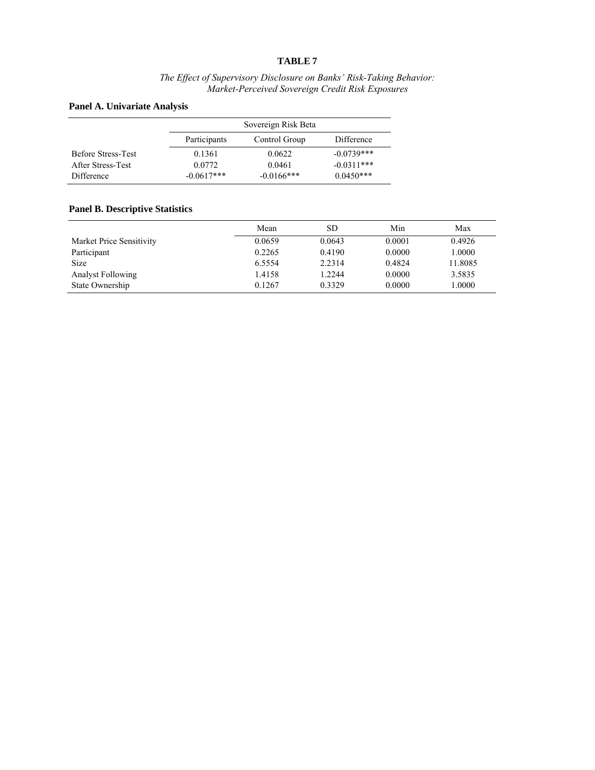**TABLE 7**

*The Effect of Supervisory Disclosure on Banks' Risk-Taking Behavior: Market-Perceived Sovereign Credit Risk Exposures*

**Panel A. Univariate Analysis**

| | Sovereign Risk Beta | | |
|---|---|---|---|
| | Participants | Control Group | Difference |
| Before Stress-Test | 0.1361 | 0.0622 | -0.0739*** |
| After Stress-Test | 0.0772 | 0.0461 | -0.0311*** |
| Difference | -0.0617*** | -0.0166*** | 0.0450*** |

**Panel B. Descriptive Statistics**

| | Mean | SD | Min | Max |
|---|---|---|---|---|
| Market Price Sensitivity | 0.0659 | 0.0643 | 0.0001 | 0.4926 |
| Participant | 0.2265 | 0.4190 | 0.0000 | 1.0000 |
| Size | 6.5554 | 2.2314 | 0.4824 | 11.8085 |
| Analyst Following | 1.4158 | 1.2244 | 0.0000 | 3.5835 |
| State Ownership | 0.1267 | 0.3329 | 0.0000 | 1.0000 |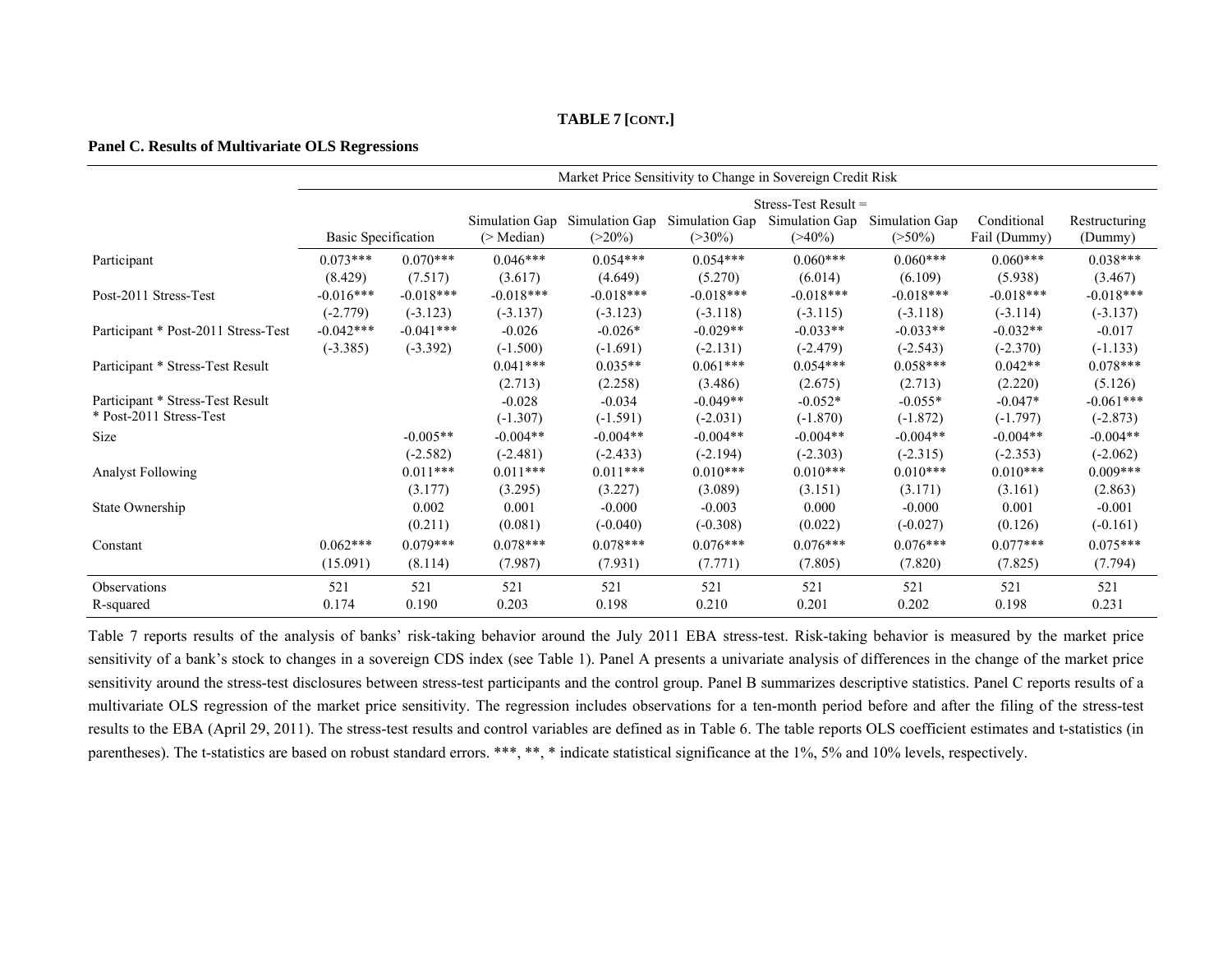**TABLE 7 [CONT.]**

**Panel C. Results of Multivariate OLS Regressions**

| | Market Price Sensitivity to Change in Sovereign Credit Risk | | | | | | | | |
|---|---|---|---|---|---|---|---|---|---|
| | | | Stress-Test Result = | | | | | | |
| | Basic Specification | | Simulation Gap (> Median) | Simulation Gap (>20%) | Simulation Gap (>30%) | Simulation Gap (>40%) | Simulation Gap (>50%) | Conditional Fail (Dummy) | Restructuring (Dummy) |
| Participant | 0.073*** | 0.070*** | 0.046*** | 0.054*** | 0.054*** | 0.060*** | 0.060*** | 0.060*** | 0.038*** |
| | (8.429) | (7.517) | (3.617) | (4.649) | (5.270) | (6.014) | (6.109) | (5.938) | (3.467) |
| Post-2011 Stress-Test | -0.016*** | -0.018*** | -0.018*** | -0.018*** | -0.018*** | -0.018*** | -0.018*** | -0.018*** | -0.018*** |
| | (-2.779) | (-3.123) | (-3.137) | (-3.123) | (-3.118) | (-3.115) | (-3.118) | (-3.114) | (-3.137) |
| Participant * Post-2011 Stress-Test | -0.042*** | -0.041*** | -0.026 | -0.026* | -0.029** | -0.033** | -0.033** | -0.032** | -0.017 |
| | (-3.385) | (-3.392) | (-1.500) | (-1.691) | (-2.131) | (-2.479) | (-2.543) | (-2.370) | (-1.133) |
| Participant * Stress-Test Result | | | 0.041*** | 0.035** | 0.061*** | 0.054*** | 0.058*** | 0.042** | 0.078*** |
| | | | (2.713) | (2.258) | (3.486) | (2.675) | (2.713) | (2.220) | (5.126) |
| Participant * Stress-Test Result * Post-2011 Stress-Test | | | -0.028 | -0.034 | -0.049** | -0.052* | -0.055* | -0.047* | -0.061*** |
| | | | (-1.307) | (-1.591) | (-2.031) | (-1.870) | (-1.872) | (-1.797) | (-2.873) |
| Size | | -0.005** | -0.004** | -0.004** | -0.004** | -0.004** | -0.004** | -0.004** | -0.004** |
| | | (-2.582) | (-2.481) | (-2.433) | (-2.194) | (-2.303) | (-2.315) | (-2.353) | (-2.062) |
| Analyst Following | | 0.011*** | 0.011*** | 0.011*** | 0.010*** | 0.010*** | 0.010*** | 0.010*** | 0.009*** |
| | | (3.177) | (3.295) | (3.227) | (3.089) | (3.151) | (3.171) | (3.161) | (2.863) |
| State Ownership | | 0.002 | 0.001 | -0.000 | -0.003 | 0.000 | -0.000 | 0.001 | -0.001 |
| | | (0.211) | (0.081) | (-0.040) | (-0.308) | (0.022) | (-0.027) | (0.126) | (-0.161) |
| Constant | 0.062*** | 0.079*** | 0.078*** | 0.078*** | 0.076*** | 0.076*** | 0.076*** | 0.077*** | 0.075*** |
| | (15.091) | (8.114) | (7.987) | (7.931) | (7.771) | (7.805) | (7.820) | (7.825) | (7.794) |
| Observations | 521 | 521 | 521 | 521 | 521 | 521 | 521 | 521 | 521 |
| R-squared | 0.174 | 0.190 | 0.203 | 0.198 | 0.210 | 0.201 | 0.202 | 0.198 | 0.231 |

Table 7 reports results of the analysis of banks' risk-taking behavior around the July 2011 EBA stress-test. Risk-taking behavior is measured by the market price sensitivity of a bank's stock to changes in a sovereign CDS index (see Table 1). Panel A presents a univariate analysis of differences in the change of the market price sensitivity around the stress-test disclosures between stress-test participants and the control group. Panel B summarizes descriptive statistics. Panel C reports results of a multivariate OLS regression of the market price sensitivity. The regression includes observations for a ten-month period before and after the filing of the stress-test results to the EBA (April 29, 2011). The stress-test results and control variables are defined as in Table 6. The table reports OLS coefficient estimates and t-statistics (in parentheses). The t-statistics are based on robust standard errors. ***, **, * indicate statistical significance at the 1%, 5% and 10% levels, respectively.